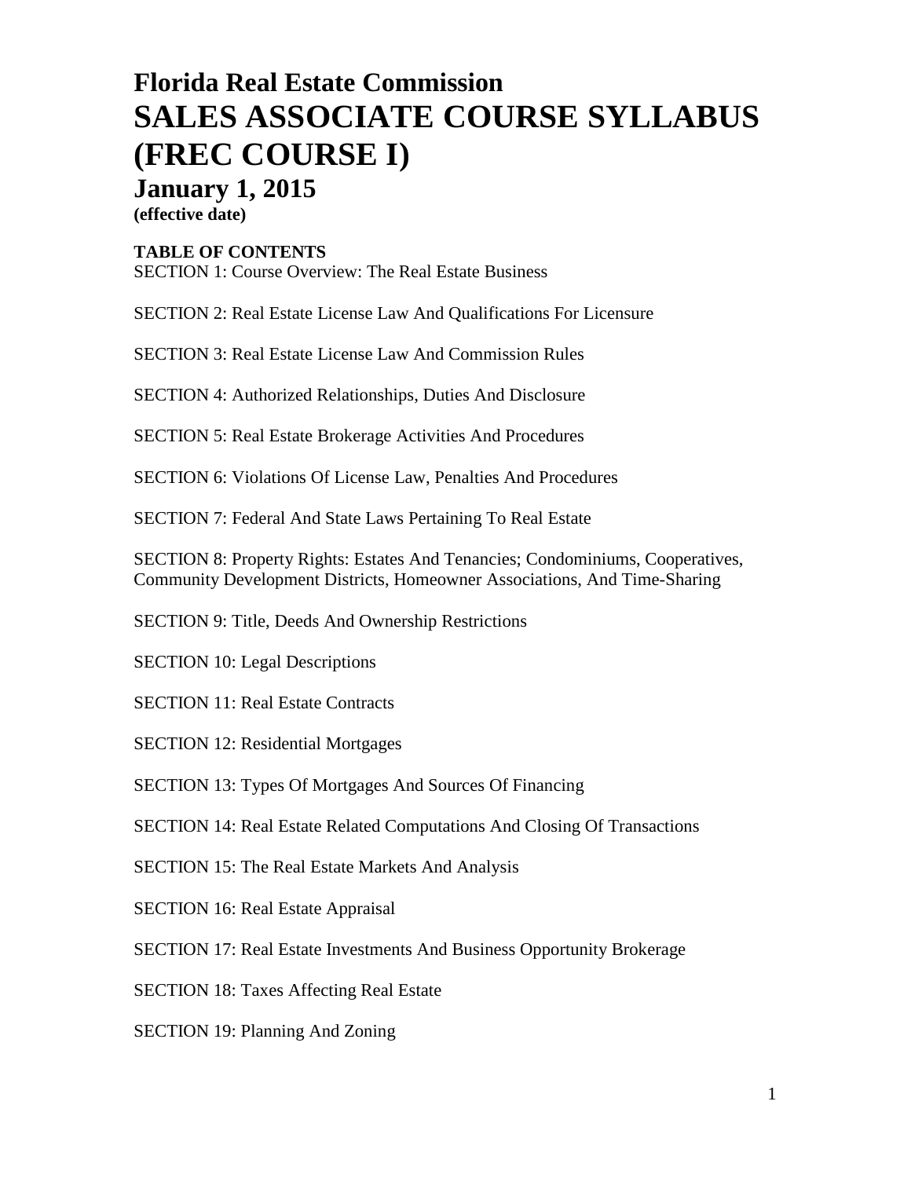# Florida Real Estate Commission

# SALES ASSOCIATE COURSE SYLLABUS (FREC COURSE I)

## January 1, 2015

**(effective date)**

**TABLE OF CONTENTS**

SECTION 1: Course Overview: The Real Estate Business

SECTION 2: Real Estate License Law And Qualifications For Licensure

SECTION 3: Real Estate License Law And Commission Rules

SECTION 4: Authorized Relationships, Duties And Disclosure

SECTION 5: Real Estate Brokerage Activities And Procedures

SECTION 6: Violations Of License Law, Penalties And Procedures

SECTION 7: Federal And State Laws Pertaining To Real Estate

SECTION 8: Property Rights: Estates And Tenancies; Condominiums, Cooperatives, Community Development Districts, Homeowner Associations, And Time-Sharing

SECTION 9: Title, Deeds And Ownership Restrictions

SECTION 10: Legal Descriptions

SECTION 11: Real Estate Contracts

SECTION 12: Residential Mortgages

SECTION 13: Types Of Mortgages And Sources Of Financing

SECTION 14: Real Estate Related Computations And Closing Of Transactions

SECTION 15: The Real Estate Markets And Analysis

SECTION 16: Real Estate Appraisal

SECTION 17: Real Estate Investments And Business Opportunity Brokerage

SECTION 18: Taxes Affecting Real Estate

SECTION 19: Planning And Zoning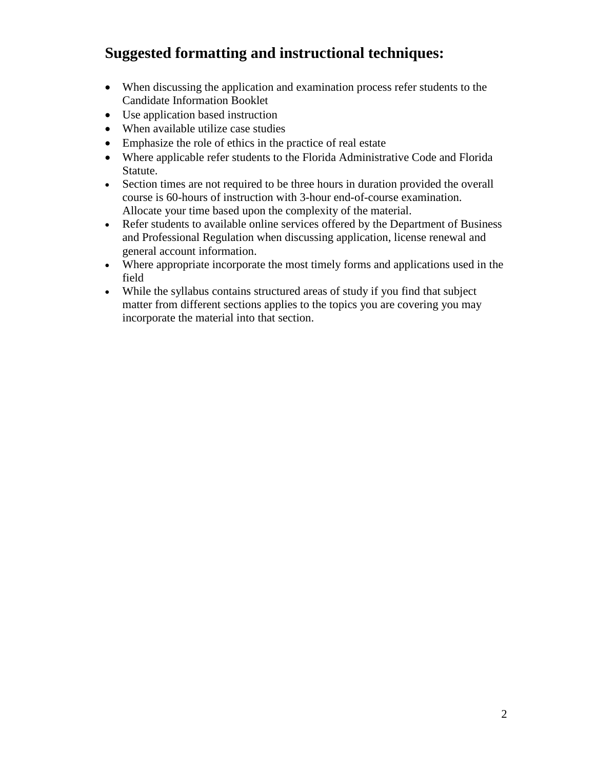## Suggested formatting and instructional techniques:

- When discussing the application and examination process refer students to the Candidate Information Booklet
- Use application based instruction
- When available utilize case studies
- Emphasize the role of ethics in the practice of real estate
- Where applicable refer students to the Florida Administrative Code and Florida Statute.
- Section times are not required to be three hours in duration provided the overall course is 60-hours of instruction with 3-hour end-of-course examination. Allocate your time based upon the complexity of the material.
- Refer students to available online services offered by the Department of Business and Professional Regulation when discussing application, license renewal and general account information.
- Where appropriate incorporate the most timely forms and applications used in the field
- While the syllabus contains structured areas of study if you find that subject matter from different sections applies to the topics you are covering you may incorporate the material into that section.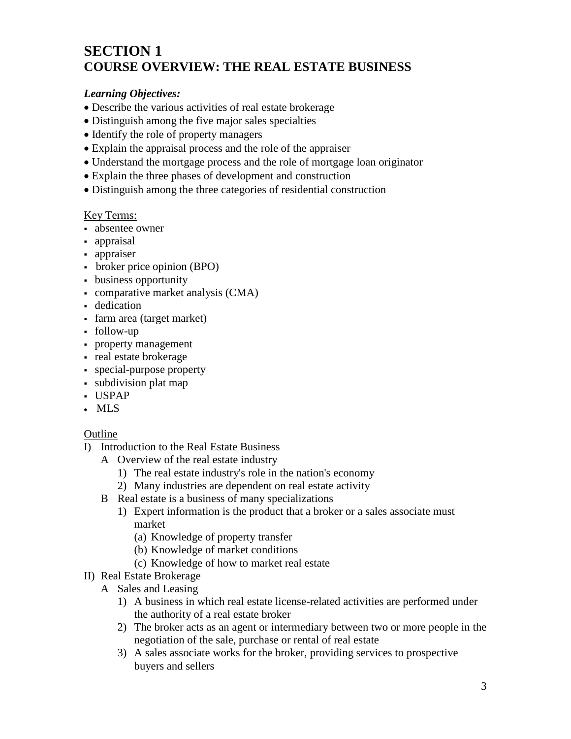# SECTION 1
# COURSE OVERVIEW: THE REAL ESTATE BUSINESS

***Learning Objectives:***

- Describe the various activities of real estate brokerage
- Distinguish among the five major sales specialties
- Identify the role of property managers
- Explain the appraisal process and the role of the appraiser
- Understand the mortgage process and the role of mortgage loan originator
- Explain the three phases of development and construction
- Distinguish among the three categories of residential construction

Key Terms:

- absentee owner
- appraisal
- appraiser
- broker price opinion (BPO)
- business opportunity
- comparative market analysis (CMA)
- dedication
- farm area (target market)
- follow-up
- property management
- real estate brokerage
- special-purpose property
- subdivision plat map
- USPAP
- MLS

Outline

I) Introduction to the Real Estate Business
   - A Overview of the real estate industry
     1) The real estate industry's role in the nation's economy
     2) Many industries are dependent on real estate activity
   - B Real estate is a business of many specializations
     1) Expert information is the product that a broker or a sales associate must market
        - (a) Knowledge of property transfer
        - (b) Knowledge of market conditions
        - (c) Knowledge of how to market real estate

II) Real Estate Brokerage
   - A Sales and Leasing
     1) A business in which real estate license-related activities are performed under the authority of a real estate broker
     2) The broker acts as an agent or intermediary between two or more people in the negotiation of the sale, purchase or rental of real estate
     3) A sales associate works for the broker, providing services to prospective buyers and sellers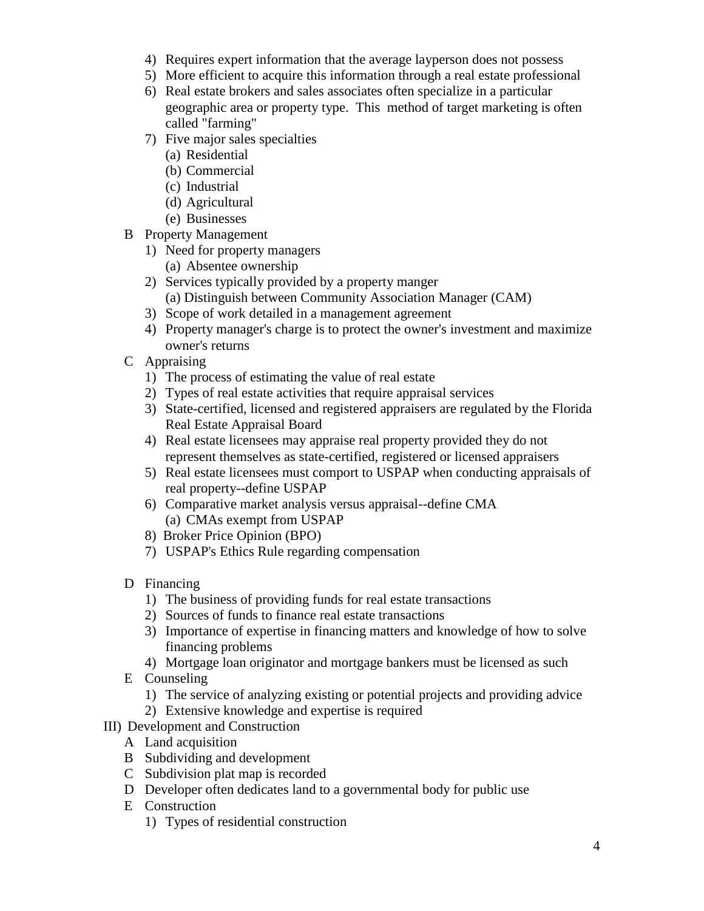4) Requires expert information that the average layperson does not possess
5) More efficient to acquire this information through a real estate professional
6) Real estate brokers and sales associates often specialize in a particular geographic area or property type. This method of target marketing is often called "farming"
7) Five major sales specialties
   (a) Residential
   (b) Commercial
   (c) Industrial
   (d) Agricultural
   (e) Businesses

B Property Management
1) Need for property managers
   (a) Absentee ownership
2) Services typically provided by a property manger
   (a) Distinguish between Community Association Manager (CAM)
3) Scope of work detailed in a management agreement
4) Property manager's charge is to protect the owner's investment and maximize owner's returns

C Appraising
1) The process of estimating the value of real estate
2) Types of real estate activities that require appraisal services
3) State-certified, licensed and registered appraisers are regulated by the Florida Real Estate Appraisal Board
4) Real estate licensees may appraise real property provided they do not represent themselves as state-certified, registered or licensed appraisers
5) Real estate licensees must comport to USPAP when conducting appraisals of real property--define USPAP
6) Comparative market analysis versus appraisal--define CMA
   (a) CMAs exempt from USPAP
8) Broker Price Opinion (BPO)
7) USPAP's Ethics Rule regarding compensation

D Financing
1) The business of providing funds for real estate transactions
2) Sources of funds to finance real estate transactions
3) Importance of expertise in financing matters and knowledge of how to solve financing problems
4) Mortgage loan originator and mortgage bankers must be licensed as such

E Counseling
1) The service of analyzing existing or potential projects and providing advice
2) Extensive knowledge and expertise is required

III) Development and Construction

A Land acquisition

B Subdividing and development

C Subdivision plat map is recorded

D Developer often dedicates land to a governmental body for public use

E Construction
1) Types of residential construction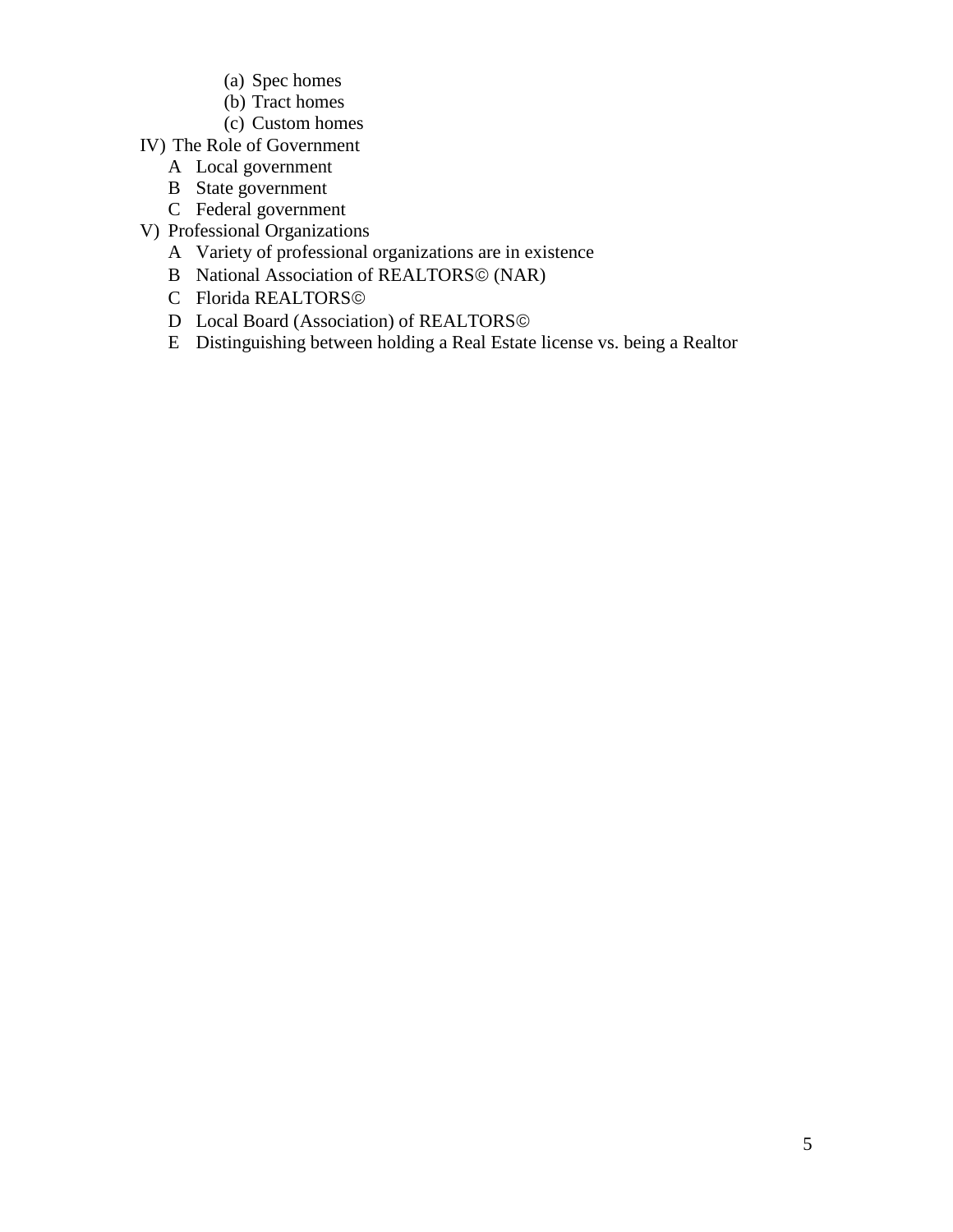(a) Spec homes
      (b) Tract homes
      (c) Custom homes

IV) The Role of Government
  A Local government
  B State government
  C Federal government

V) Professional Organizations
  A Variety of professional organizations are in existence
  B National Association of REALTORS© (NAR)
  C Florida REALTORS©
  D Local Board (Association) of REALTORS©
  E Distinguishing between holding a Real Estate license vs. being a Realtor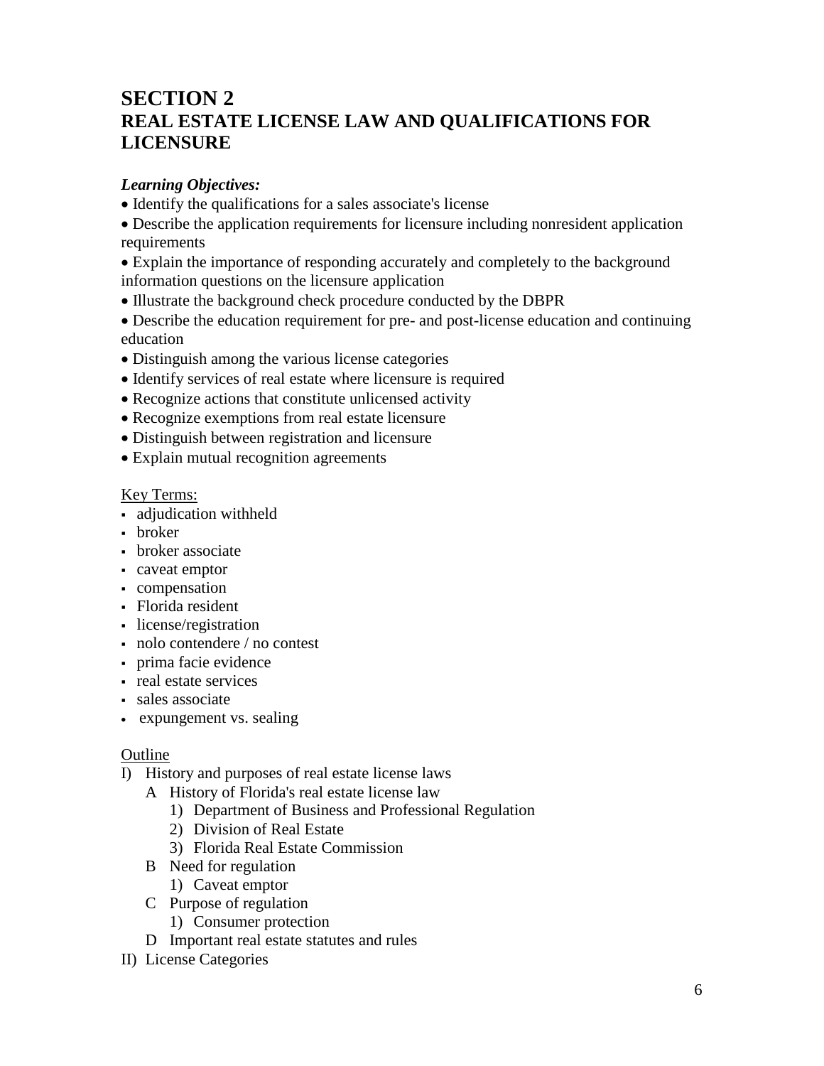# SECTION 2
# REAL ESTATE LICENSE LAW AND QUALIFICATIONS FOR LICENSURE

***Learning Objectives:***

- Identify the qualifications for a sales associate's license
- Describe the application requirements for licensure including nonresident application requirements
- Explain the importance of responding accurately and completely to the background information questions on the licensure application
- Illustrate the background check procedure conducted by the DBPR
- Describe the education requirement for pre- and post-license education and continuing education
- Distinguish among the various license categories
- Identify services of real estate where licensure is required
- Recognize actions that constitute unlicensed activity
- Recognize exemptions from real estate licensure
- Distinguish between registration and licensure
- Explain mutual recognition agreements

Key Terms:

- adjudication withheld
- broker
- broker associate
- caveat emptor
- compensation
- Florida resident
- license/registration
- nolo contendere / no contest
- prima facie evidence
- real estate services
- sales associate
- expungement vs. sealing

Outline

I) History and purposes of real estate license laws
   - A History of Florida's real estate license law
     1) Department of Business and Professional Regulation
     2) Division of Real Estate
     3) Florida Real Estate Commission
   - B Need for regulation
     1) Caveat emptor
   - C Purpose of regulation
     1) Consumer protection
   - D Important real estate statutes and rules

II) License Categories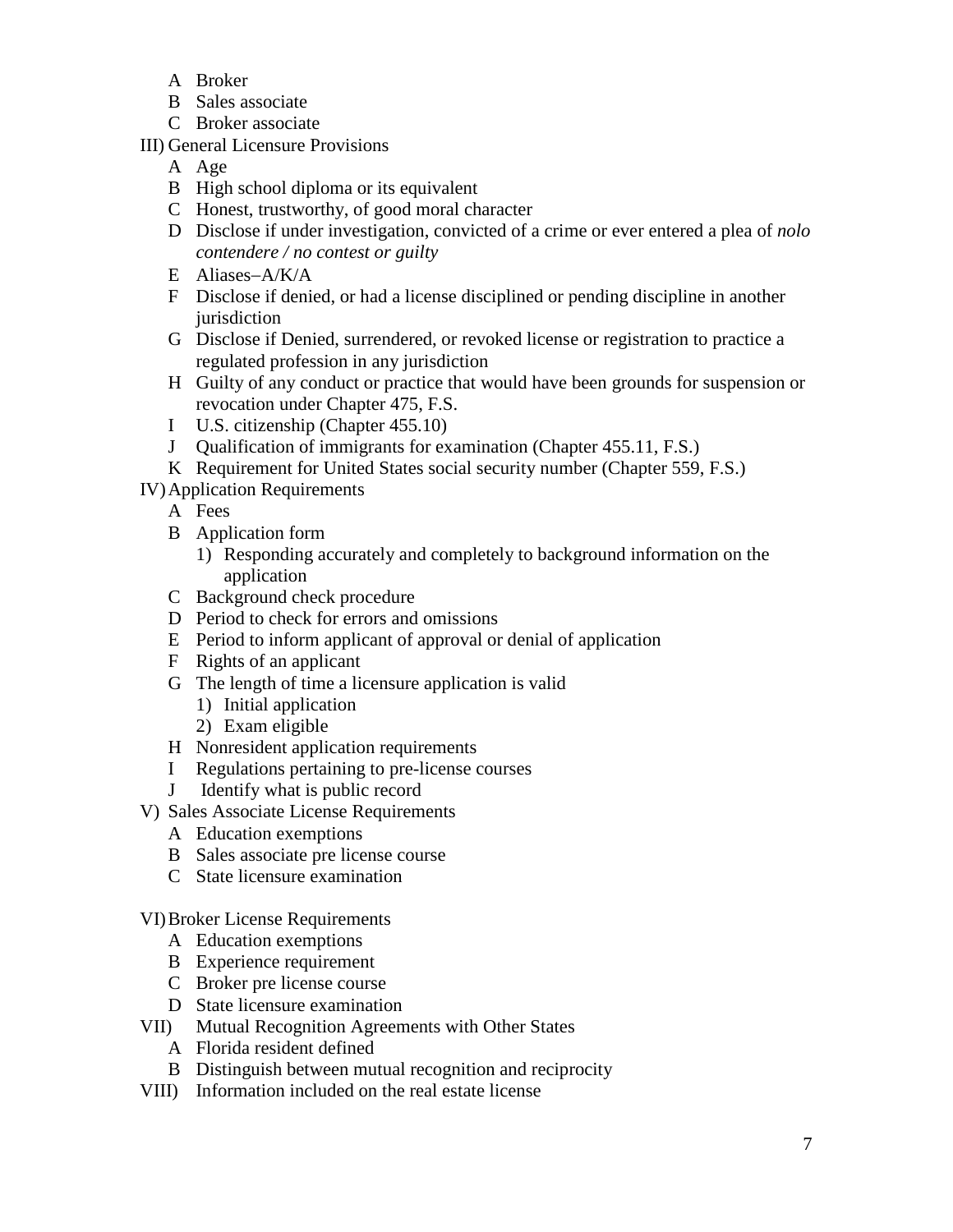- A Broker
- B Sales associate
- C Broker associate

III) General Licensure Provisions
- A Age
- B High school diploma or its equivalent
- C Honest, trustworthy, of good moral character
- D Disclose if under investigation, convicted of a crime or ever entered a plea of *nolo contendere / no contest or guilty*
- E Aliases–A/K/A
- F Disclose if denied, or had a license disciplined or pending discipline in another jurisdiction
- G Disclose if Denied, surrendered, or revoked license or registration to practice a regulated profession in any jurisdiction
- H Guilty of any conduct or practice that would have been grounds for suspension or revocation under Chapter 475, F.S.
- I U.S. citizenship (Chapter 455.10)
- J Qualification of immigrants for examination (Chapter 455.11, F.S.)
- K Requirement for United States social security number (Chapter 559, F.S.)

IV) Application Requirements
- A Fees
- B Application form
  1) Responding accurately and completely to background information on the application
- C Background check procedure
- D Period to check for errors and omissions
- E Period to inform applicant of approval or denial of application
- F Rights of an applicant
- G The length of time a licensure application is valid
  1) Initial application
  2) Exam eligible
- H Nonresident application requirements
- I Regulations pertaining to pre-license courses
- J Identify what is public record

V) Sales Associate License Requirements
- A Education exemptions
- B Sales associate pre license course
- C State licensure examination

VI) Broker License Requirements
- A Education exemptions
- B Experience requirement
- C Broker pre license course
- D State licensure examination

VII) Mutual Recognition Agreements with Other States
- A Florida resident defined
- B Distinguish between mutual recognition and reciprocity

VIII) Information included on the real estate license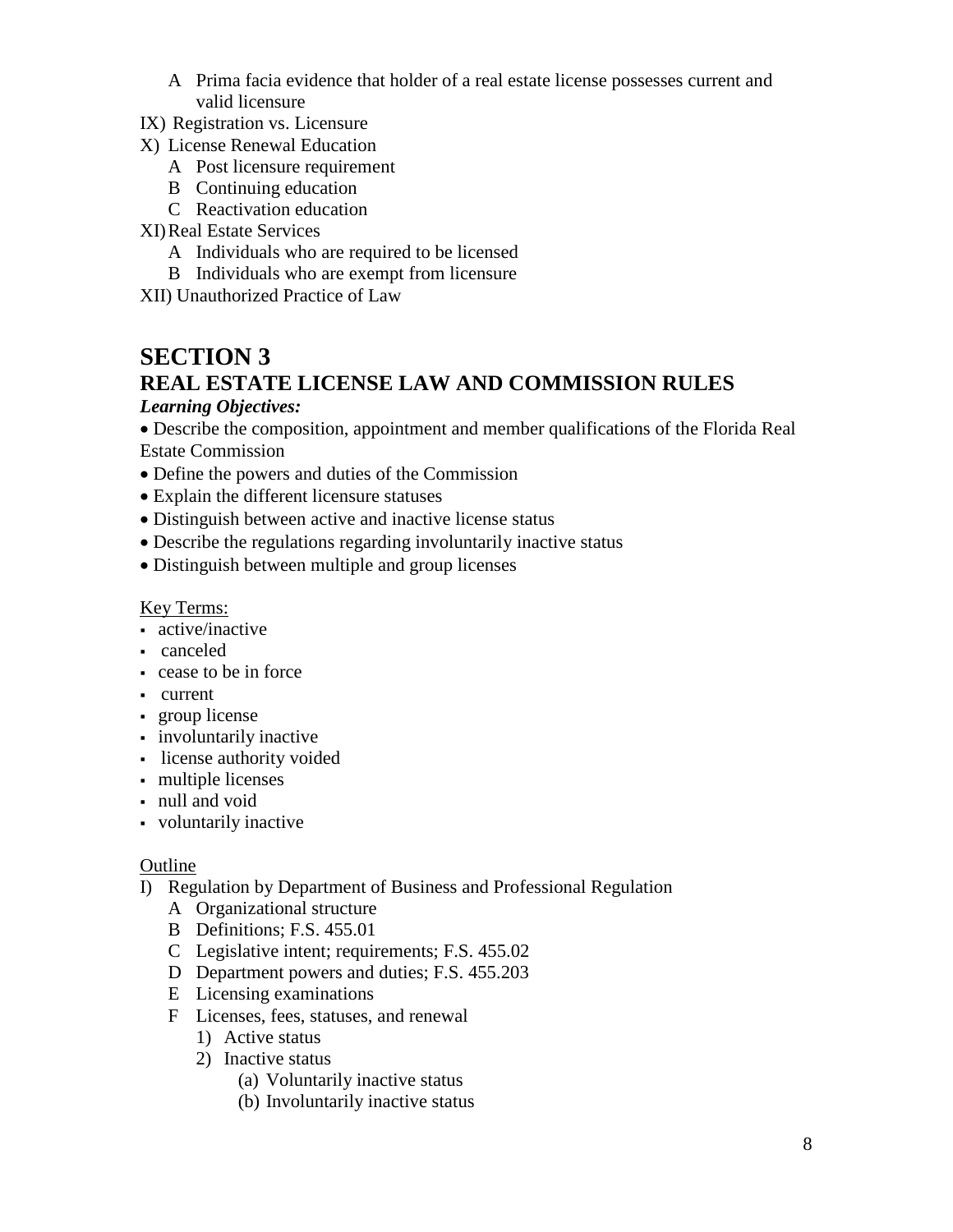A Prima facia evidence that holder of a real estate license possesses current and valid licensure

IX) Registration vs. Licensure

X) License Renewal Education
   A Post licensure requirement
   B Continuing education
   C Reactivation education

XI) Real Estate Services
   A Individuals who are required to be licensed
   B Individuals who are exempt from licensure

XII) Unauthorized Practice of Law

# SECTION 3

## REAL ESTATE LICENSE LAW AND COMMISSION RULES

***Learning Objectives:***

- Describe the composition, appointment and member qualifications of the Florida Real Estate Commission
- Define the powers and duties of the Commission
- Explain the different licensure statuses
- Distinguish between active and inactive license status
- Describe the regulations regarding involuntarily inactive status
- Distinguish between multiple and group licenses

Key Terms:

- active/inactive
- canceled
- cease to be in force
- current
- group license
- involuntarily inactive
- license authority voided
- multiple licenses
- null and void
- voluntarily inactive

Outline

I) Regulation by Department of Business and Professional Regulation
   A Organizational structure
   B Definitions; F.S. 455.01
   C Legislative intent; requirements; F.S. 455.02
   D Department powers and duties; F.S. 455.203
   E Licensing examinations
   F Licenses, fees, statuses, and renewal
      1) Active status
      2) Inactive status
         (a) Voluntarily inactive status
         (b) Involuntarily inactive status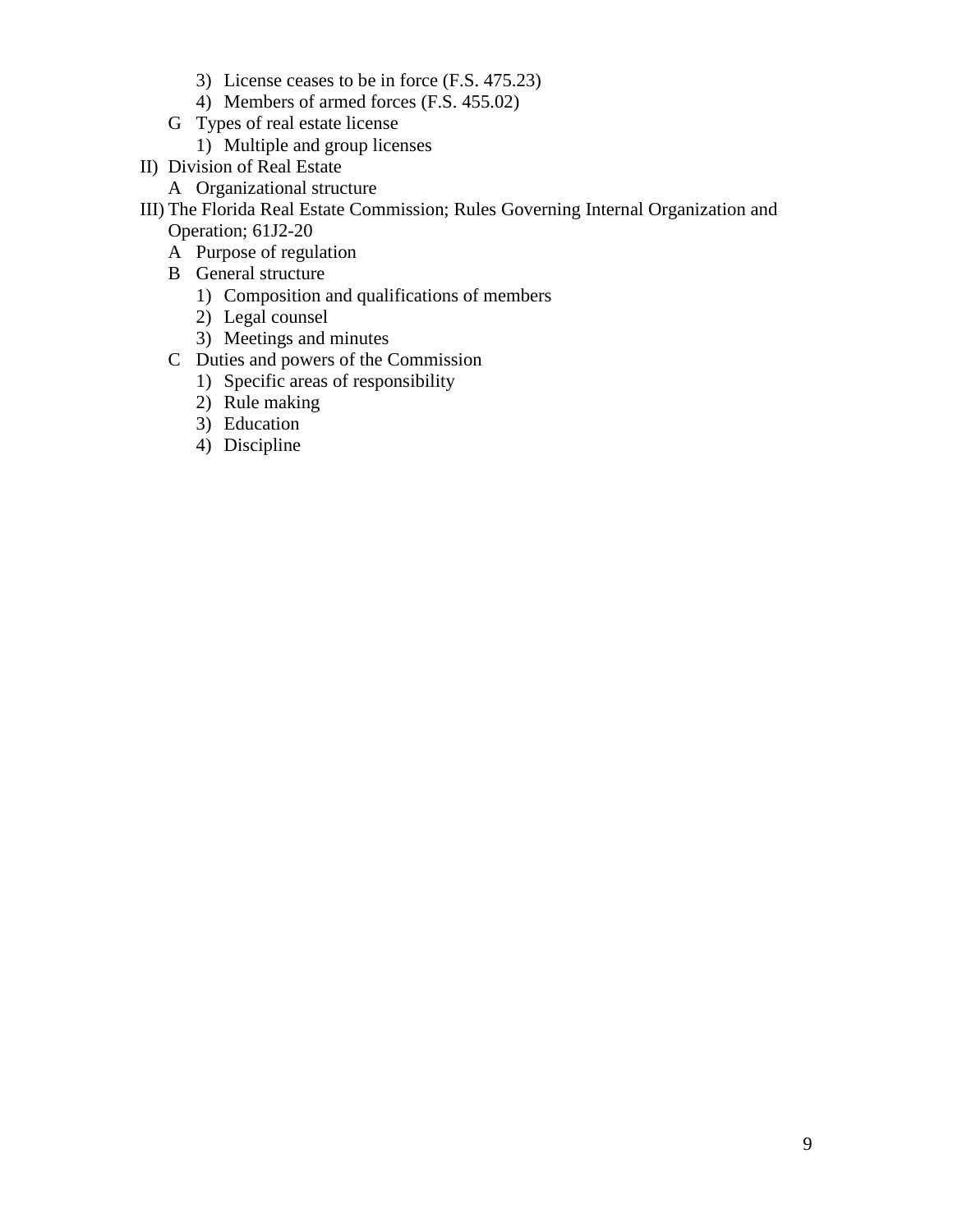3) License ceases to be in force (F.S. 475.23)
   4) Members of armed forces (F.S. 455.02)
  G Types of real estate license
   1) Multiple and group licenses

II) Division of Real Estate
  A Organizational structure

III) The Florida Real Estate Commission; Rules Governing Internal Organization and Operation; 61J2-20
  A Purpose of regulation
  B General structure
   1) Composition and qualifications of members
   2) Legal counsel
   3) Meetings and minutes
  C Duties and powers of the Commission
   1) Specific areas of responsibility
   2) Rule making
   3) Education
   4) Discipline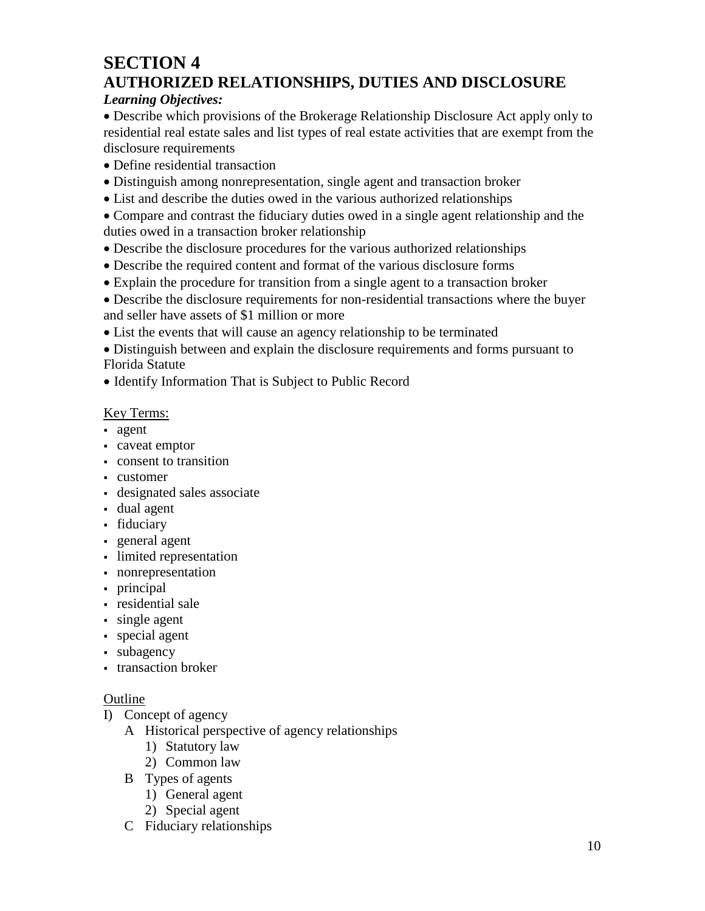# SECTION 4

## AUTHORIZED RELATIONSHIPS, DUTIES AND DISCLOSURE

***Learning Objectives:***

- Describe which provisions of the Brokerage Relationship Disclosure Act apply only to residential real estate sales and list types of real estate activities that are exempt from the disclosure requirements
- Define residential transaction
- Distinguish among nonrepresentation, single agent and transaction broker
- List and describe the duties owed in the various authorized relationships
- Compare and contrast the fiduciary duties owed in a single agent relationship and the duties owed in a transaction broker relationship
- Describe the disclosure procedures for the various authorized relationships
- Describe the required content and format of the various disclosure forms
- Explain the procedure for transition from a single agent to a transaction broker
- Describe the disclosure requirements for non-residential transactions where the buyer and seller have assets of $1 million or more
- List the events that will cause an agency relationship to be terminated
- Distinguish between and explain the disclosure requirements and forms pursuant to Florida Statute
- Identify Information That is Subject to Public Record

<u>Key Terms:</u>

- agent
- caveat emptor
- consent to transition
- customer
- designated sales associate
- dual agent
- fiduciary
- general agent
- limited representation
- nonrepresentation
- principal
- residential sale
- single agent
- special agent
- subagency
- transaction broker

<u>Outline</u>

- I) Concept of agency
  - A Historical perspective of agency relationships
    - 1) Statutory law
    - 2) Common law
  - B Types of agents
    - 1) General agent
    - 2) Special agent
  - C Fiduciary relationships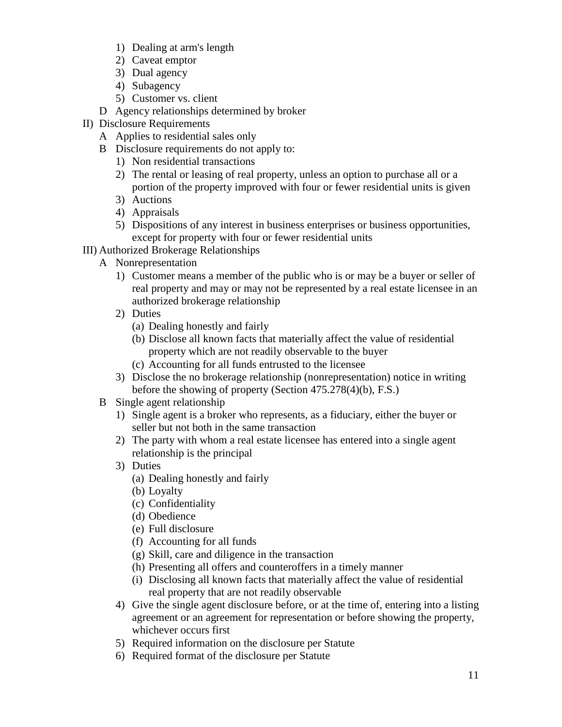1) Dealing at arm's length
   2) Caveat emptor
   3) Dual agency
   4) Subagency
   5) Customer vs. client
- D Agency relationships determined by broker

II) Disclosure Requirements
- A Applies to residential sales only
- B Disclosure requirements do not apply to:
   1) Non residential transactions
   2) The rental or leasing of real property, unless an option to purchase all or a portion of the property improved with four or fewer residential units is given
   3) Auctions
   4) Appraisals
   5) Dispositions of any interest in business enterprises or business opportunities, except for property with four or fewer residential units

III) Authorized Brokerage Relationships
- A Nonrepresentation
   1) Customer means a member of the public who is or may be a buyer or seller of real property and may or may not be represented by a real estate licensee in an authorized brokerage relationship
   2) Duties
      - (a) Dealing honestly and fairly
      - (b) Disclose all known facts that materially affect the value of residential property which are not readily observable to the buyer
      - (c) Accounting for all funds entrusted to the licensee
   3) Disclose the no brokerage relationship (nonrepresentation) notice in writing before the showing of property (Section 475.278(4)(b), F.S.)
- B Single agent relationship
   1) Single agent is a broker who represents, as a fiduciary, either the buyer or seller but not both in the same transaction
   2) The party with whom a real estate licensee has entered into a single agent relationship is the principal
   3) Duties
      - (a) Dealing honestly and fairly
      - (b) Loyalty
      - (c) Confidentiality
      - (d) Obedience
      - (e) Full disclosure
      - (f) Accounting for all funds
      - (g) Skill, care and diligence in the transaction
      - (h) Presenting all offers and counteroffers in a timely manner
      - (i) Disclosing all known facts that materially affect the value of residential real property that are not readily observable
   4) Give the single agent disclosure before, or at the time of, entering into a listing agreement or an agreement for representation or before showing the property, whichever occurs first
   5) Required information on the disclosure per Statute
   6) Required format of the disclosure per Statute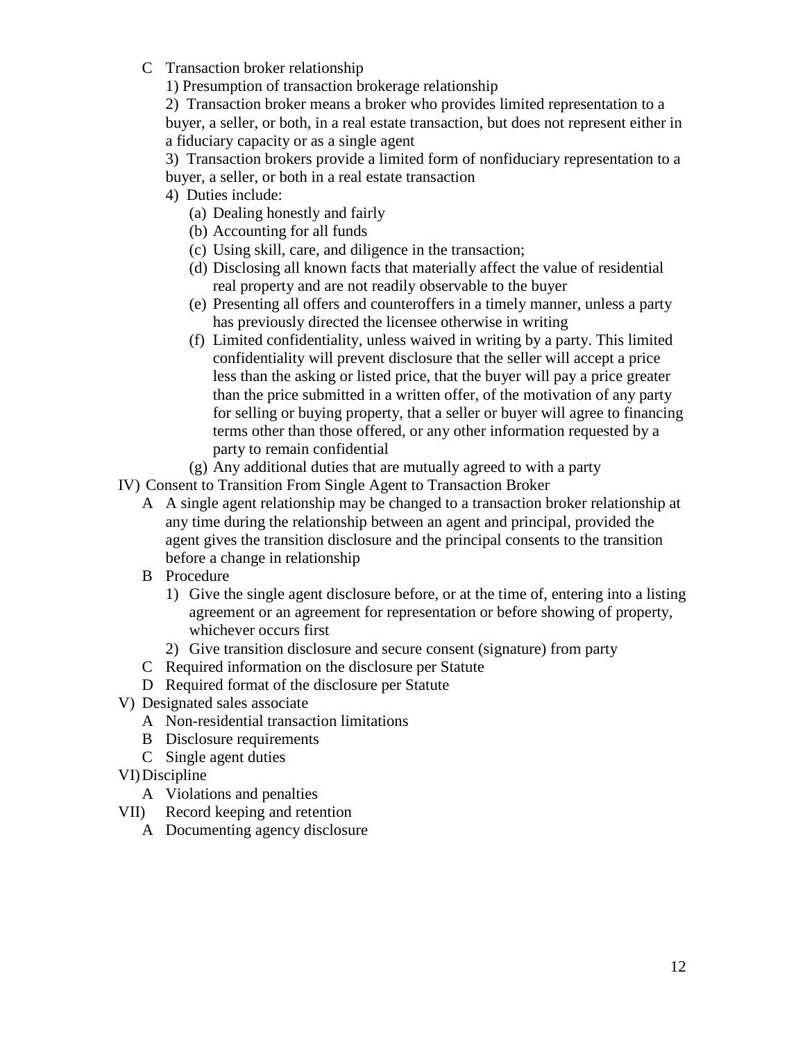- C Transaction broker relationship
  - 1) Presumption of transaction brokerage relationship
  - 2) Transaction broker means a broker who provides limited representation to a buyer, a seller, or both, in a real estate transaction, but does not represent either in a fiduciary capacity or as a single agent
  - 3) Transaction brokers provide a limited form of nonfiduciary representation to a buyer, a seller, or both in a real estate transaction
  - 4) Duties include:
    - (a) Dealing honestly and fairly
    - (b) Accounting for all funds
    - (c) Using skill, care, and diligence in the transaction;
    - (d) Disclosing all known facts that materially affect the value of residential real property and are not readily observable to the buyer
    - (e) Presenting all offers and counteroffers in a timely manner, unless a party has previously directed the licensee otherwise in writing
    - (f) Limited confidentiality, unless waived in writing by a party. This limited confidentiality will prevent disclosure that the seller will accept a price less than the asking or listed price, that the buyer will pay a price greater than the price submitted in a written offer, of the motivation of any party for selling or buying property, that a seller or buyer will agree to financing terms other than those offered, or any other information requested by a party to remain confidential
    - (g) Any additional duties that are mutually agreed to with a party

IV) Consent to Transition From Single Agent to Transaction Broker

- A A single agent relationship may be changed to a transaction broker relationship at any time during the relationship between an agent and principal, provided the agent gives the transition disclosure and the principal consents to the transition before a change in relationship
- B Procedure
  - 1) Give the single agent disclosure before, or at the time of, entering into a listing agreement or an agreement for representation or before showing of property, whichever occurs first
  - 2) Give transition disclosure and secure consent (signature) from party
- C Required information on the disclosure per Statute
- D Required format of the disclosure per Statute

V) Designated sales associate

- A Non-residential transaction limitations
- B Disclosure requirements
- C Single agent duties

VI) Discipline

- A Violations and penalties

VII) Record keeping and retention

- A Documenting agency disclosure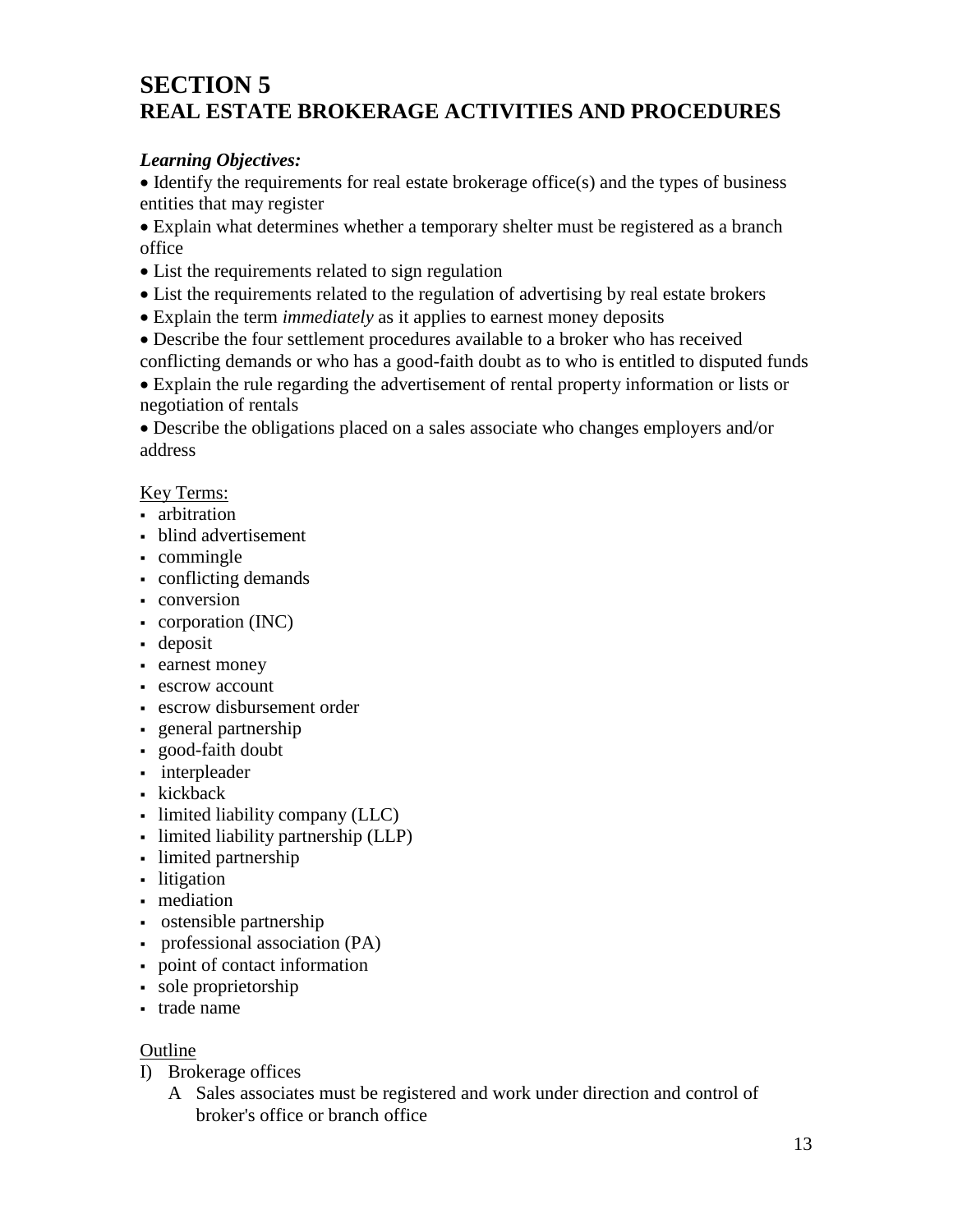# SECTION 5
# REAL ESTATE BROKERAGE ACTIVITIES AND PROCEDURES

***Learning Objectives:***

- Identify the requirements for real estate brokerage office(s) and the types of business entities that may register
- Explain what determines whether a temporary shelter must be registered as a branch office
- List the requirements related to sign regulation
- List the requirements related to the regulation of advertising by real estate brokers
- Explain the term *immediately* as it applies to earnest money deposits
- Describe the four settlement procedures available to a broker who has received conflicting demands or who has a good-faith doubt as to who is entitled to disputed funds
- Explain the rule regarding the advertisement of rental property information or lists or negotiation of rentals
- Describe the obligations placed on a sales associate who changes employers and/or address

Key Terms:

- arbitration
- blind advertisement
- commingle
- conflicting demands
- conversion
- corporation (INC)
- deposit
- earnest money
- escrow account
- escrow disbursement order
- general partnership
- good-faith doubt
- interpleader
- kickback
- limited liability company (LLC)
- limited liability partnership (LLP)
- limited partnership
- litigation
- mediation
- ostensible partnership
- professional association (PA)
- point of contact information
- sole proprietorship
- trade name

Outline

I) Brokerage offices
   A Sales associates must be registered and work under direction and control of broker's office or branch office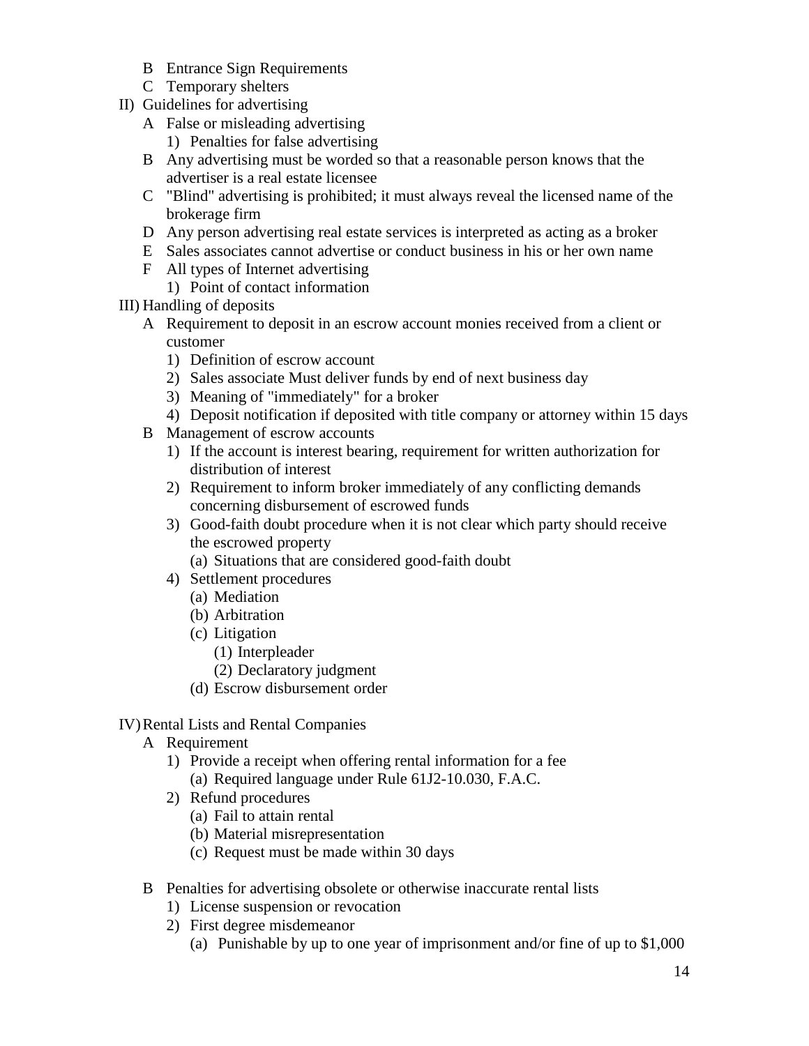- B Entrance Sign Requirements
- C Temporary shelters

II) Guidelines for advertising

- A False or misleading advertising
  - 1) Penalties for false advertising
- B Any advertising must be worded so that a reasonable person knows that the advertiser is a real estate licensee
- C "Blind" advertising is prohibited; it must always reveal the licensed name of the brokerage firm
- D Any person advertising real estate services is interpreted as acting as a broker
- E Sales associates cannot advertise or conduct business in his or her own name
- F All types of Internet advertising
  - 1) Point of contact information

III) Handling of deposits

- A Requirement to deposit in an escrow account monies received from a client or customer
  - 1) Definition of escrow account
  - 2) Sales associate Must deliver funds by end of next business day
  - 3) Meaning of "immediately" for a broker
  - 4) Deposit notification if deposited with title company or attorney within 15 days
- B Management of escrow accounts
  - 1) If the account is interest bearing, requirement for written authorization for distribution of interest
  - 2) Requirement to inform broker immediately of any conflicting demands concerning disbursement of escrowed funds
  - 3) Good-faith doubt procedure when it is not clear which party should receive the escrowed property
    - (a) Situations that are considered good-faith doubt
  - 4) Settlement procedures
    - (a) Mediation
    - (b) Arbitration
    - (c) Litigation
      - (1) Interpleader
      - (2) Declaratory judgment
    - (d) Escrow disbursement order

IV) Rental Lists and Rental Companies

- A Requirement
  - 1) Provide a receipt when offering rental information for a fee
    - (a) Required language under Rule 61J2-10.030, F.A.C.
  - 2) Refund procedures
    - (a) Fail to attain rental
    - (b) Material misrepresentation
    - (c) Request must be made within 30 days
- B Penalties for advertising obsolete or otherwise inaccurate rental lists
  - 1) License suspension or revocation
  - 2) First degree misdemeanor
    - (a) Punishable by up to one year of imprisonment and/or fine of up to $1,000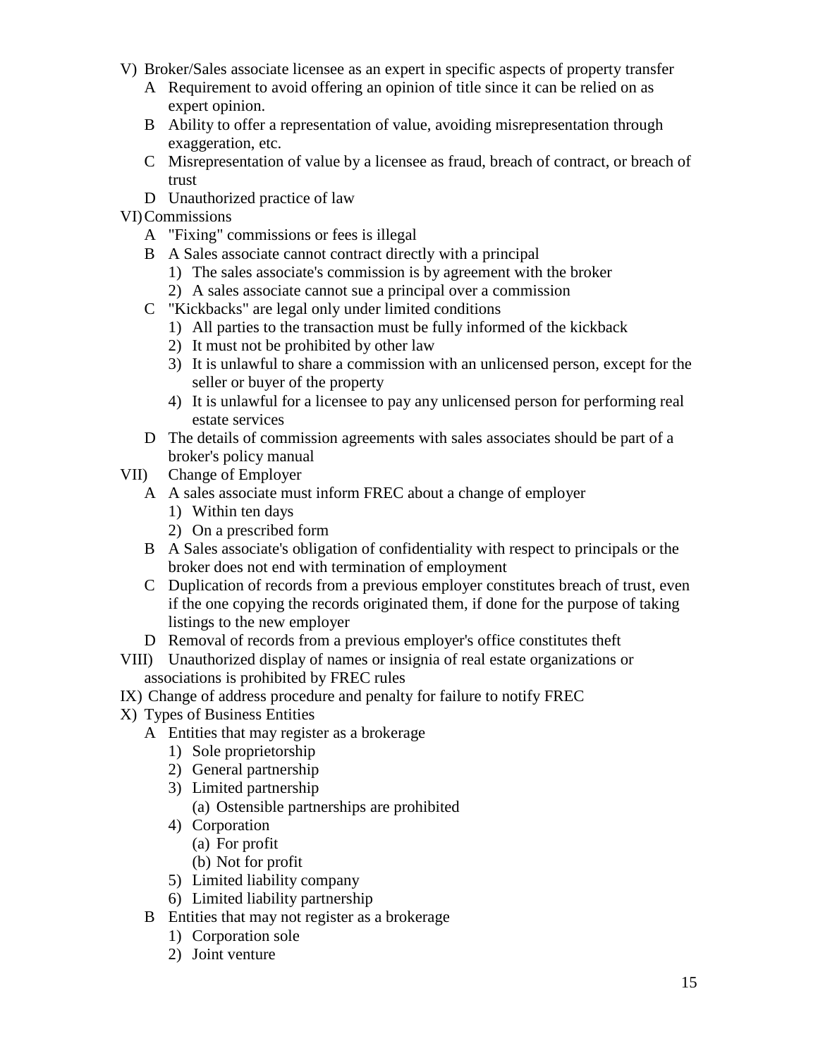V) Broker/Sales associate licensee as an expert in specific aspects of property transfer
   - A Requirement to avoid offering an opinion of title since it can be relied on as expert opinion.
   - B Ability to offer a representation of value, avoiding misrepresentation through exaggeration, etc.
   - C Misrepresentation of value by a licensee as fraud, breach of contract, or breach of trust
   - D Unauthorized practice of law

VI) Commissions
   - A "Fixing" commissions or fees is illegal
   - B A Sales associate cannot contract directly with a principal
     - 1) The sales associate's commission is by agreement with the broker
     - 2) A sales associate cannot sue a principal over a commission
   - C "Kickbacks" are legal only under limited conditions
     - 1) All parties to the transaction must be fully informed of the kickback
     - 2) It must not be prohibited by other law
     - 3) It is unlawful to share a commission with an unlicensed person, except for the seller or buyer of the property
     - 4) It is unlawful for a licensee to pay any unlicensed person for performing real estate services
   - D The details of commission agreements with sales associates should be part of a broker's policy manual

VII) Change of Employer
   - A A sales associate must inform FREC about a change of employer
     - 1) Within ten days
     - 2) On a prescribed form
   - B A Sales associate's obligation of confidentiality with respect to principals or the broker does not end with termination of employment
   - C Duplication of records from a previous employer constitutes breach of trust, even if the one copying the records originated them, if done for the purpose of taking listings to the new employer
   - D Removal of records from a previous employer's office constitutes theft

VIII) Unauthorized display of names or insignia of real estate organizations or associations is prohibited by FREC rules

IX) Change of address procedure and penalty for failure to notify FREC

X) Types of Business Entities
   - A Entities that may register as a brokerage
     - 1) Sole proprietorship
     - 2) General partnership
     - 3) Limited partnership
       - (a) Ostensible partnerships are prohibited
     - 4) Corporation
       - (a) For profit
       - (b) Not for profit
     - 5) Limited liability company
     - 6) Limited liability partnership
   - B Entities that may not register as a brokerage
     - 1) Corporation sole
     - 2) Joint venture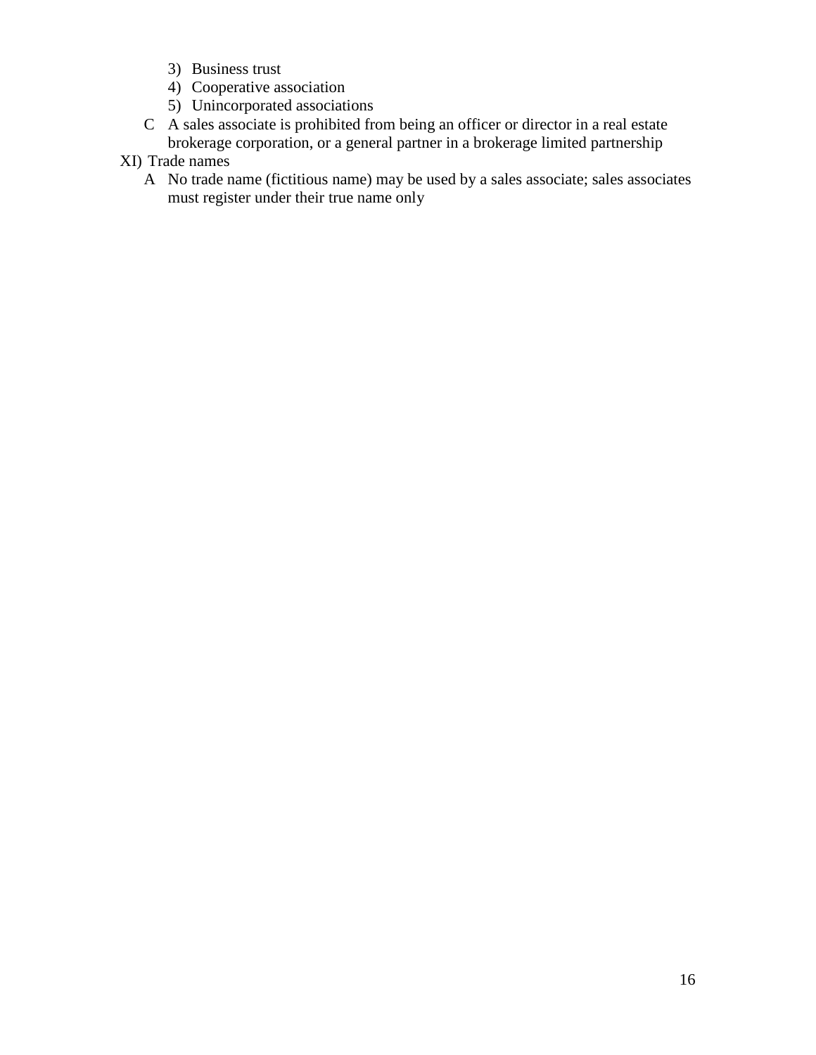3) Business trust
4) Cooperative association
5) Unincorporated associations

C A sales associate is prohibited from being an officer or director in a real estate brokerage corporation, or a general partner in a brokerage limited partnership

XI) Trade names

A No trade name (fictitious name) may be used by a sales associate; sales associates must register under their true name only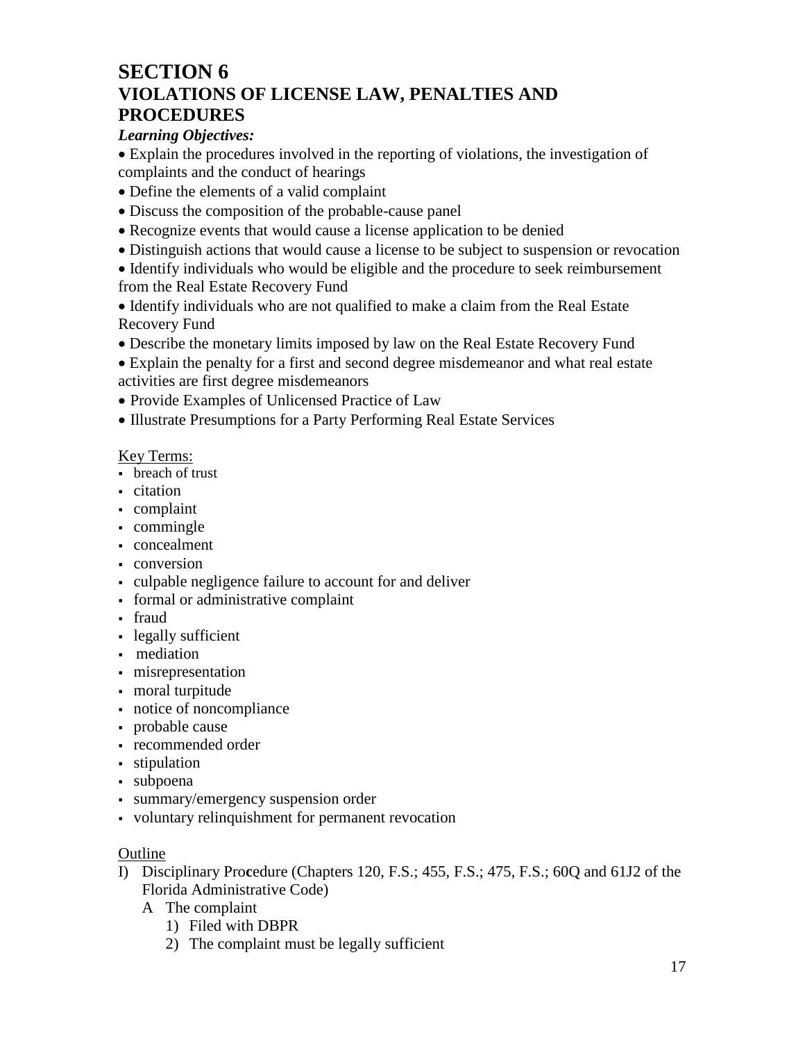# SECTION 6
# VIOLATIONS OF LICENSE LAW, PENALTIES AND PROCEDURES

***Learning Objectives:***

- Explain the procedures involved in the reporting of violations, the investigation of complaints and the conduct of hearings
- Define the elements of a valid complaint
- Discuss the composition of the probable-cause panel
- Recognize events that would cause a license application to be denied
- Distinguish actions that would cause a license to be subject to suspension or revocation
- Identify individuals who would be eligible and the procedure to seek reimbursement from the Real Estate Recovery Fund
- Identify individuals who are not qualified to make a claim from the Real Estate Recovery Fund
- Describe the monetary limits imposed by law on the Real Estate Recovery Fund
- Explain the penalty for a first and second degree misdemeanor and what real estate activities are first degree misdemeanors
- Provide Examples of Unlicensed Practice of Law
- Illustrate Presumptions for a Party Performing Real Estate Services

Key Terms:

- breach of trust
- citation
- complaint
- commingle
- concealment
- conversion
- culpable negligence failure to account for and deliver
- formal or administrative complaint
- fraud
- legally sufficient
- mediation
- misrepresentation
- moral turpitude
- notice of noncompliance
- probable cause
- recommended order
- stipulation
- subpoena
- summary/emergency suspension order
- voluntary relinquishment for permanent revocation

Outline

I) Disciplinary Procedure (Chapters 120, F.S.; 455, F.S.; 475, F.S.; 60Q and 61J2 of the Florida Administrative Code)
   - A The complaint
     1) Filed with DBPR
     2) The complaint must be legally sufficient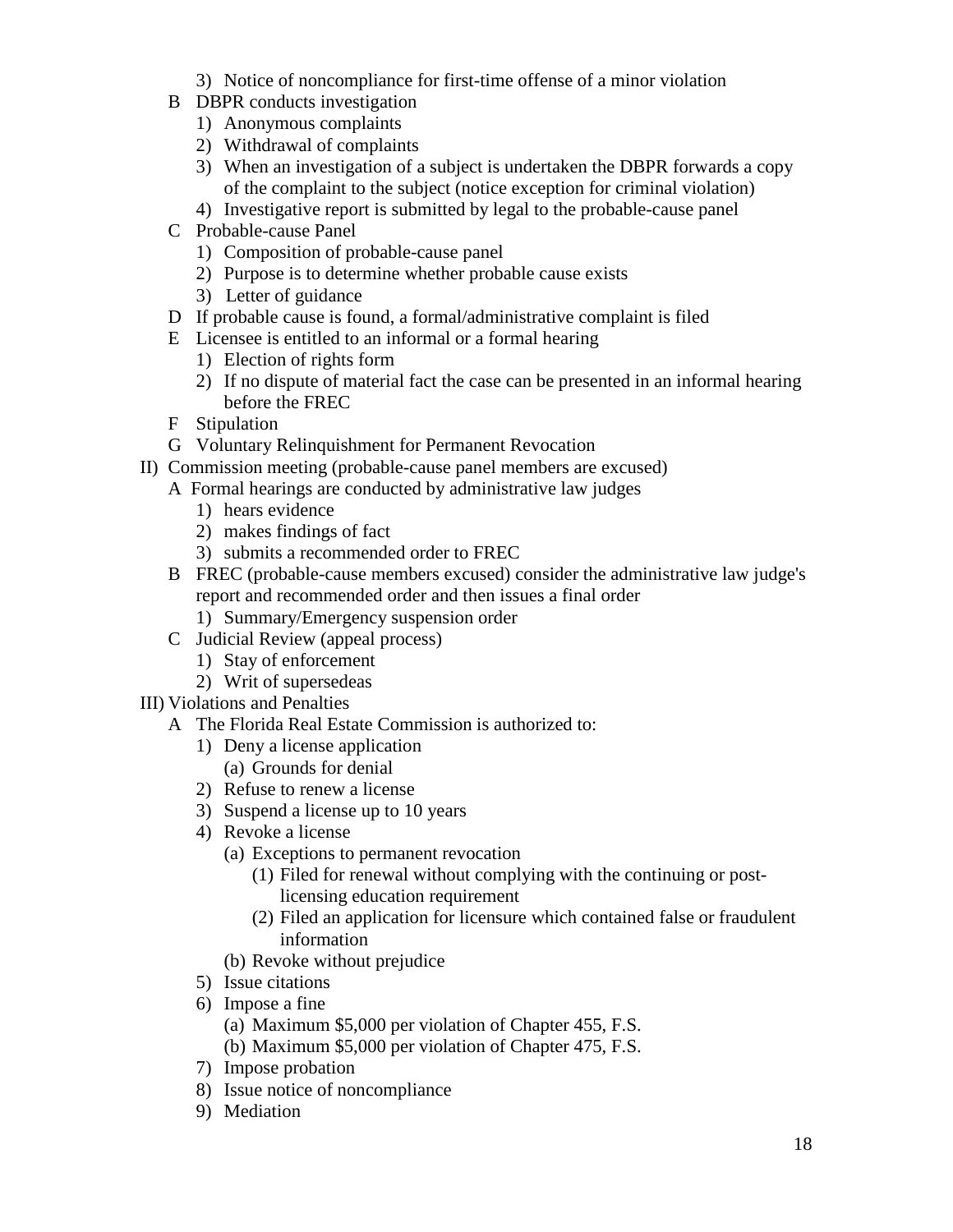- 3) Notice of noncompliance for first-time offense of a minor violation
- B DBPR conducts investigation
  - 1) Anonymous complaints
  - 2) Withdrawal of complaints
  - 3) When an investigation of a subject is undertaken the DBPR forwards a copy of the complaint to the subject (notice exception for criminal violation)
  - 4) Investigative report is submitted by legal to the probable-cause panel
- C Probable-cause Panel
  - 1) Composition of probable-cause panel
  - 2) Purpose is to determine whether probable cause exists
  - 3) Letter of guidance
- D If probable cause is found, a formal/administrative complaint is filed
- E Licensee is entitled to an informal or a formal hearing
  - 1) Election of rights form
  - 2) If no dispute of material fact the case can be presented in an informal hearing before the FREC
- F Stipulation
- G Voluntary Relinquishment for Permanent Revocation

II) Commission meeting (probable-cause panel members are excused)

- A Formal hearings are conducted by administrative law judges
  - 1) hears evidence
  - 2) makes findings of fact
  - 3) submits a recommended order to FREC
- B FREC (probable-cause members excused) consider the administrative law judge's report and recommended order and then issues a final order
  - 1) Summary/Emergency suspension order
- C Judicial Review (appeal process)
  - 1) Stay of enforcement
  - 2) Writ of supersedeas

III) Violations and Penalties

- A The Florida Real Estate Commission is authorized to:
  - 1) Deny a license application
    - (a) Grounds for denial
  - 2) Refuse to renew a license
  - 3) Suspend a license up to 10 years
  - 4) Revoke a license
    - (a) Exceptions to permanent revocation
      - (1) Filed for renewal without complying with the continuing or post-licensing education requirement
      - (2) Filed an application for licensure which contained false or fraudulent information
    - (b) Revoke without prejudice
  - 5) Issue citations
  - 6) Impose a fine
    - (a) Maximum $5,000 per violation of Chapter 455, F.S.
    - (b) Maximum $5,000 per violation of Chapter 475, F.S.
  - 7) Impose probation
  - 8) Issue notice of noncompliance
  - 9) Mediation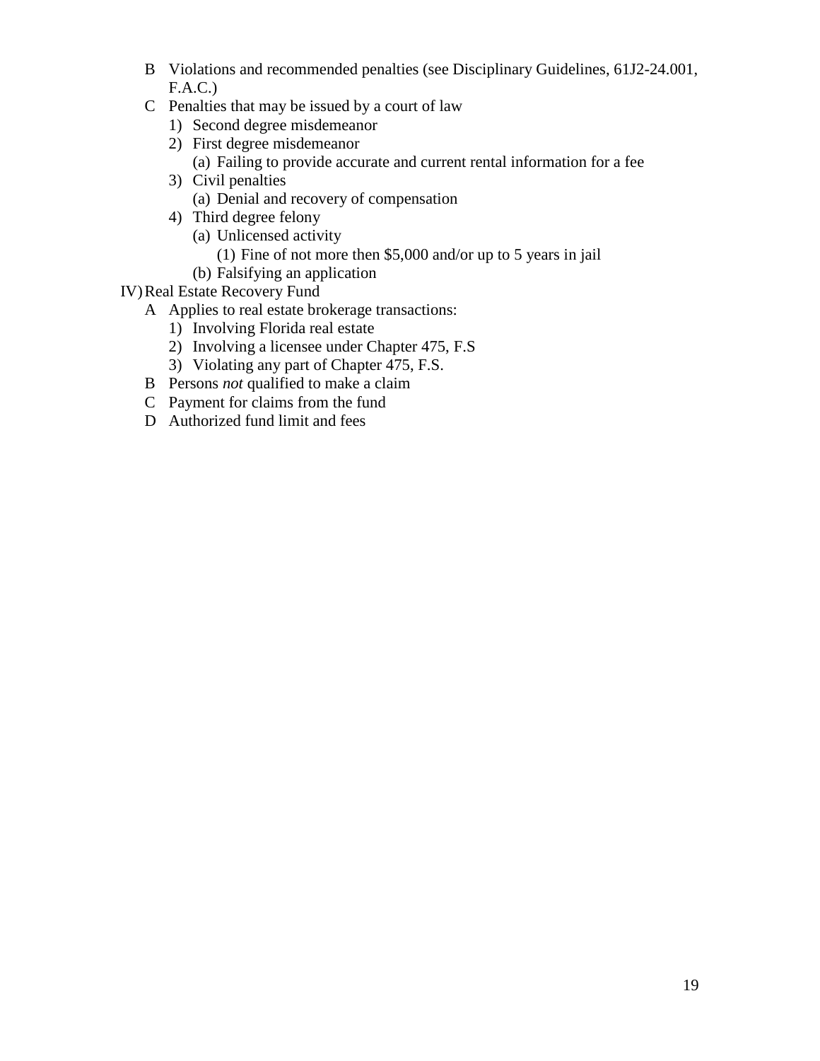- B Violations and recommended penalties (see Disciplinary Guidelines, 61J2-24.001, F.A.C.)
- C Penalties that may be issued by a court of law
  - 1) Second degree misdemeanor
  - 2) First degree misdemeanor
    - (a) Failing to provide accurate and current rental information for a fee
  - 3) Civil penalties
    - (a) Denial and recovery of compensation
  - 4) Third degree felony
    - (a) Unlicensed activity
      - (1) Fine of not more then $5,000 and/or up to 5 years in jail
    - (b) Falsifying an application

IV) Real Estate Recovery Fund

- A Applies to real estate brokerage transactions:
  - 1) Involving Florida real estate
  - 2) Involving a licensee under Chapter 475, F.S
  - 3) Violating any part of Chapter 475, F.S.
- B Persons *not* qualified to make a claim
- C Payment for claims from the fund
- D Authorized fund limit and fees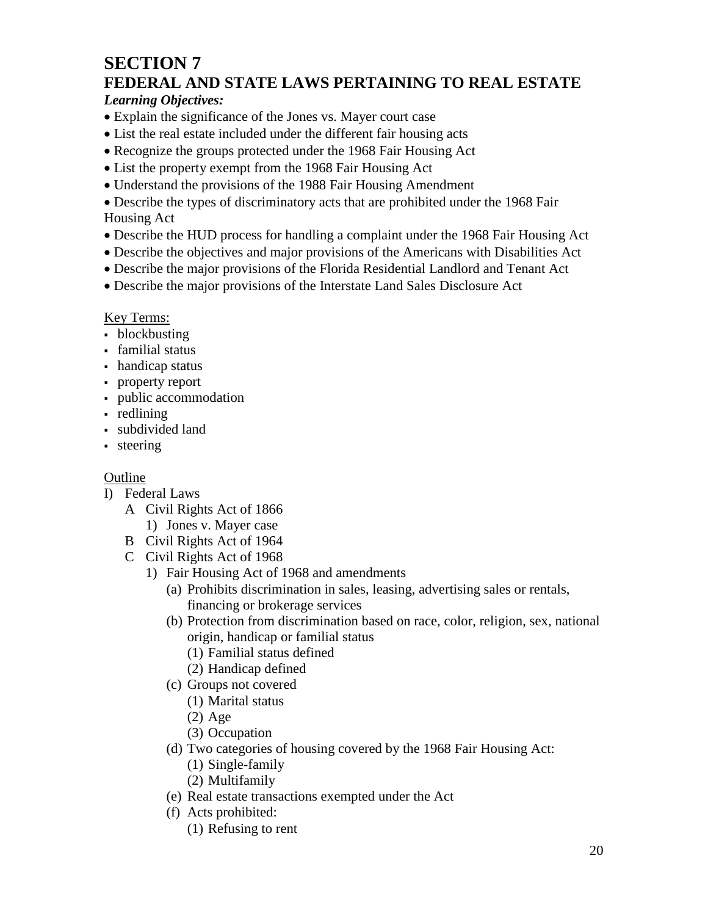# SECTION 7
# FEDERAL AND STATE LAWS PERTAINING TO REAL ESTATE

***Learning Objectives:***

- Explain the significance of the Jones vs. Mayer court case
- List the real estate included under the different fair housing acts
- Recognize the groups protected under the 1968 Fair Housing Act
- List the property exempt from the 1968 Fair Housing Act
- Understand the provisions of the 1988 Fair Housing Amendment
- Describe the types of discriminatory acts that are prohibited under the 1968 Fair Housing Act
- Describe the HUD process for handling a complaint under the 1968 Fair Housing Act
- Describe the objectives and major provisions of the Americans with Disabilities Act
- Describe the major provisions of the Florida Residential Landlord and Tenant Act
- Describe the major provisions of the Interstate Land Sales Disclosure Act

Key Terms:

- blockbusting
- familial status
- handicap status
- property report
- public accommodation
- redlining
- subdivided land
- steering

Outline

I) Federal Laws
   A Civil Rights Act of 1866
      1) Jones v. Mayer case
   B Civil Rights Act of 1964
   C Civil Rights Act of 1968
      1) Fair Housing Act of 1968 and amendments
         (a) Prohibits discrimination in sales, leasing, advertising sales or rentals, financing or brokerage services
         (b) Protection from discrimination based on race, color, religion, sex, national origin, handicap or familial status
            (1) Familial status defined
            (2) Handicap defined
         (c) Groups not covered
            (1) Marital status
            (2) Age
            (3) Occupation
         (d) Two categories of housing covered by the 1968 Fair Housing Act:
            (1) Single-family
            (2) Multifamily
         (e) Real estate transactions exempted under the Act
         (f) Acts prohibited:
            (1) Refusing to rent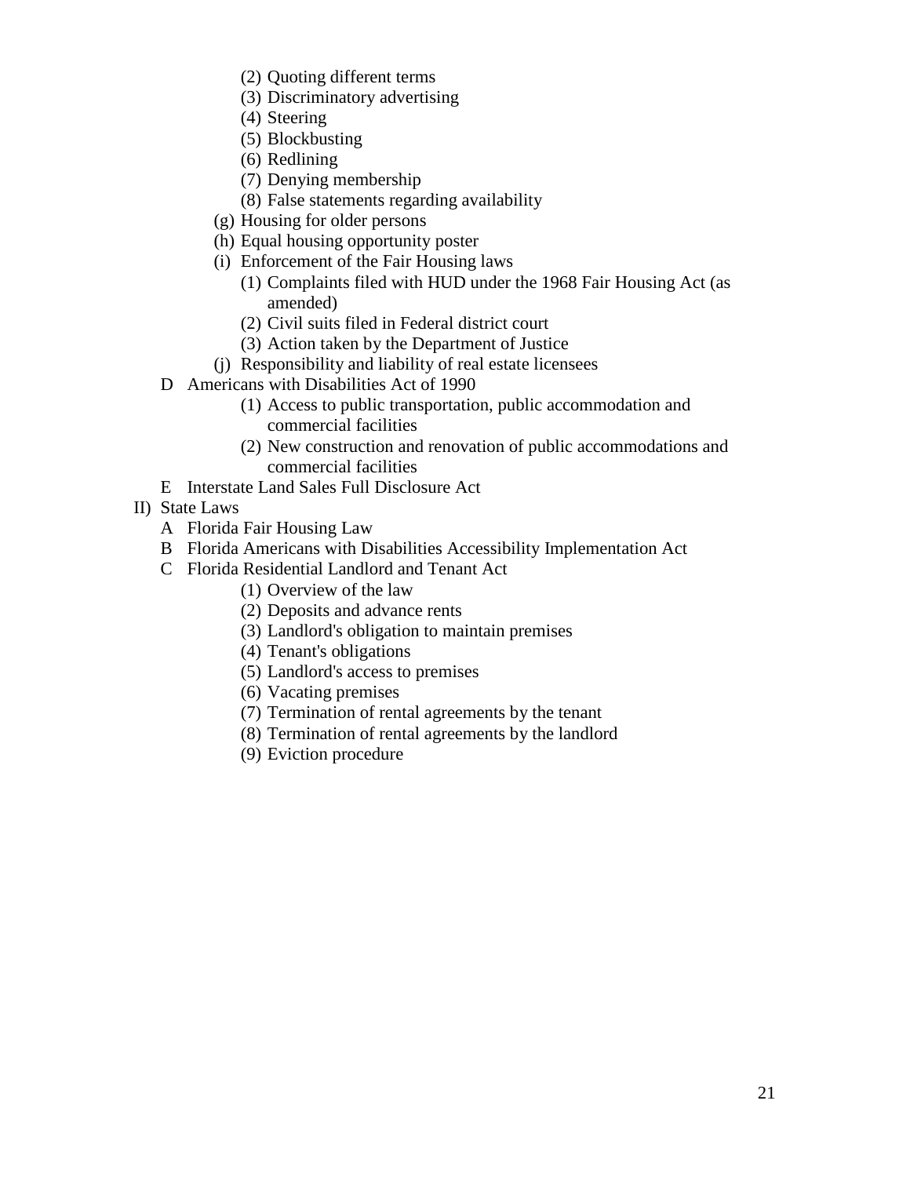- (2) Quoting different terms
            - (3) Discriminatory advertising
            - (4) Steering
            - (5) Blockbusting
            - (6) Redlining
            - (7) Denying membership
            - (8) False statements regarding availability
        - (g) Housing for older persons
        - (h) Equal housing opportunity poster
        - (i) Enforcement of the Fair Housing laws
            - (1) Complaints filed with HUD under the 1968 Fair Housing Act (as amended)
            - (2) Civil suits filed in Federal district court
            - (3) Action taken by the Department of Justice
        - (j) Responsibility and liability of real estate licensees
    - D Americans with Disabilities Act of 1990
        - (1) Access to public transportation, public accommodation and commercial facilities
        - (2) New construction and renovation of public accommodations and commercial facilities
    - E Interstate Land Sales Full Disclosure Act
- II) State Laws
    - A Florida Fair Housing Law
    - B Florida Americans with Disabilities Accessibility Implementation Act
    - C Florida Residential Landlord and Tenant Act
        - (1) Overview of the law
        - (2) Deposits and advance rents
        - (3) Landlord's obligation to maintain premises
        - (4) Tenant's obligations
        - (5) Landlord's access to premises
        - (6) Vacating premises
        - (7) Termination of rental agreements by the tenant
        - (8) Termination of rental agreements by the landlord
        - (9) Eviction procedure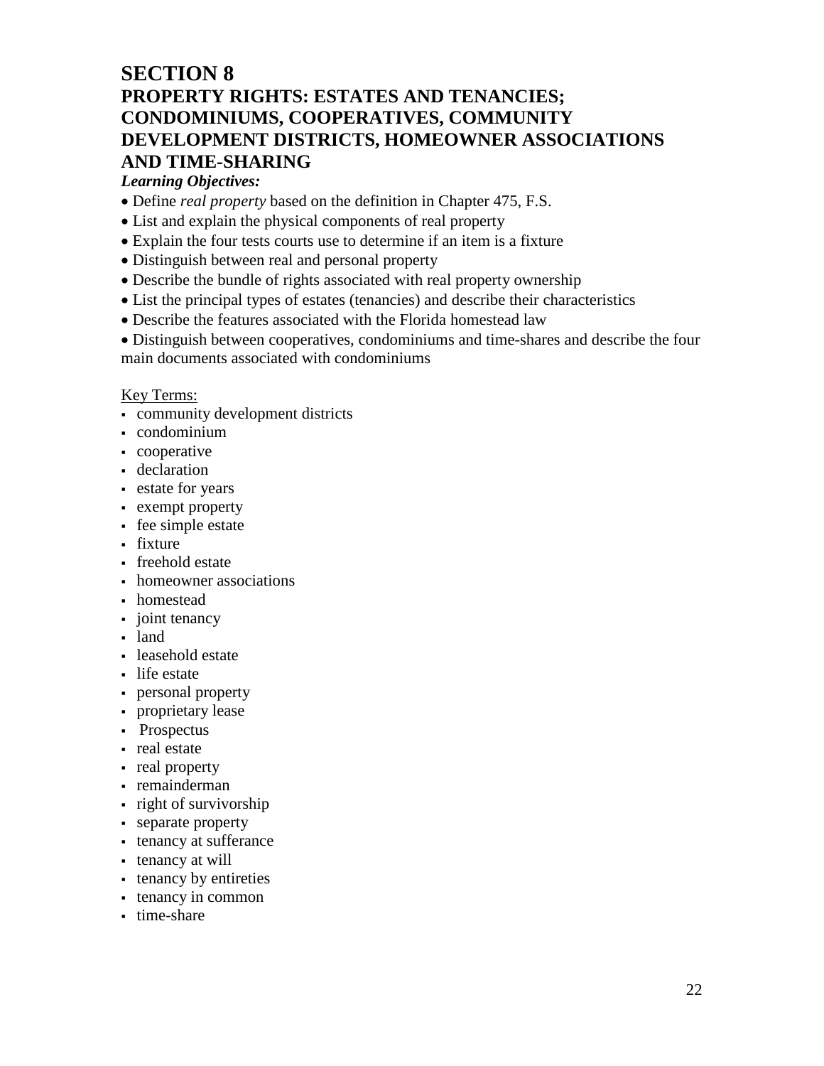# SECTION 8
# PROPERTY RIGHTS: ESTATES AND TENANCIES; CONDOMINIUMS, COOPERATIVES, COMMUNITY DEVELOPMENT DISTRICTS, HOMEOWNER ASSOCIATIONS AND TIME-SHARING

***Learning Objectives:***

- Define *real property* based on the definition in Chapter 475, F.S.
- List and explain the physical components of real property
- Explain the four tests courts use to determine if an item is a fixture
- Distinguish between real and personal property
- Describe the bundle of rights associated with real property ownership
- List the principal types of estates (tenancies) and describe their characteristics
- Describe the features associated with the Florida homestead law
- Distinguish between cooperatives, condominiums and time-shares and describe the four main documents associated with condominiums

Key Terms:

- community development districts
- condominium
- cooperative
- declaration
- estate for years
- exempt property
- fee simple estate
- fixture
- freehold estate
- homeowner associations
- homestead
- joint tenancy
- land
- leasehold estate
- life estate
- personal property
- proprietary lease
- Prospectus
- real estate
- real property
- remainderman
- right of survivorship
- separate property
- tenancy at sufferance
- tenancy at will
- tenancy by entireties
- tenancy in common
- time-share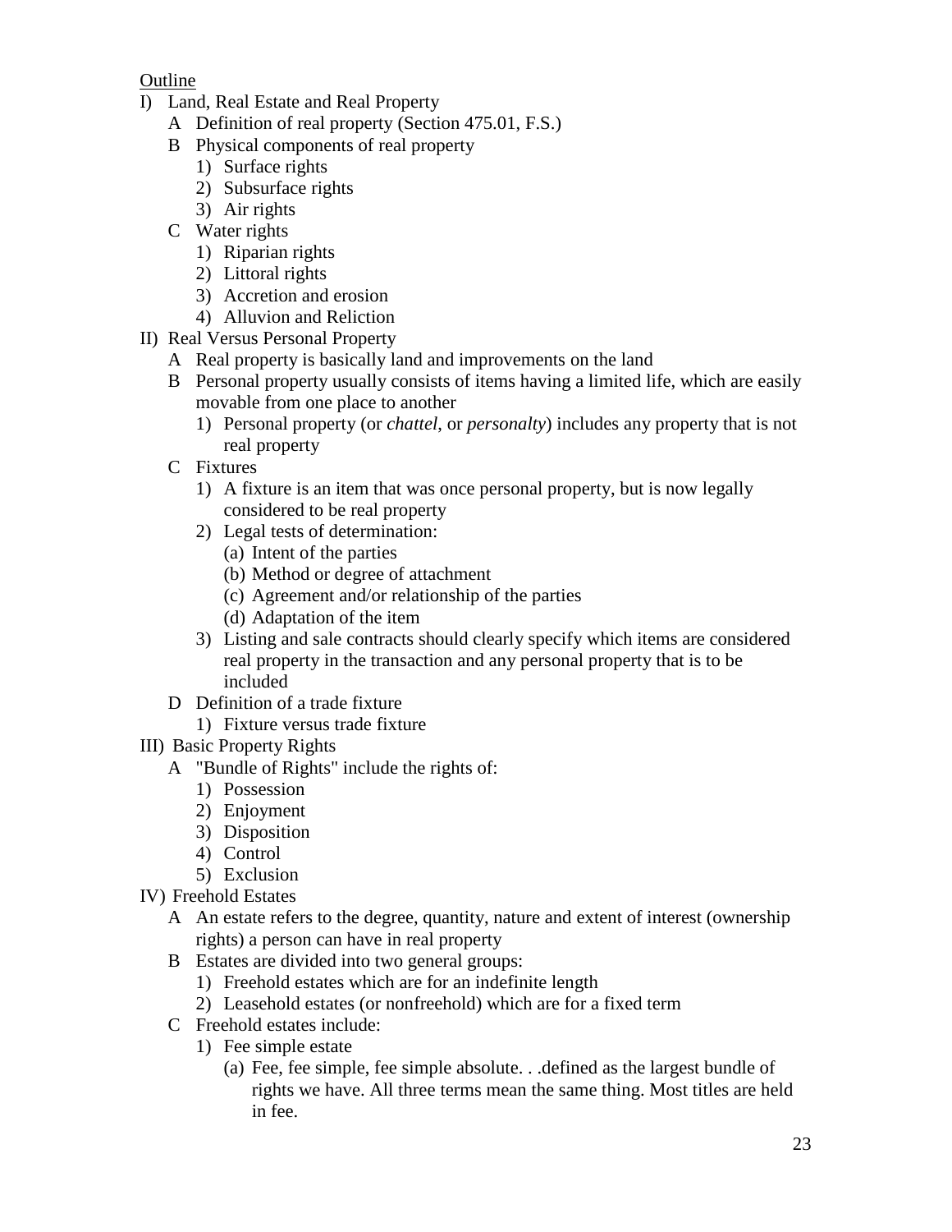<u>Outline</u>

I) Land, Real Estate and Real Property
   A Definition of real property (Section 475.01, F.S.)
   B Physical components of real property
      1) Surface rights
      2) Subsurface rights
      3) Air rights
   C Water rights
      1) Riparian rights
      2) Littoral rights
      3) Accretion and erosion
      4) Alluvion and Reliction

II) Real Versus Personal Property
   A Real property is basically land and improvements on the land
   B Personal property usually consists of items having a limited life, which are easily movable from one place to another
      1) Personal property (or *chattel*, or *personalty*) includes any property that is not real property
   C Fixtures
      1) A fixture is an item that was once personal property, but is now legally considered to be real property
      2) Legal tests of determination:
         (a) Intent of the parties
         (b) Method or degree of attachment
         (c) Agreement and/or relationship of the parties
         (d) Adaptation of the item
      3) Listing and sale contracts should clearly specify which items are considered real property in the transaction and any personal property that is to be included
   D Definition of a trade fixture
      1) Fixture versus trade fixture

III) Basic Property Rights
   A "Bundle of Rights" include the rights of:
      1) Possession
      2) Enjoyment
      3) Disposition
      4) Control
      5) Exclusion

IV) Freehold Estates
   A An estate refers to the degree, quantity, nature and extent of interest (ownership rights) a person can have in real property
   B Estates are divided into two general groups:
      1) Freehold estates which are for an indefinite length
      2) Leasehold estates (or nonfreehold) which are for a fixed term
   C Freehold estates include:
      1) Fee simple estate
         (a) Fee, fee simple, fee simple absolute. . .defined as the largest bundle of rights we have. All three terms mean the same thing. Most titles are held in fee.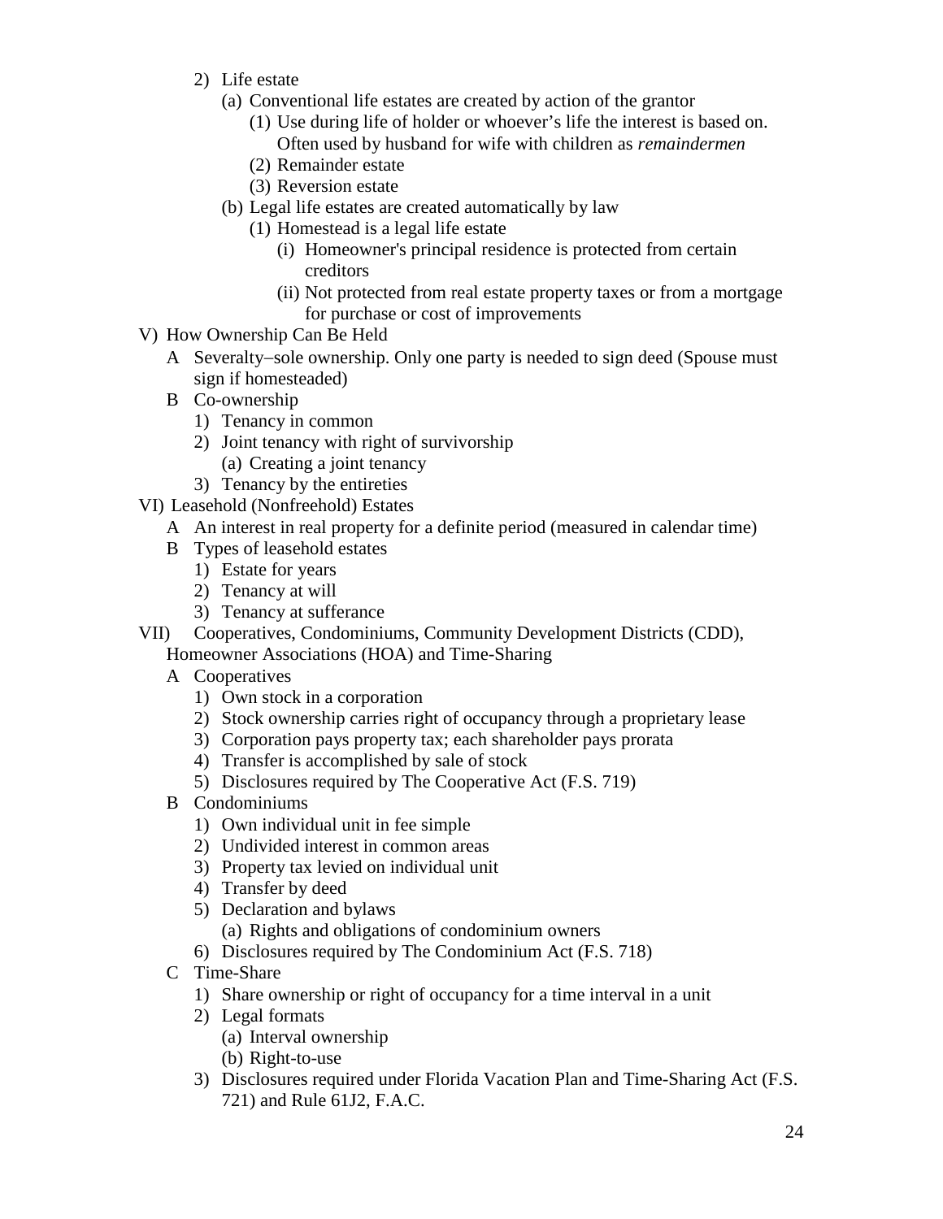- 2) Life estate
  - (a) Conventional life estates are created by action of the grantor
    - (1) Use during life of holder or whoever's life the interest is based on. Often used by husband for wife with children as *remaindermen*
    - (2) Remainder estate
    - (3) Reversion estate
  - (b) Legal life estates are created automatically by law
    - (1) Homestead is a legal life estate
      - (i) Homeowner's principal residence is protected from certain creditors
      - (ii) Not protected from real estate property taxes or from a mortgage for purchase or cost of improvements

V) How Ownership Can Be Held

- A Severalty–sole ownership. Only one party is needed to sign deed (Spouse must sign if homesteaded)
- B Co-ownership
  - 1) Tenancy in common
  - 2) Joint tenancy with right of survivorship
    - (a) Creating a joint tenancy
  - 3) Tenancy by the entireties

VI) Leasehold (Nonfreehold) Estates

- A An interest in real property for a definite period (measured in calendar time)
- B Types of leasehold estates
  - 1) Estate for years
  - 2) Tenancy at will
  - 3) Tenancy at sufferance

VII) Cooperatives, Condominiums, Community Development Districts (CDD), Homeowner Associations (HOA) and Time-Sharing

- A Cooperatives
  - 1) Own stock in a corporation
  - 2) Stock ownership carries right of occupancy through a proprietary lease
  - 3) Corporation pays property tax; each shareholder pays prorata
  - 4) Transfer is accomplished by sale of stock
  - 5) Disclosures required by The Cooperative Act (F.S. 719)
- B Condominiums
  - 1) Own individual unit in fee simple
  - 2) Undivided interest in common areas
  - 3) Property tax levied on individual unit
  - 4) Transfer by deed
  - 5) Declaration and bylaws
    - (a) Rights and obligations of condominium owners
  - 6) Disclosures required by The Condominium Act (F.S. 718)
- C Time-Share
  - 1) Share ownership or right of occupancy for a time interval in a unit
  - 2) Legal formats
    - (a) Interval ownership
    - (b) Right-to-use
  - 3) Disclosures required under Florida Vacation Plan and Time-Sharing Act (F.S. 721) and Rule 61J2, F.A.C.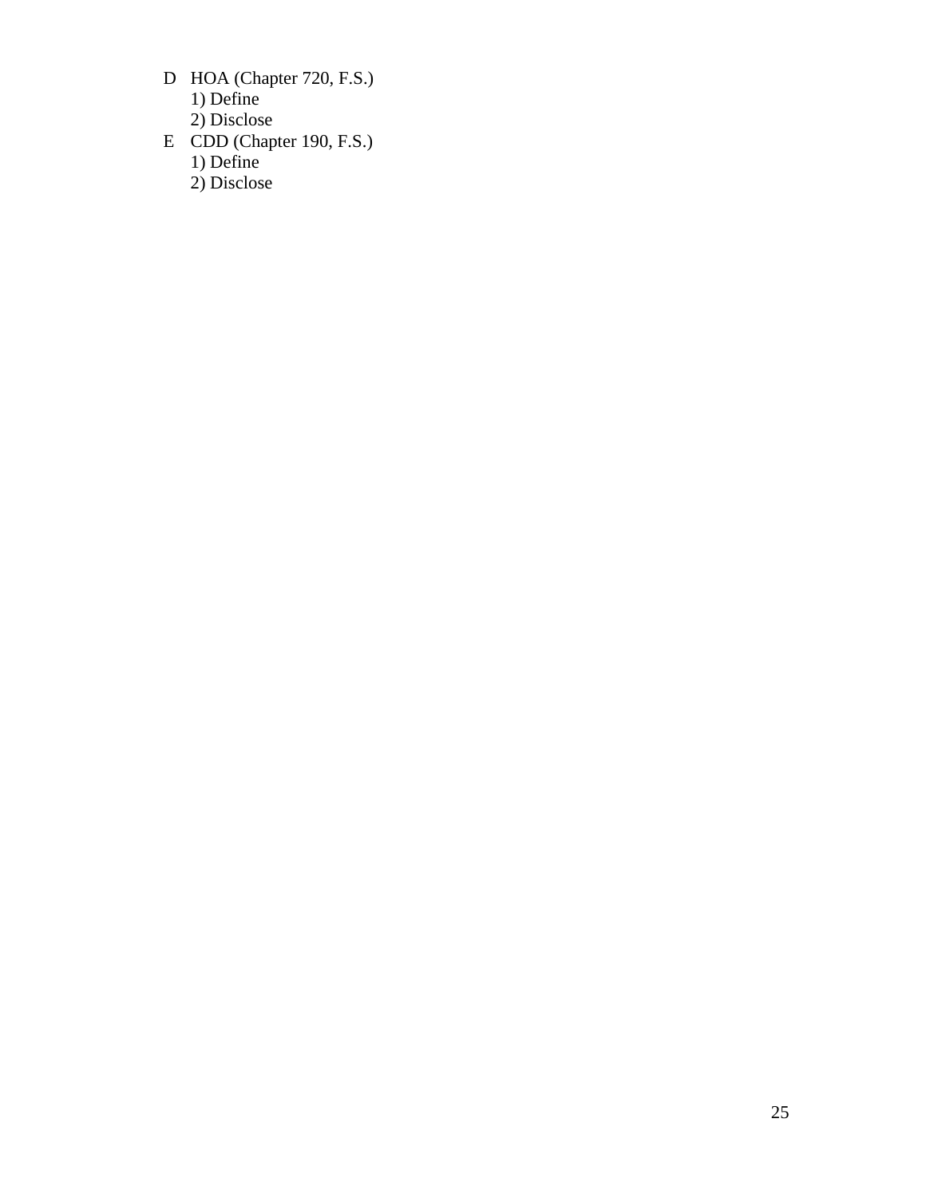D HOA (Chapter 720, F.S.)
   1) Define
   2) Disclose

E CDD (Chapter 190, F.S.)
   1) Define
   2) Disclose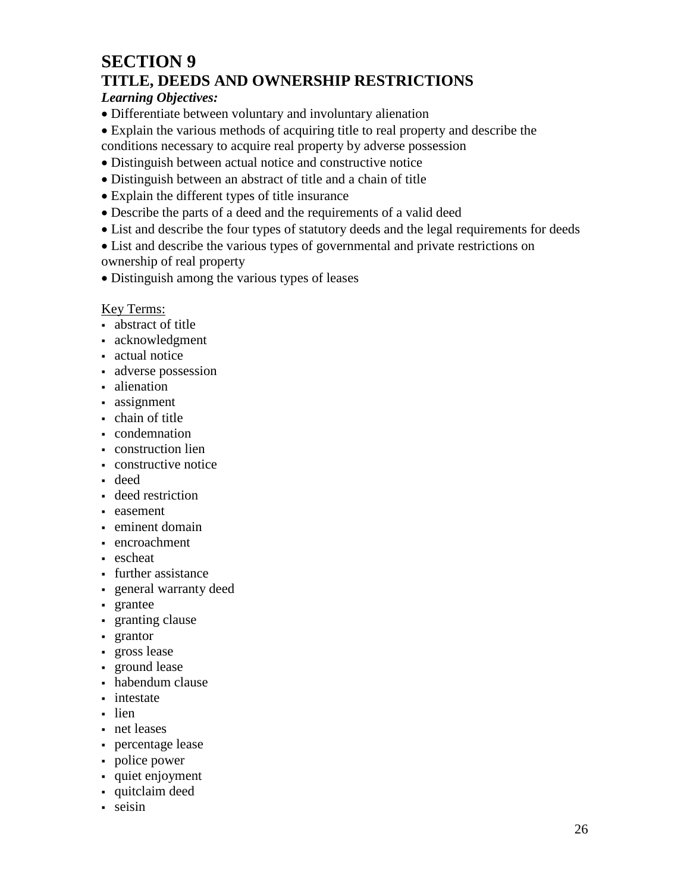# SECTION 9

## TITLE, DEEDS AND OWNERSHIP RESTRICTIONS

***Learning Objectives:***

- Differentiate between voluntary and involuntary alienation
- Explain the various methods of acquiring title to real property and describe the conditions necessary to acquire real property by adverse possession
- Distinguish between actual notice and constructive notice
- Distinguish between an abstract of title and a chain of title
- Explain the different types of title insurance
- Describe the parts of a deed and the requirements of a valid deed
- List and describe the four types of statutory deeds and the legal requirements for deeds
- List and describe the various types of governmental and private restrictions on ownership of real property
- Distinguish among the various types of leases

<u>Key Terms:</u>

- abstract of title
- acknowledgment
- actual notice
- adverse possession
- alienation
- assignment
- chain of title
- condemnation
- construction lien
- constructive notice
- deed
- deed restriction
- easement
- eminent domain
- encroachment
- escheat
- further assistance
- general warranty deed
- grantee
- granting clause
- grantor
- gross lease
- ground lease
- habendum clause
- intestate
- lien
- net leases
- percentage lease
- police power
- quiet enjoyment
- quitclaim deed
- seisin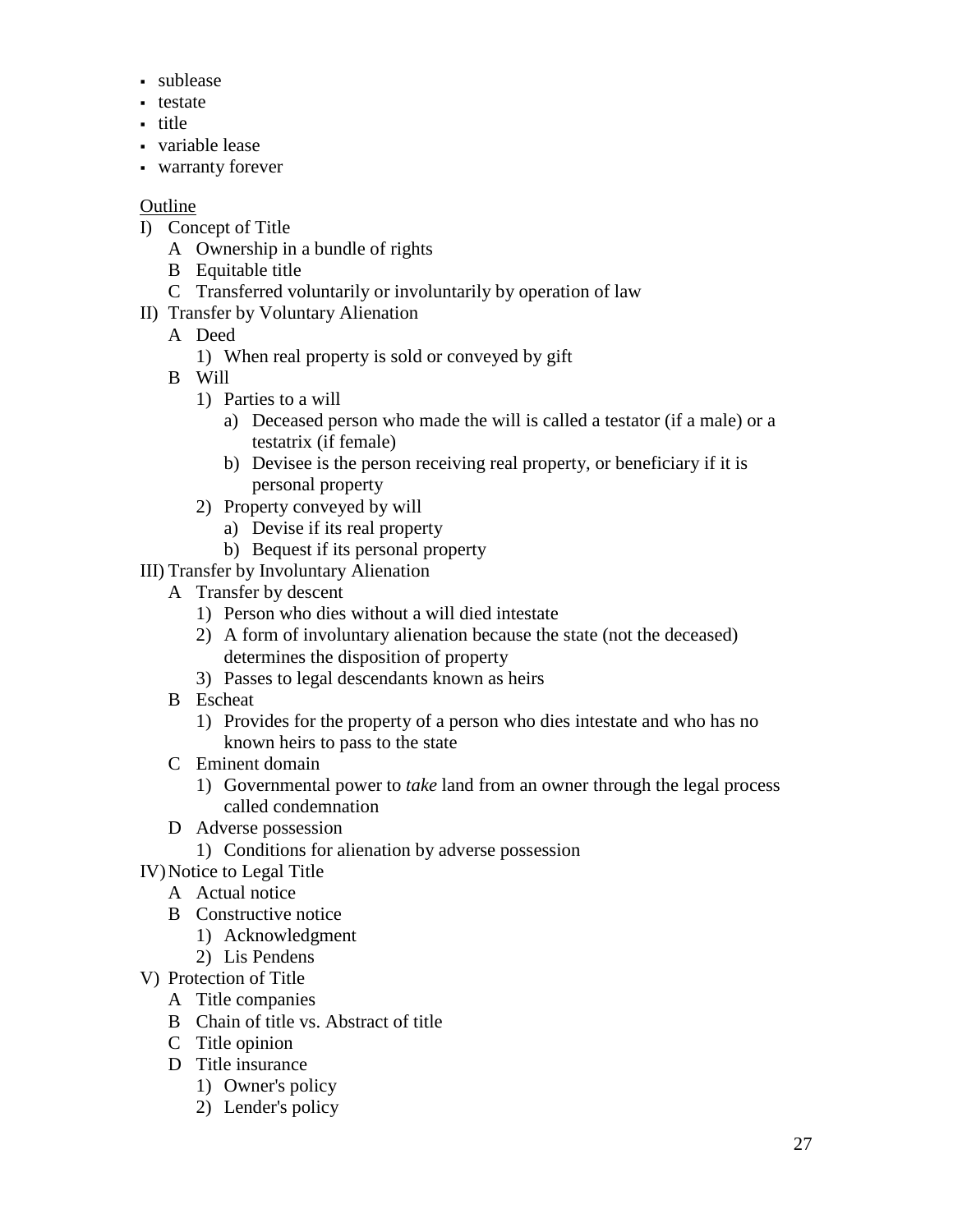- sublease
- testate
- title
- variable lease
- warranty forever

<u>Outline</u>

I) Concept of Title
   - A Ownership in a bundle of rights
   - B Equitable title
   - C Transferred voluntarily or involuntarily by operation of law

II) Transfer by Voluntary Alienation
   - A Deed
     1) When real property is sold or conveyed by gift
   - B Will
     1) Parties to a will
        - a) Deceased person who made the will is called a testator (if a male) or a testatrix (if female)
        - b) Devisee is the person receiving real property, or beneficiary if it is personal property
     2) Property conveyed by will
        - a) Devise if its real property
        - b) Bequest if its personal property

III) Transfer by Involuntary Alienation
   - A Transfer by descent
     1) Person who dies without a will died intestate
     2) A form of involuntary alienation because the state (not the deceased) determines the disposition of property
     3) Passes to legal descendants known as heirs
   - B Escheat
     1) Provides for the property of a person who dies intestate and who has no known heirs to pass to the state
   - C Eminent domain
     1) Governmental power to *take* land from an owner through the legal process called condemnation
   - D Adverse possession
     1) Conditions for alienation by adverse possession

IV) Notice to Legal Title
   - A Actual notice
   - B Constructive notice
     1) Acknowledgment
     2) Lis Pendens

V) Protection of Title
   - A Title companies
   - B Chain of title vs. Abstract of title
   - C Title opinion
   - D Title insurance
     1) Owner's policy
     2) Lender's policy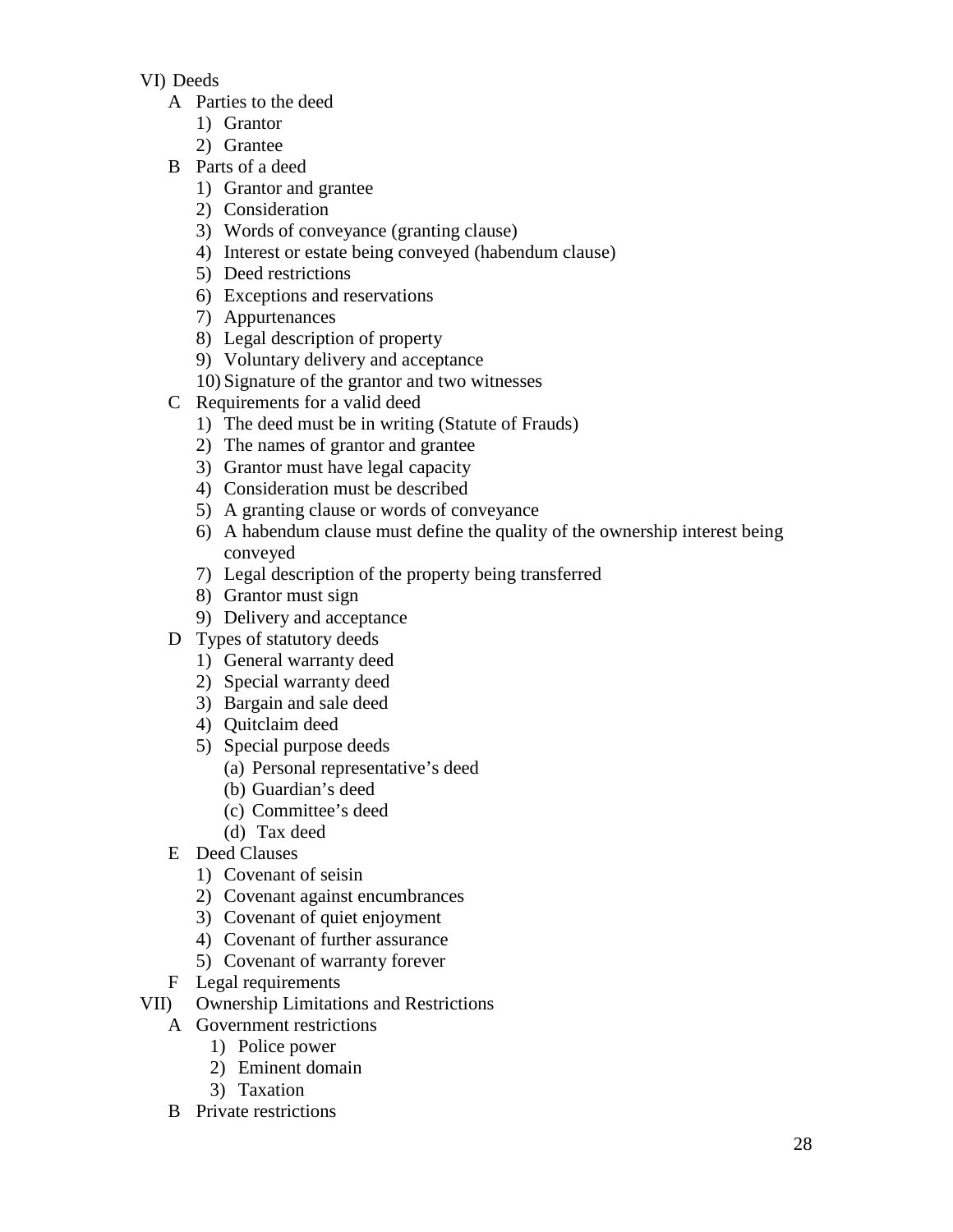VI) Deeds

- A Parties to the deed
  1) Grantor
  2) Grantee
- B Parts of a deed
  1) Grantor and grantee
  2) Consideration
  3) Words of conveyance (granting clause)
  4) Interest or estate being conveyed (habendum clause)
  5) Deed restrictions
  6) Exceptions and reservations
  7) Appurtenances
  8) Legal description of property
  9) Voluntary delivery and acceptance
  10) Signature of the grantor and two witnesses
- C Requirements for a valid deed
  1) The deed must be in writing (Statute of Frauds)
  2) The names of grantor and grantee
  3) Grantor must have legal capacity
  4) Consideration must be described
  5) A granting clause or words of conveyance
  6) A habendum clause must define the quality of the ownership interest being conveyed
  7) Legal description of the property being transferred
  8) Grantor must sign
  9) Delivery and acceptance
- D Types of statutory deeds
  1) General warranty deed
  2) Special warranty deed
  3) Bargain and sale deed
  4) Quitclaim deed
  5) Special purpose deeds
     - (a) Personal representative's deed
     - (b) Guardian's deed
     - (c) Committee's deed
     - (d) Tax deed
- E Deed Clauses
  1) Covenant of seisin
  2) Covenant against encumbrances
  3) Covenant of quiet enjoyment
  4) Covenant of further assurance
  5) Covenant of warranty forever
- F Legal requirements

VII) Ownership Limitations and Restrictions

- A Government restrictions
  1) Police power
  2) Eminent domain
  3) Taxation
- B Private restrictions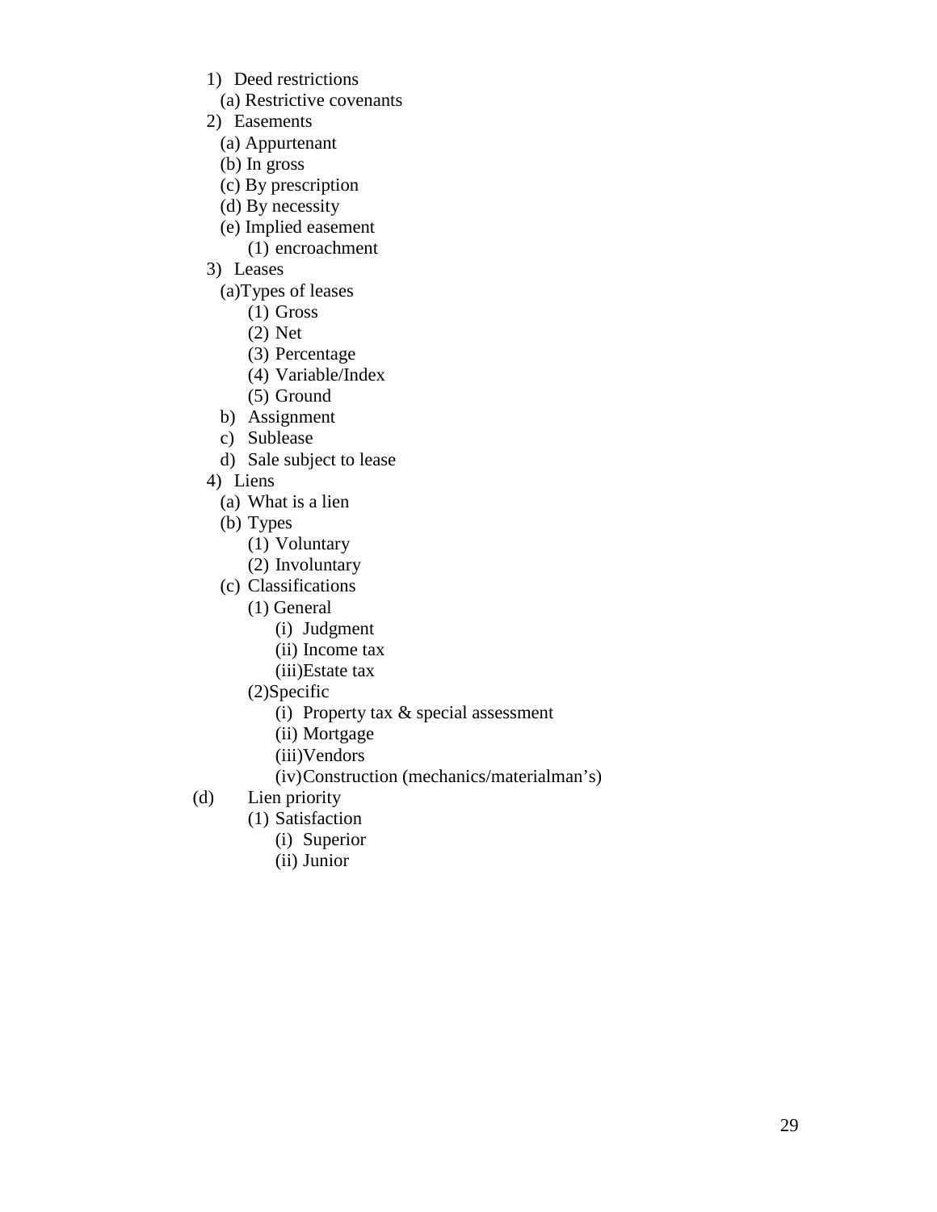1) Deed restrictions
   - (a) Restrictive covenants
2) Easements
   - (a) Appurtenant
   - (b) In gross
   - (c) By prescription
   - (d) By necessity
   - (e) Implied easement
     - (1) encroachment
3) Leases
   - (a)Types of leases
     - (1) Gross
     - (2) Net
     - (3) Percentage
     - (4) Variable/Index
     - (5) Ground
   - b) Assignment
   - c) Sublease
   - d) Sale subject to lease
4) Liens
   - (a) What is a lien
   - (b) Types
     - (1) Voluntary
     - (2) Involuntary
   - (c) Classifications
     - (1) General
       - (i) Judgment
       - (ii) Income tax
       - (iii)Estate tax
     - (2)Specific
       - (i) Property tax & special assessment
       - (ii) Mortgage
       - (iii)Vendors
       - (iv)Construction (mechanics/materialman's)
   - (d) Lien priority
     - (1) Satisfaction
       - (i) Superior
       - (ii) Junior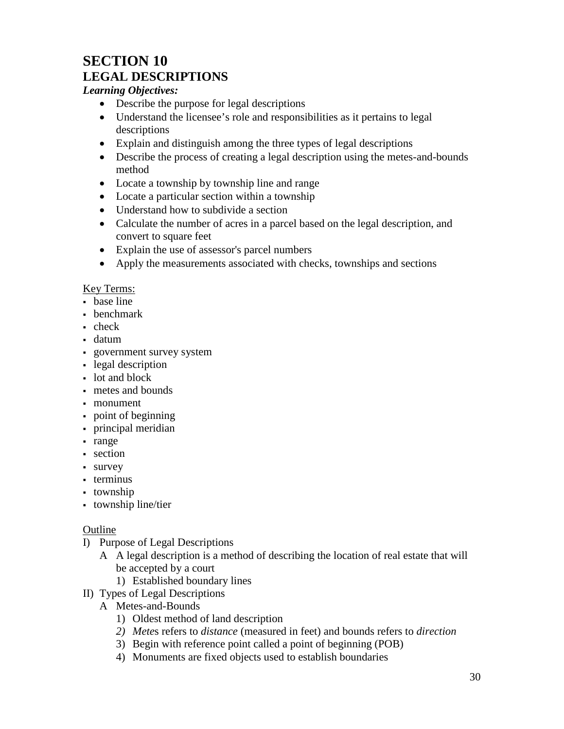# SECTION 10
## LEGAL DESCRIPTIONS

***Learning Objectives:***

- Describe the purpose for legal descriptions
- Understand the licensee's role and responsibilities as it pertains to legal descriptions
- Explain and distinguish among the three types of legal descriptions
- Describe the process of creating a legal description using the metes-and-bounds method
- Locate a township by township line and range
- Locate a particular section within a township
- Understand how to subdivide a section
- Calculate the number of acres in a parcel based on the legal description, and convert to square feet
- Explain the use of assessor's parcel numbers
- Apply the measurements associated with checks, townships and sections

Key Terms:

- base line
- benchmark
- check
- datum
- government survey system
- legal description
- lot and block
- metes and bounds
- monument
- point of beginning
- principal meridian
- range
- section
- survey
- terminus
- township
- township line/tier

Outline

I) Purpose of Legal Descriptions
   - A A legal description is a method of describing the location of real estate that will be accepted by a court
     - 1) Established boundary lines

II) Types of Legal Descriptions
   - A Metes-and-Bounds
     - 1) Oldest method of land description
     - *2) Mete*s refers to *distance* (measured in feet) and bounds refers to *direction*
     - 3) Begin with reference point called a point of beginning (POB)
     - 4) Monuments are fixed objects used to establish boundaries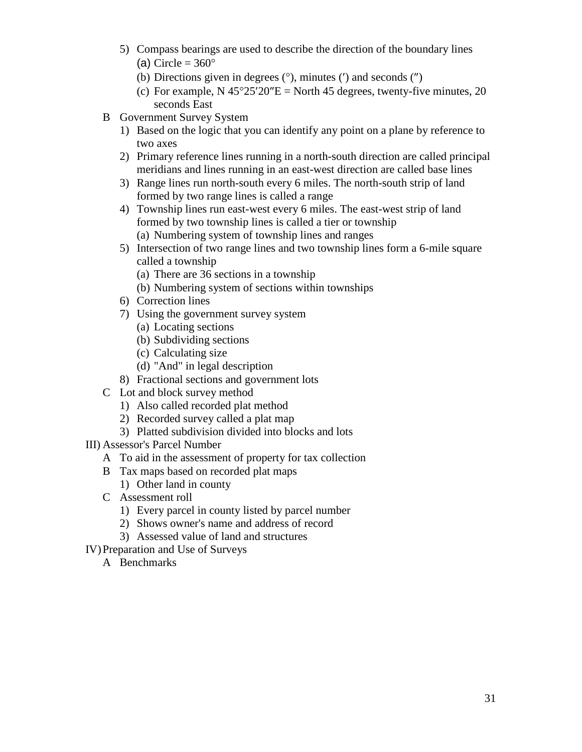5) Compass bearings are used to describe the direction of the boundary lines
   (a) Circle = 360°
   (b) Directions given in degrees (°), minutes (′) and seconds (″)
   (c) For example, N 45°25′20″E = North 45 degrees, twenty-five minutes, 20 seconds East

B Government Survey System
1) Based on the logic that you can identify any point on a plane by reference to two axes
2) Primary reference lines running in a north-south direction are called principal meridians and lines running in an east-west direction are called base lines
3) Range lines run north-south every 6 miles. The north-south strip of land formed by two range lines is called a range
4) Township lines run east-west every 6 miles. The east-west strip of land formed by two township lines is called a tier or township
   (a) Numbering system of township lines and ranges
5) Intersection of two range lines and two township lines form a 6-mile square called a township
   (a) There are 36 sections in a township
   (b) Numbering system of sections within townships
6) Correction lines
7) Using the government survey system
   (a) Locating sections
   (b) Subdividing sections
   (c) Calculating size
   (d) "And" in legal description
8) Fractional sections and government lots

C Lot and block survey method
1) Also called recorded plat method
2) Recorded survey called a plat map
3) Platted subdivision divided into blocks and lots

III) Assessor's Parcel Number

A To aid in the assessment of property for tax collection

B Tax maps based on recorded plat maps
1) Other land in county

C Assessment roll
1) Every parcel in county listed by parcel number
2) Shows owner's name and address of record
3) Assessed value of land and structures

IV) Preparation and Use of Surveys

A Benchmarks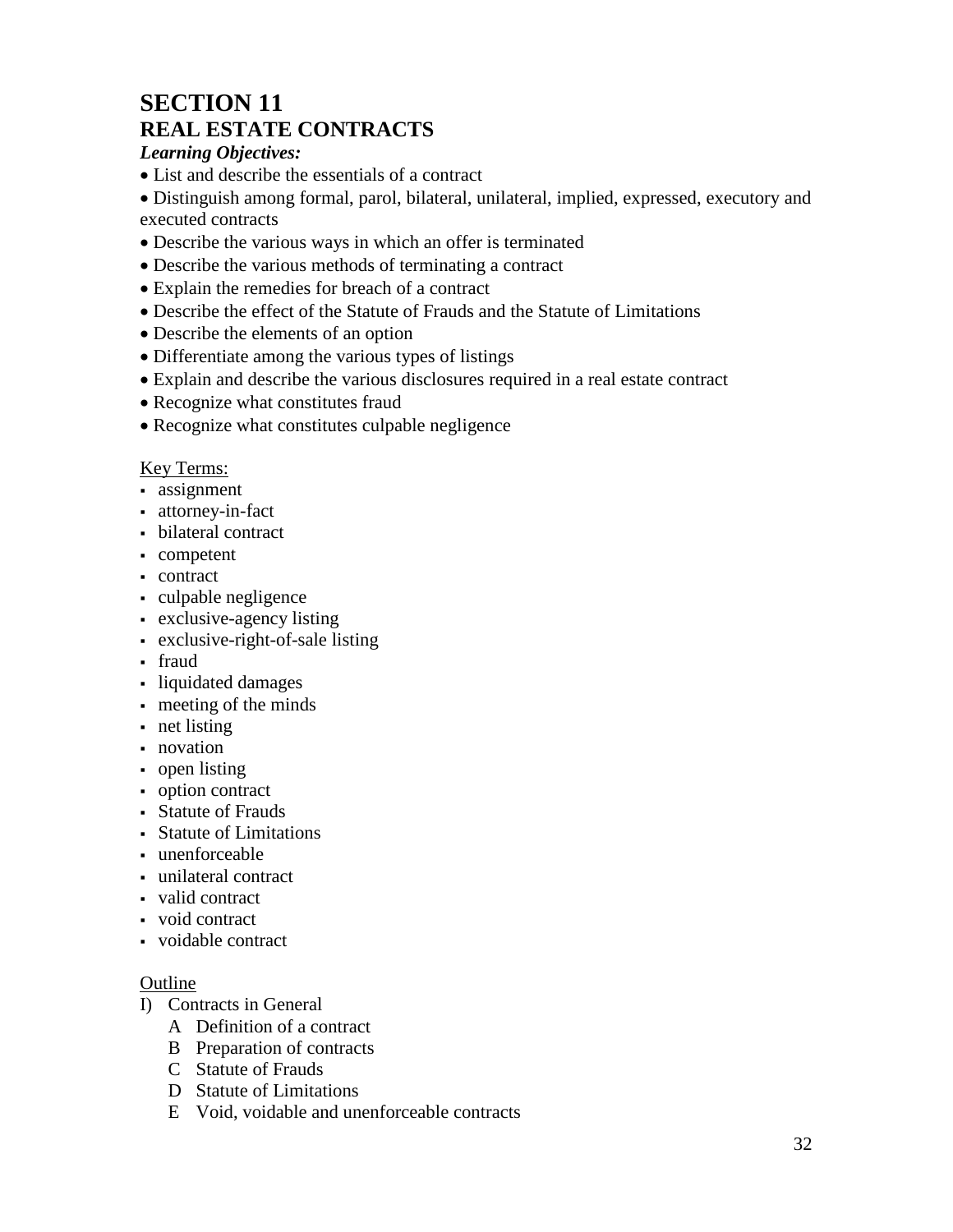# SECTION 11
## REAL ESTATE CONTRACTS

***Learning Objectives:***

- List and describe the essentials of a contract
- Distinguish among formal, parol, bilateral, unilateral, implied, expressed, executory and executed contracts
- Describe the various ways in which an offer is terminated
- Describe the various methods of terminating a contract
- Explain the remedies for breach of a contract
- Describe the effect of the Statute of Frauds and the Statute of Limitations
- Describe the elements of an option
- Differentiate among the various types of listings
- Explain and describe the various disclosures required in a real estate contract
- Recognize what constitutes fraud
- Recognize what constitutes culpable negligence

<u>Key Terms:</u>

- assignment
- attorney-in-fact
- bilateral contract
- competent
- contract
- culpable negligence
- exclusive-agency listing
- exclusive-right-of-sale listing
- fraud
- liquidated damages
- meeting of the minds
- net listing
- novation
- open listing
- option contract
- Statute of Frauds
- Statute of Limitations
- unenforceable
- unilateral contract
- valid contract
- void contract
- voidable contract

<u>Outline</u>

I) Contracts in General
   - A Definition of a contract
   - B Preparation of contracts
   - C Statute of Frauds
   - D Statute of Limitations
   - E Void, voidable and unenforceable contracts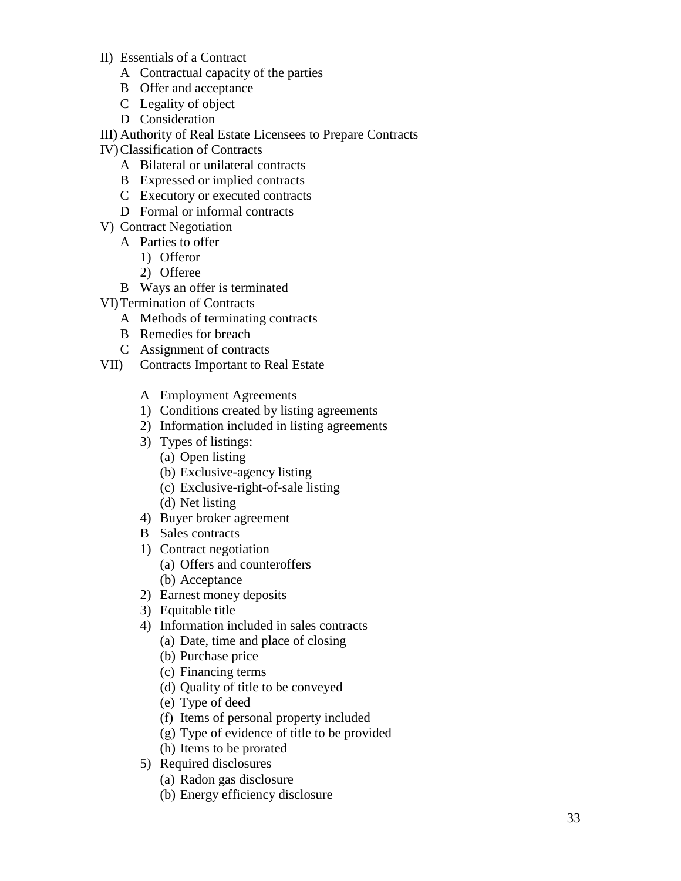- II) Essentials of a Contract
  - A Contractual capacity of the parties
  - B Offer and acceptance
  - C Legality of object
  - D Consideration
- III) Authority of Real Estate Licensees to Prepare Contracts
- IV) Classification of Contracts
  - A Bilateral or unilateral contracts
  - B Expressed or implied contracts
  - C Executory or executed contracts
  - D Formal or informal contracts
- V) Contract Negotiation
  - A Parties to offer
    - 1) Offeror
    - 2) Offeree
  - B Ways an offer is terminated
- VI) Termination of Contracts
  - A Methods of terminating contracts
  - B Remedies for breach
  - C Assignment of contracts
- VII) Contracts Important to Real Estate
  - A Employment Agreements
    - 1) Conditions created by listing agreements
    - 2) Information included in listing agreements
    - 3) Types of listings:
      - (a) Open listing
      - (b) Exclusive-agency listing
      - (c) Exclusive-right-of-sale listing
      - (d) Net listing
    - 4) Buyer broker agreement
  - B Sales contracts
    - 1) Contract negotiation
      - (a) Offers and counteroffers
      - (b) Acceptance
    - 2) Earnest money deposits
    - 3) Equitable title
    - 4) Information included in sales contracts
      - (a) Date, time and place of closing
      - (b) Purchase price
      - (c) Financing terms
      - (d) Quality of title to be conveyed
      - (e) Type of deed
      - (f) Items of personal property included
      - (g) Type of evidence of title to be provided
      - (h) Items to be prorated
    - 5) Required disclosures
      - (a) Radon gas disclosure
      - (b) Energy efficiency disclosure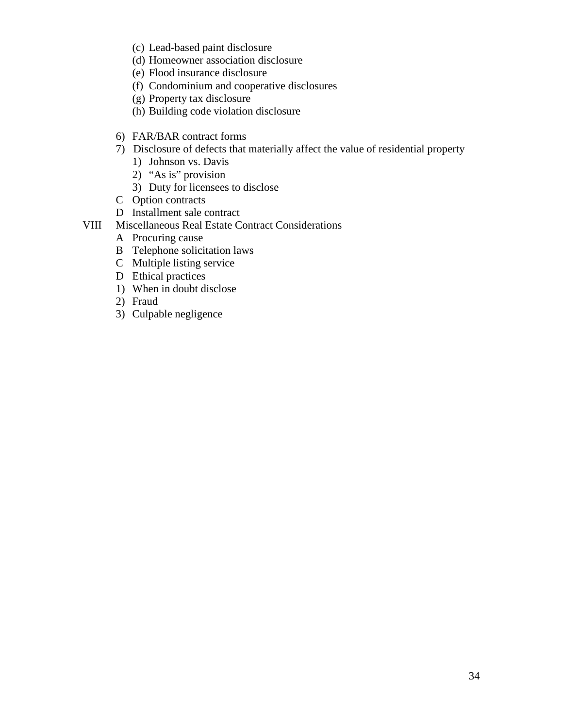- (c) Lead-based paint disclosure
- (d) Homeowner association disclosure
- (e) Flood insurance disclosure
- (f) Condominium and cooperative disclosures
- (g) Property tax disclosure
- (h) Building code violation disclosure

6) FAR/BAR contract forms

7) Disclosure of defects that materially affect the value of residential property
   1) Johnson vs. Davis
   2) "As is" provision
   3) Duty for licensees to disclose

C Option contracts

D Installment sale contract

VIII Miscellaneous Real Estate Contract Considerations

A Procuring cause

B Telephone solicitation laws

C Multiple listing service

D Ethical practices

1) When in doubt disclose
2) Fraud
3) Culpable negligence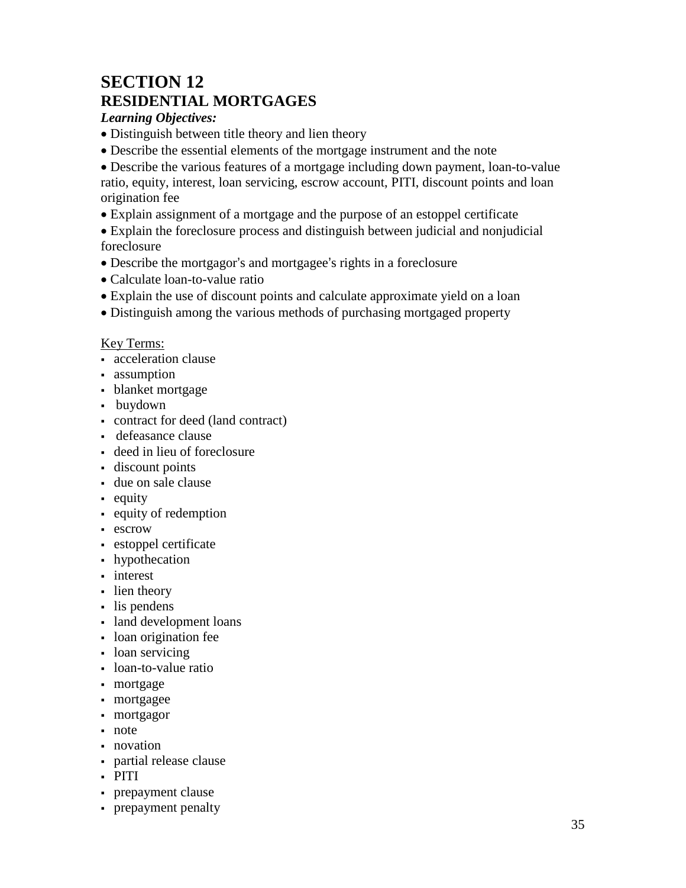# SECTION 12
# RESIDENTIAL MORTGAGES

***Learning Objectives:***

- Distinguish between title theory and lien theory
- Describe the essential elements of the mortgage instrument and the note
- Describe the various features of a mortgage including down payment, loan-to-value ratio, equity, interest, loan servicing, escrow account, PITI, discount points and loan origination fee
- Explain assignment of a mortgage and the purpose of an estoppel certificate
- Explain the foreclosure process and distinguish between judicial and nonjudicial foreclosure
- Describe the mortgagor's and mortgagee's rights in a foreclosure
- Calculate loan-to-value ratio
- Explain the use of discount points and calculate approximate yield on a loan
- Distinguish among the various methods of purchasing mortgaged property

Key Terms:

- acceleration clause
- assumption
- blanket mortgage
- buydown
- contract for deed (land contract)
- defeasance clause
- deed in lieu of foreclosure
- discount points
- due on sale clause
- equity
- equity of redemption
- escrow
- estoppel certificate
- hypothecation
- interest
- lien theory
- lis pendens
- land development loans
- loan origination fee
- loan servicing
- loan-to-value ratio
- mortgage
- mortgagee
- mortgagor
- note
- novation
- partial release clause
- PITI
- prepayment clause
- prepayment penalty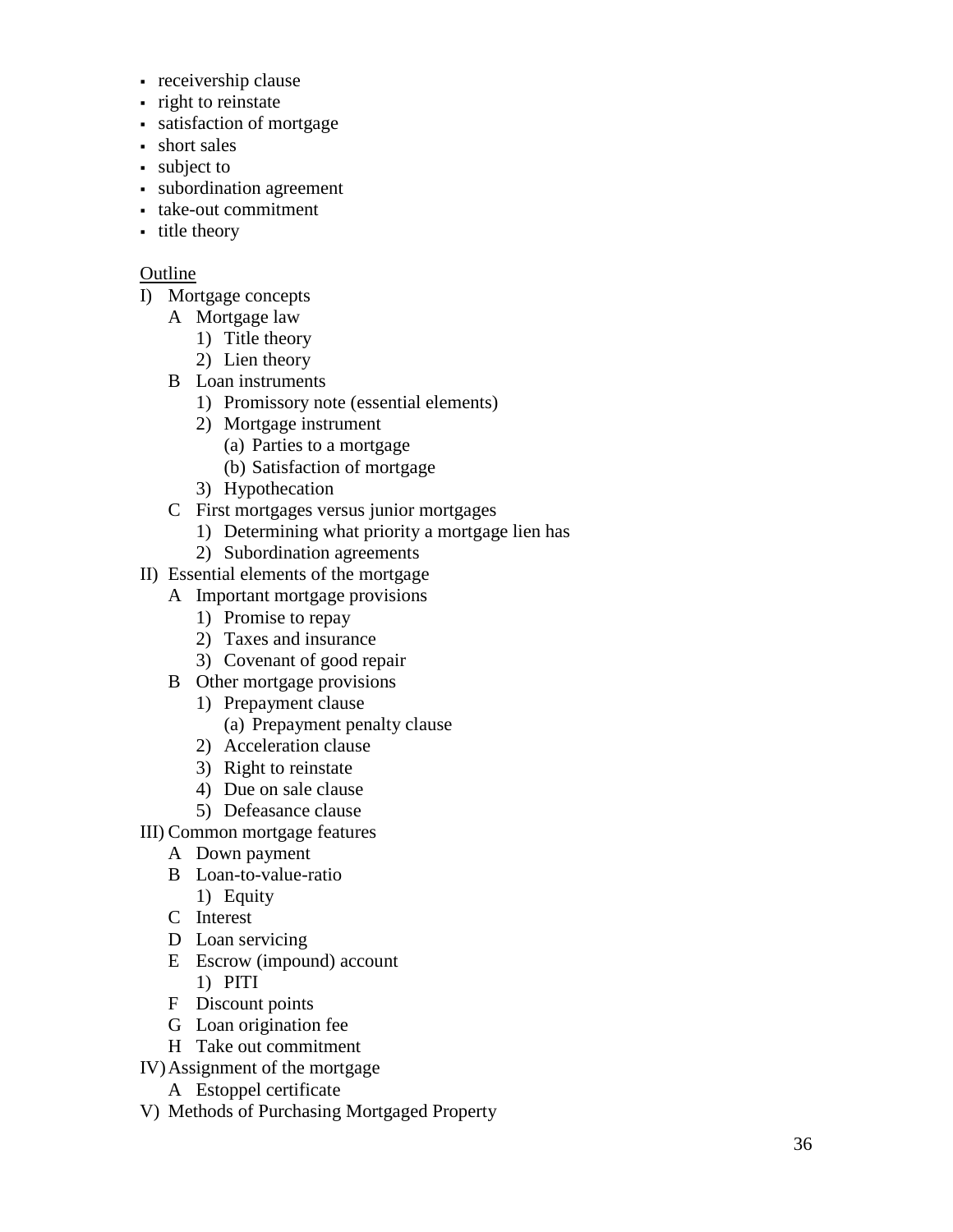- receivership clause
- right to reinstate
- satisfaction of mortgage
- short sales
- subject to
- subordination agreement
- take-out commitment
- title theory

Outline

- I) Mortgage concepts
  - A Mortgage law
    - 1) Title theory
    - 2) Lien theory
  - B Loan instruments
    - 1) Promissory note (essential elements)
    - 2) Mortgage instrument
      - (a) Parties to a mortgage
      - (b) Satisfaction of mortgage
    - 3) Hypothecation
  - C First mortgages versus junior mortgages
    - 1) Determining what priority a mortgage lien has
    - 2) Subordination agreements
- II) Essential elements of the mortgage
  - A Important mortgage provisions
    - 1) Promise to repay
    - 2) Taxes and insurance
    - 3) Covenant of good repair
  - B Other mortgage provisions
    - 1) Prepayment clause
      - (a) Prepayment penalty clause
    - 2) Acceleration clause
    - 3) Right to reinstate
    - 4) Due on sale clause
    - 5) Defeasance clause
- III) Common mortgage features
  - A Down payment
  - B Loan-to-value-ratio
    - 1) Equity
  - C Interest
  - D Loan servicing
  - E Escrow (impound) account
    - 1) PITI
  - F Discount points
  - G Loan origination fee
  - H Take out commitment
- IV) Assignment of the mortgage
  - A Estoppel certificate
- V) Methods of Purchasing Mortgaged Property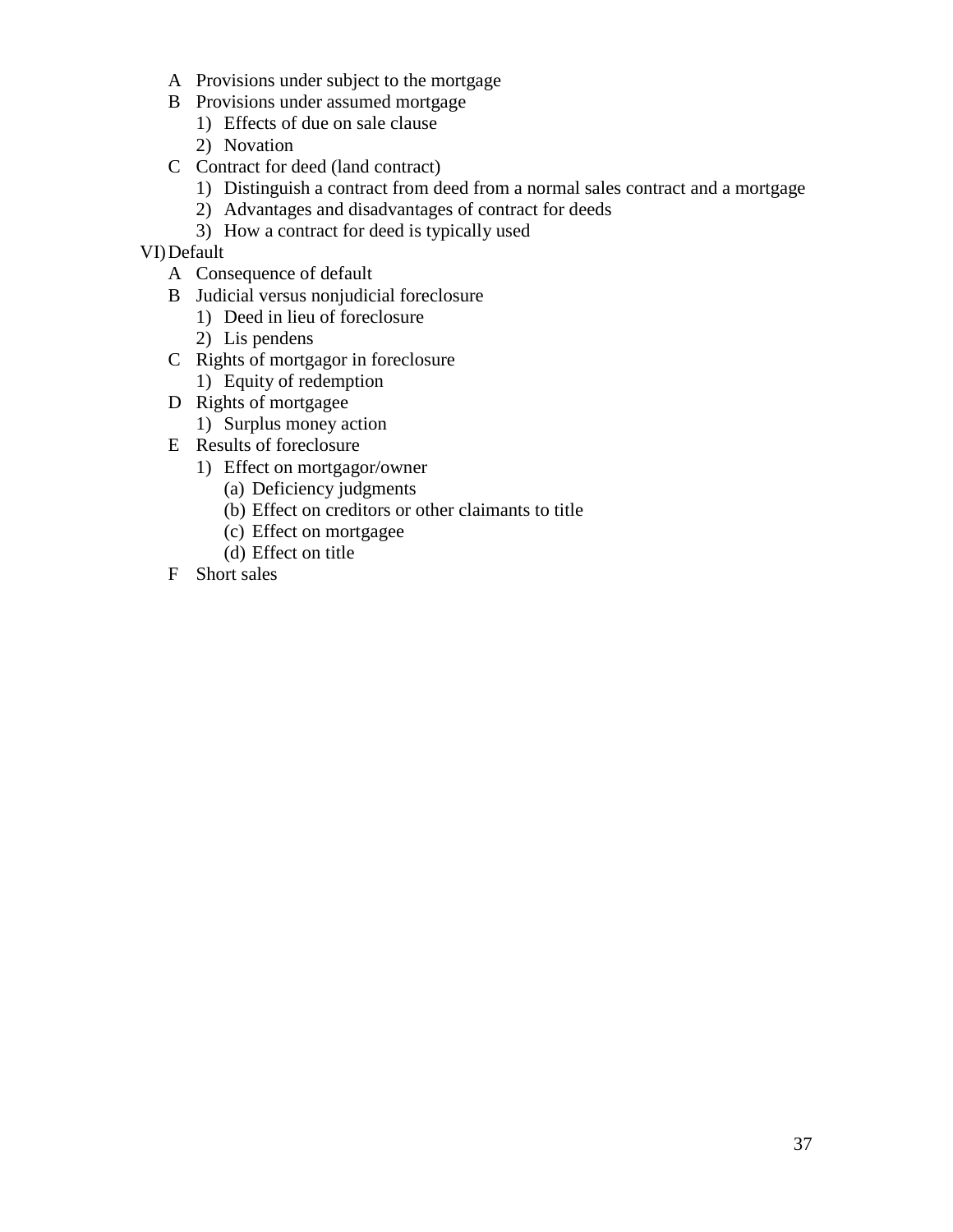- A Provisions under subject to the mortgage
- B Provisions under assumed mortgage
  - 1) Effects of due on sale clause
  - 2) Novation
- C Contract for deed (land contract)
  - 1) Distinguish a contract from deed from a normal sales contract and a mortgage
  - 2) Advantages and disadvantages of contract for deeds
  - 3) How a contract for deed is typically used

VI) Default

- A Consequence of default
- B Judicial versus nonjudicial foreclosure
  - 1) Deed in lieu of foreclosure
  - 2) Lis pendens
- C Rights of mortgagor in foreclosure
  - 1) Equity of redemption
- D Rights of mortgagee
  - 1) Surplus money action
- E Results of foreclosure
  - 1) Effect on mortgagor/owner
    - (a) Deficiency judgments
    - (b) Effect on creditors or other claimants to title
    - (c) Effect on mortgagee
    - (d) Effect on title
- F Short sales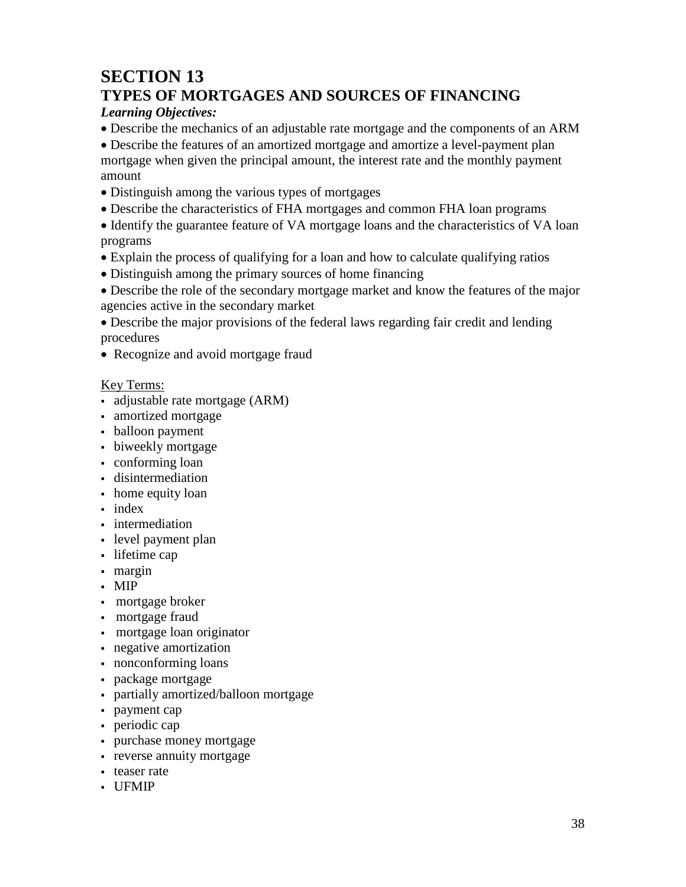# SECTION 13
## TYPES OF MORTGAGES AND SOURCES OF FINANCING

***Learning Objectives:***

- Describe the mechanics of an adjustable rate mortgage and the components of an ARM
- Describe the features of an amortized mortgage and amortize a level-payment plan mortgage when given the principal amount, the interest rate and the monthly payment amount
- Distinguish among the various types of mortgages
- Describe the characteristics of FHA mortgages and common FHA loan programs
- Identify the guarantee feature of VA mortgage loans and the characteristics of VA loan programs
- Explain the process of qualifying for a loan and how to calculate qualifying ratios
- Distinguish among the primary sources of home financing
- Describe the role of the secondary mortgage market and know the features of the major agencies active in the secondary market
- Describe the major provisions of the federal laws regarding fair credit and lending procedures
- Recognize and avoid mortgage fraud

<u>Key Terms:</u>

- adjustable rate mortgage (ARM)
- amortized mortgage
- balloon payment
- biweekly mortgage
- conforming loan
- disintermediation
- home equity loan
- index
- intermediation
- level payment plan
- lifetime cap
- margin
- MIP
- mortgage broker
- mortgage fraud
- mortgage loan originator
- negative amortization
- nonconforming loans
- package mortgage
- partially amortized/balloon mortgage
- payment cap
- periodic cap
- purchase money mortgage
- reverse annuity mortgage
- teaser rate
- UFMIP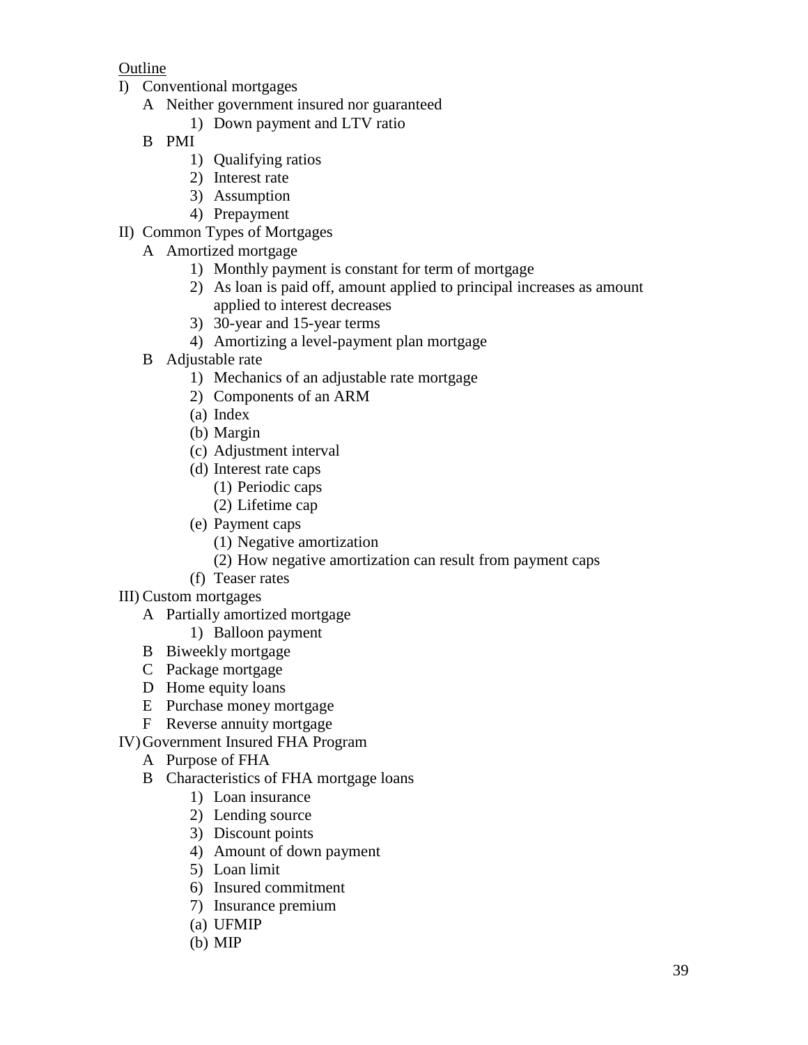Outline

- I) Conventional mortgages
  - A Neither government insured nor guaranteed
    - 1) Down payment and LTV ratio
  - B PMI
    - 1) Qualifying ratios
    - 2) Interest rate
    - 3) Assumption
    - 4) Prepayment
- II) Common Types of Mortgages
  - A Amortized mortgage
    - 1) Monthly payment is constant for term of mortgage
    - 2) As loan is paid off, amount applied to principal increases as amount applied to interest decreases
    - 3) 30-year and 15-year terms
    - 4) Amortizing a level-payment plan mortgage
  - B Adjustable rate
    - 1) Mechanics of an adjustable rate mortgage
    - 2) Components of an ARM
    - (a) Index
    - (b) Margin
    - (c) Adjustment interval
    - (d) Interest rate caps
      - (1) Periodic caps
      - (2) Lifetime cap
    - (e) Payment caps
      - (1) Negative amortization
      - (2) How negative amortization can result from payment caps
    - (f) Teaser rates
- III) Custom mortgages
  - A Partially amortized mortgage
    - 1) Balloon payment
  - B Biweekly mortgage
  - C Package mortgage
  - D Home equity loans
  - E Purchase money mortgage
  - F Reverse annuity mortgage
- IV) Government Insured FHA Program
  - A Purpose of FHA
  - B Characteristics of FHA mortgage loans
    - 1) Loan insurance
    - 2) Lending source
    - 3) Discount points
    - 4) Amount of down payment
    - 5) Loan limit
    - 6) Insured commitment
    - 7) Insurance premium
    - (a) UFMIP
    - (b) MIP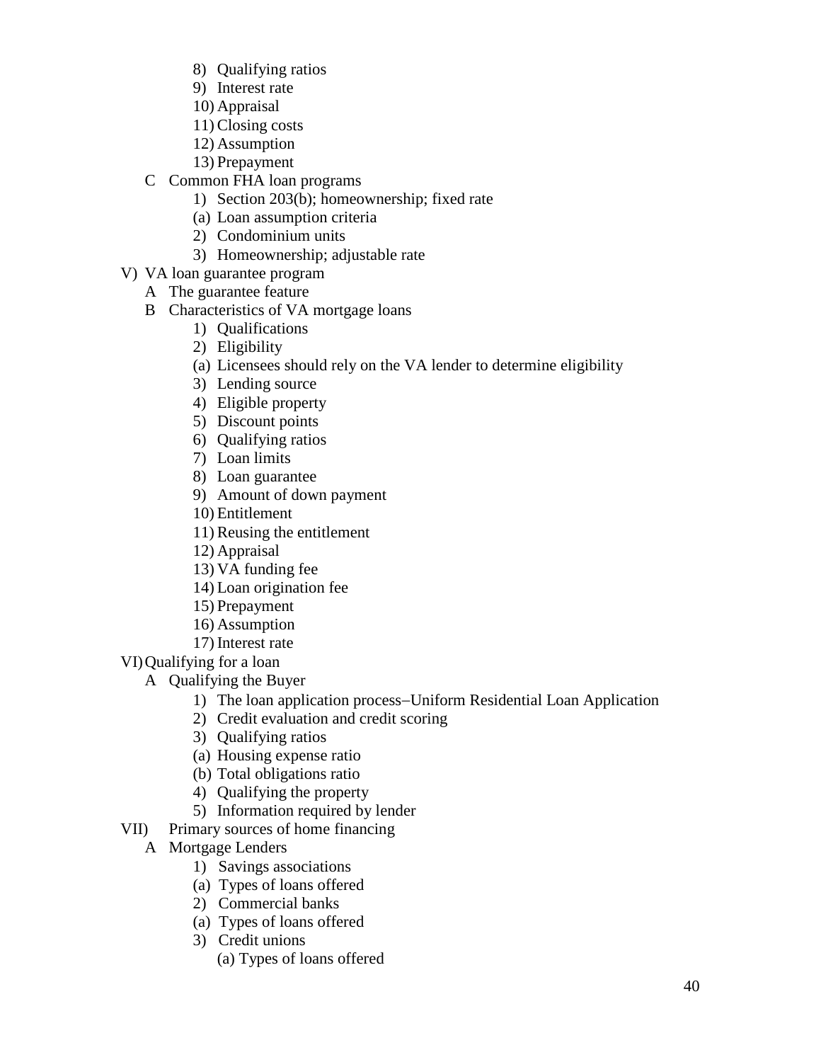8) Qualifying ratios
        9) Interest rate
        10) Appraisal
        11) Closing costs
        12) Assumption
        13) Prepayment
    C Common FHA loan programs
        1) Section 203(b); homeownership; fixed rate
        (a) Loan assumption criteria
        2) Condominium units
        3) Homeownership; adjustable rate

V) VA loan guarantee program
    A The guarantee feature
    B Characteristics of VA mortgage loans
        1) Qualifications
        2) Eligibility
        (a) Licensees should rely on the VA lender to determine eligibility
        3) Lending source
        4) Eligible property
        5) Discount points
        6) Qualifying ratios
        7) Loan limits
        8) Loan guarantee
        9) Amount of down payment
        10) Entitlement
        11) Reusing the entitlement
        12) Appraisal
        13) VA funding fee
        14) Loan origination fee
        15) Prepayment
        16) Assumption
        17) Interest rate

VI) Qualifying for a loan
    A Qualifying the Buyer
        1) The loan application process–Uniform Residential Loan Application
        2) Credit evaluation and credit scoring
        3) Qualifying ratios
        (a) Housing expense ratio
        (b) Total obligations ratio
        4) Qualifying the property
        5) Information required by lender

VII) Primary sources of home financing
    A Mortgage Lenders
        1) Savings associations
        (a) Types of loans offered
        2) Commercial banks
        (a) Types of loans offered
        3) Credit unions
            (a) Types of loans offered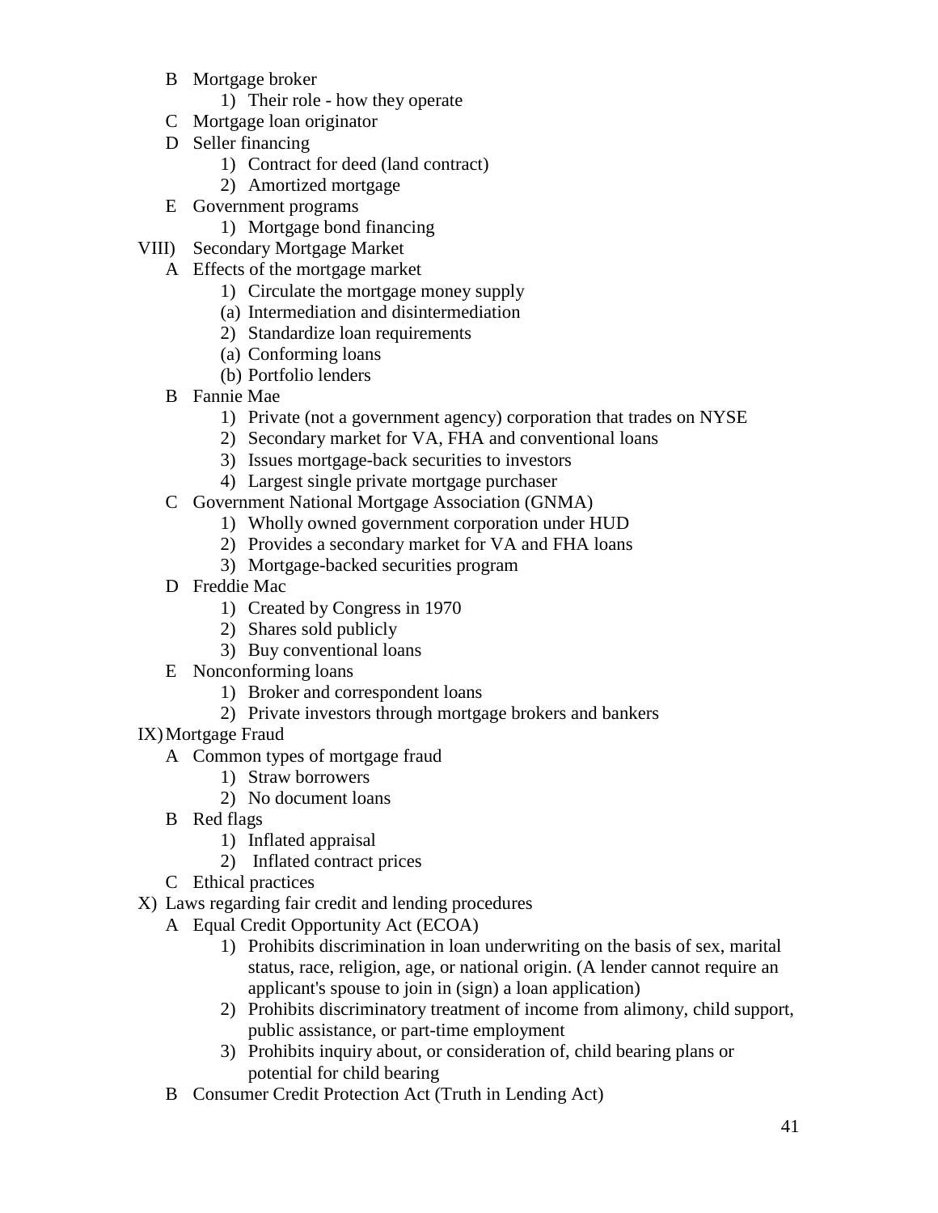- B Mortgage broker
    - 1) Their role - how they operate
- C Mortgage loan originator
- D Seller financing
    - 1) Contract for deed (land contract)
    - 2) Amortized mortgage
- E Government programs
    - 1) Mortgage bond financing

VIII) Secondary Mortgage Market

- A Effects of the mortgage market
    - 1) Circulate the mortgage money supply
    - (a) Intermediation and disintermediation
    - 2) Standardize loan requirements
    - (a) Conforming loans
    - (b) Portfolio lenders
- B Fannie Mae
    - 1) Private (not a government agency) corporation that trades on NYSE
    - 2) Secondary market for VA, FHA and conventional loans
    - 3) Issues mortgage-back securities to investors
    - 4) Largest single private mortgage purchaser
- C Government National Mortgage Association (GNMA)
    - 1) Wholly owned government corporation under HUD
    - 2) Provides a secondary market for VA and FHA loans
    - 3) Mortgage-backed securities program
- D Freddie Mac
    - 1) Created by Congress in 1970
    - 2) Shares sold publicly
    - 3) Buy conventional loans
- E Nonconforming loans
    - 1) Broker and correspondent loans
    - 2) Private investors through mortgage brokers and bankers

IX) Mortgage Fraud

- A Common types of mortgage fraud
    - 1) Straw borrowers
    - 2) No document loans
- B Red flags
    - 1) Inflated appraisal
    - 2) Inflated contract prices
- C Ethical practices

X) Laws regarding fair credit and lending procedures

- A Equal Credit Opportunity Act (ECOA)
    - 1) Prohibits discrimination in loan underwriting on the basis of sex, marital status, race, religion, age, or national origin. (A lender cannot require an applicant's spouse to join in (sign) a loan application)
    - 2) Prohibits discriminatory treatment of income from alimony, child support, public assistance, or part-time employment
    - 3) Prohibits inquiry about, or consideration of, child bearing plans or potential for child bearing
- B Consumer Credit Protection Act (Truth in Lending Act)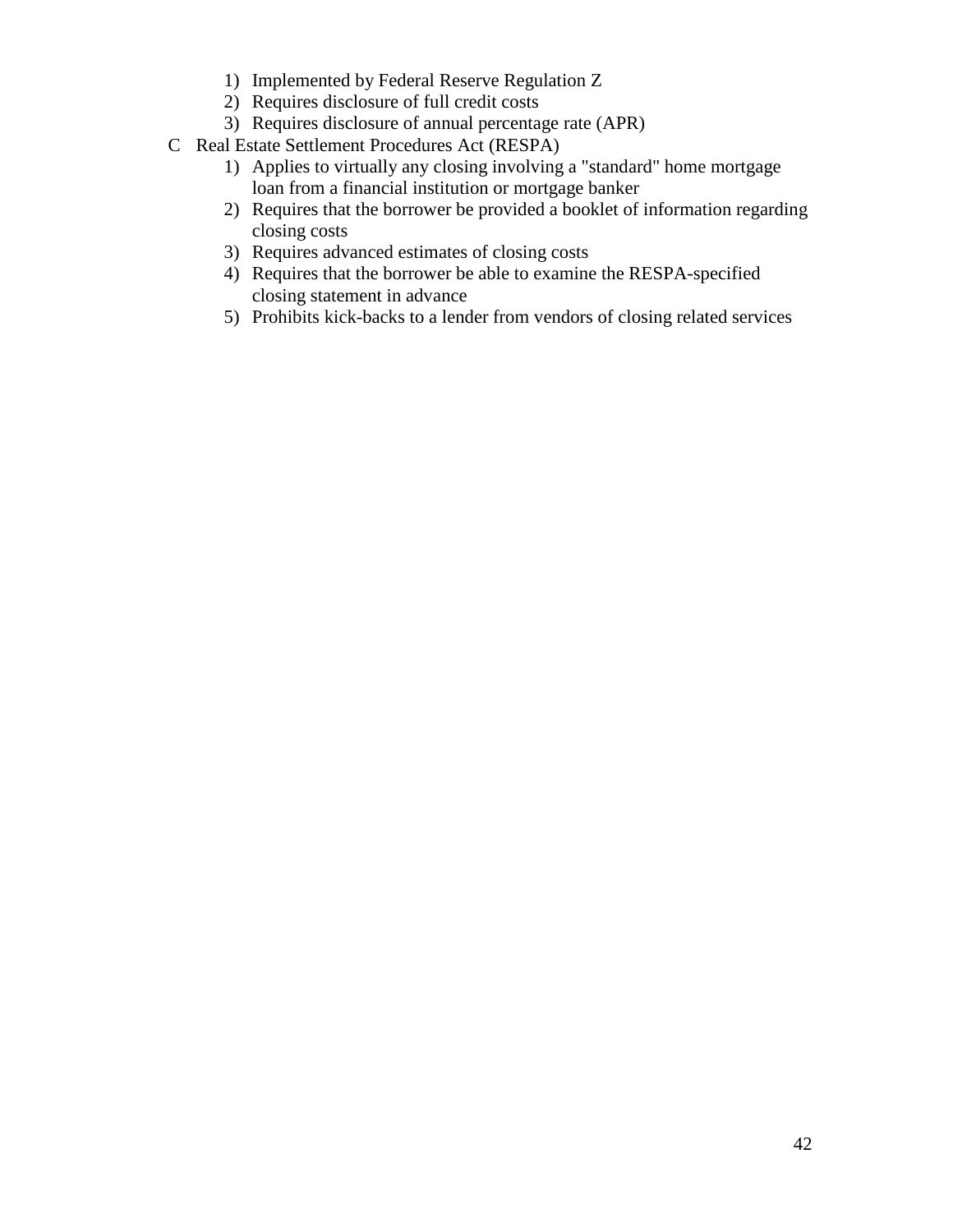1) Implemented by Federal Reserve Regulation Z
2) Requires disclosure of full credit costs
3) Requires disclosure of annual percentage rate (APR)

C Real Estate Settlement Procedures Act (RESPA)

1) Applies to virtually any closing involving a "standard" home mortgage loan from a financial institution or mortgage banker
2) Requires that the borrower be provided a booklet of information regarding closing costs
3) Requires advanced estimates of closing costs
4) Requires that the borrower be able to examine the RESPA-specified closing statement in advance
5) Prohibits kick-backs to a lender from vendors of closing related services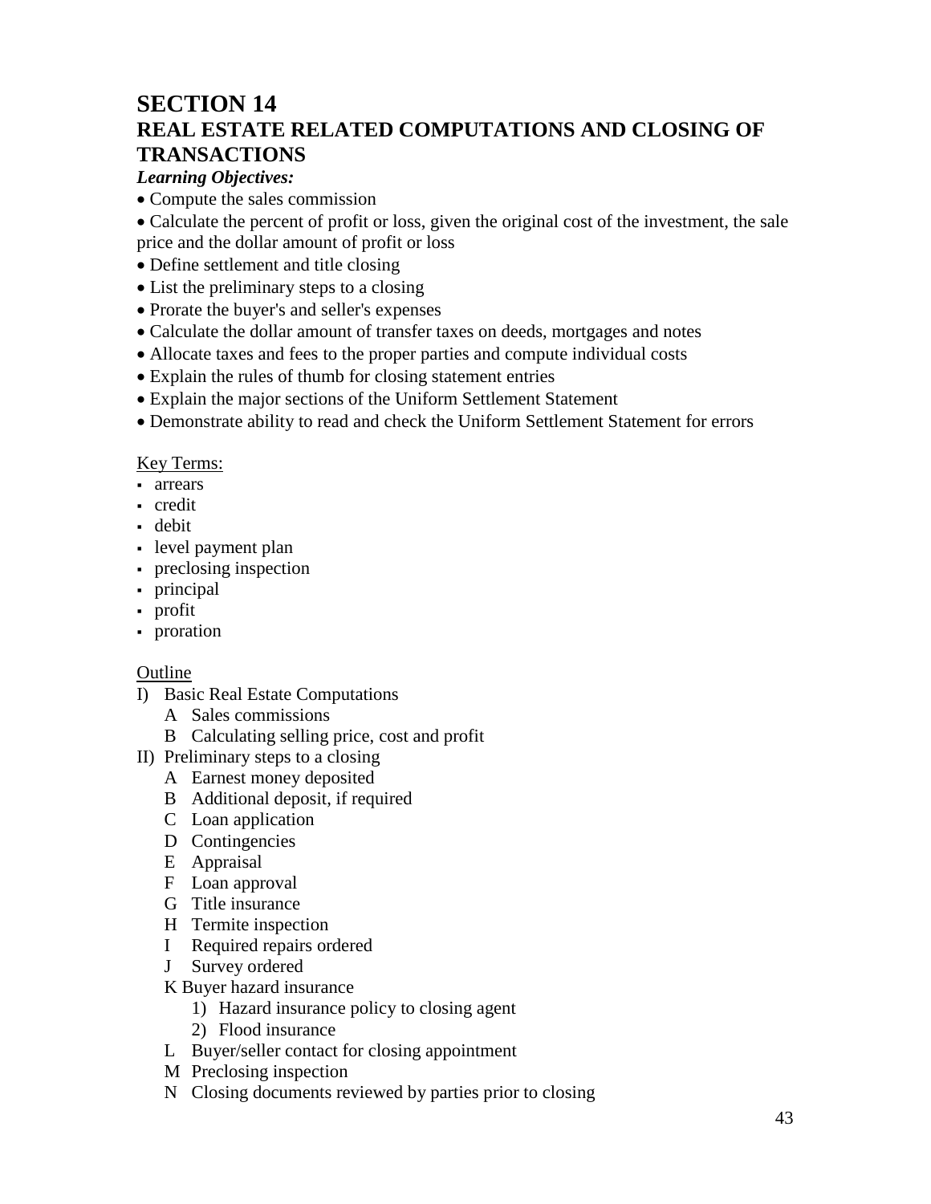# SECTION 14
## REAL ESTATE RELATED COMPUTATIONS AND CLOSING OF TRANSACTIONS

***Learning Objectives:***

- Compute the sales commission
- Calculate the percent of profit or loss, given the original cost of the investment, the sale price and the dollar amount of profit or loss
- Define settlement and title closing
- List the preliminary steps to a closing
- Prorate the buyer's and seller's expenses
- Calculate the dollar amount of transfer taxes on deeds, mortgages and notes
- Allocate taxes and fees to the proper parties and compute individual costs
- Explain the rules of thumb for closing statement entries
- Explain the major sections of the Uniform Settlement Statement
- Demonstrate ability to read and check the Uniform Settlement Statement for errors

<u>Key Terms:</u>

- arrears
- credit
- debit
- level payment plan
- preclosing inspection
- principal
- profit
- proration

<u>Outline</u>

I) Basic Real Estate Computations
   - A Sales commissions
   - B Calculating selling price, cost and profit

II) Preliminary steps to a closing
   - A Earnest money deposited
   - B Additional deposit, if required
   - C Loan application
   - D Contingencies
   - E Appraisal
   - F Loan approval
   - G Title insurance
   - H Termite inspection
   - I Required repairs ordered
   - J Survey ordered
   - K Buyer hazard insurance
     1) Hazard insurance policy to closing agent
     2) Flood insurance
   - L Buyer/seller contact for closing appointment
   - M Preclosing inspection
   - N Closing documents reviewed by parties prior to closing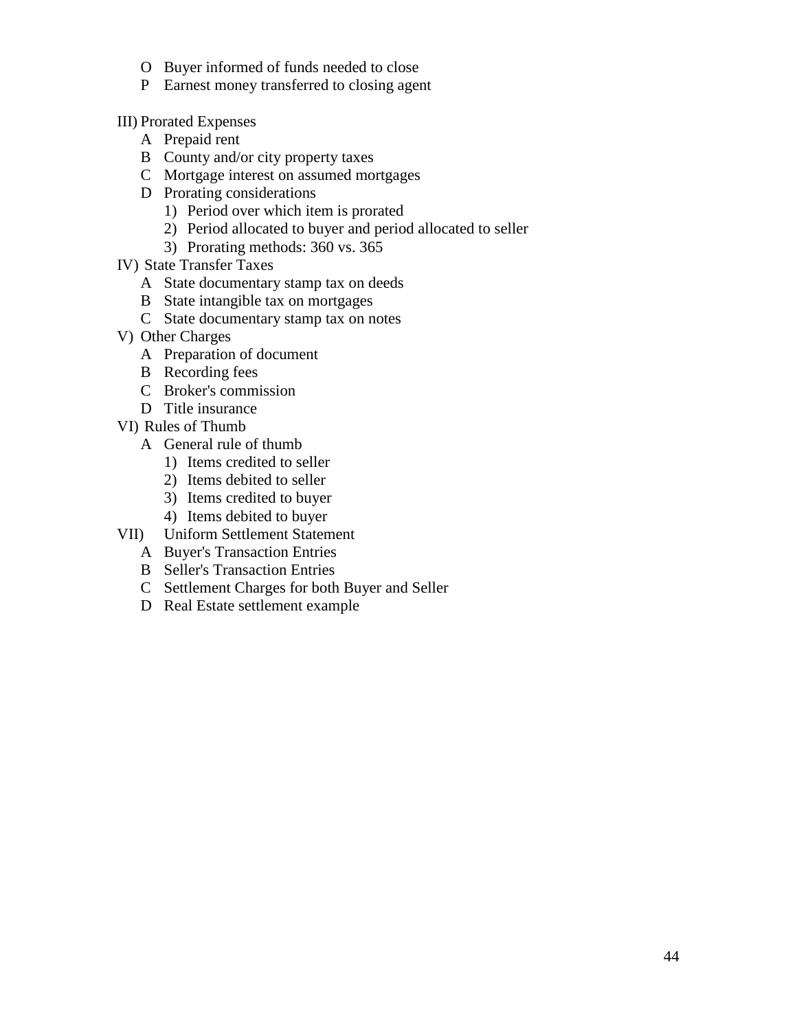- O Buyer informed of funds needed to close
- P Earnest money transferred to closing agent

III) Prorated Expenses

- A Prepaid rent
- B County and/or city property taxes
- C Mortgage interest on assumed mortgages
- D Prorating considerations
  - 1) Period over which item is prorated
  - 2) Period allocated to buyer and period allocated to seller
  - 3) Prorating methods: 360 vs. 365

IV) State Transfer Taxes

- A State documentary stamp tax on deeds
- B State intangible tax on mortgages
- C State documentary stamp tax on notes

V) Other Charges

- A Preparation of document
- B Recording fees
- C Broker's commission
- D Title insurance

VI) Rules of Thumb

- A General rule of thumb
  - 1) Items credited to seller
  - 2) Items debited to seller
  - 3) Items credited to buyer
  - 4) Items debited to buyer

VII) Uniform Settlement Statement

- A Buyer's Transaction Entries
- B Seller's Transaction Entries
- C Settlement Charges for both Buyer and Seller
- D Real Estate settlement example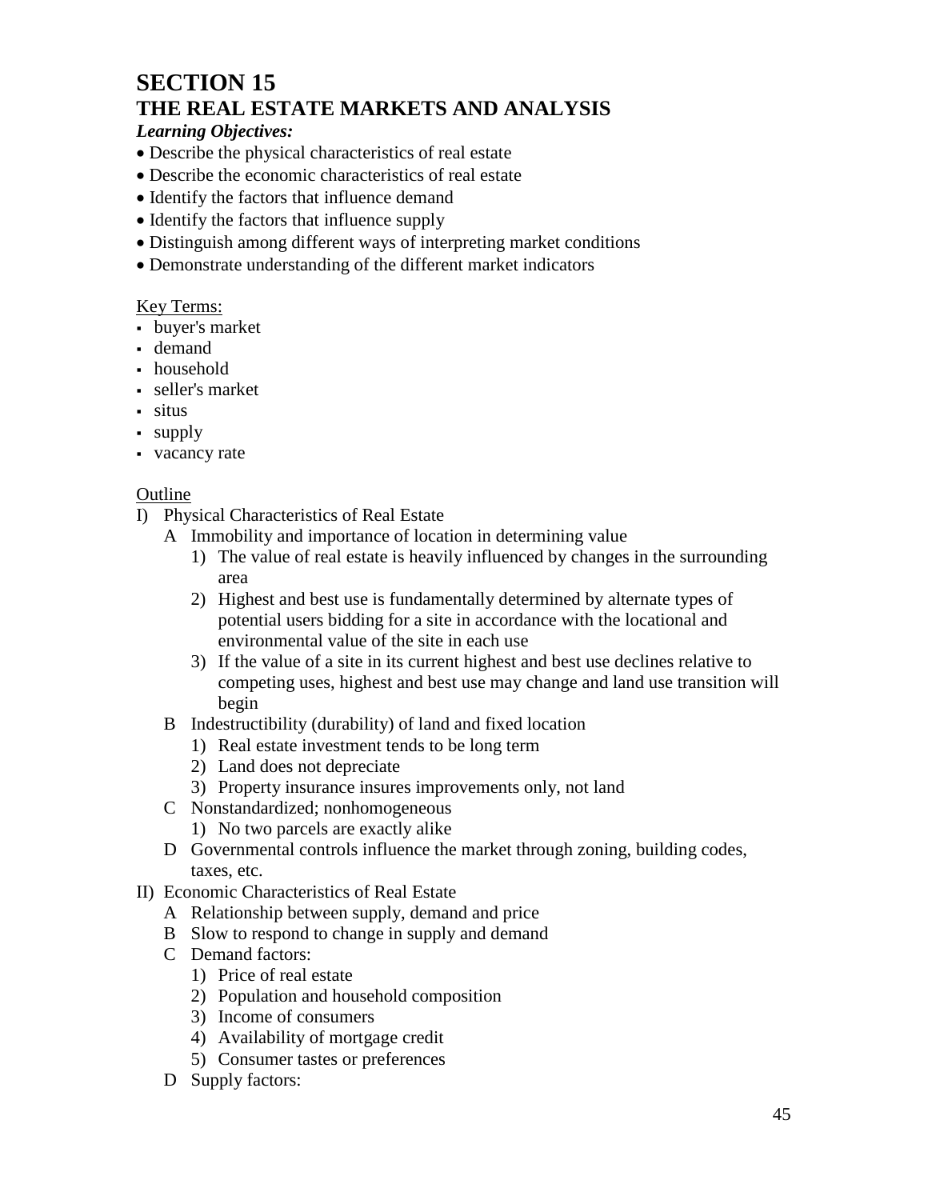# SECTION 15
# THE REAL ESTATE MARKETS AND ANALYSIS

***Learning Objectives:***

- Describe the physical characteristics of real estate
- Describe the economic characteristics of real estate
- Identify the factors that influence demand
- Identify the factors that influence supply
- Distinguish among different ways of interpreting market conditions
- Demonstrate understanding of the different market indicators

Key Terms:

- buyer's market
- demand
- household
- seller's market
- situs
- supply
- vacancy rate

Outline

I) Physical Characteristics of Real Estate
  - A Immobility and importance of location in determining value
    1) The value of real estate is heavily influenced by changes in the surrounding area
    2) Highest and best use is fundamentally determined by alternate types of potential users bidding for a site in accordance with the locational and environmental value of the site in each use
    3) If the value of a site in its current highest and best use declines relative to competing uses, highest and best use may change and land use transition will begin
  - B Indestructibility (durability) of land and fixed location
    1) Real estate investment tends to be long term
    2) Land does not depreciate
    3) Property insurance insures improvements only, not land
  - C Nonstandardized; nonhomogeneous
    1) No two parcels are exactly alike
  - D Governmental controls influence the market through zoning, building codes, taxes, etc.

II) Economic Characteristics of Real Estate
  - A Relationship between supply, demand and price
  - B Slow to respond to change in supply and demand
  - C Demand factors:
    1) Price of real estate
    2) Population and household composition
    3) Income of consumers
    4) Availability of mortgage credit
    5) Consumer tastes or preferences
  - D Supply factors: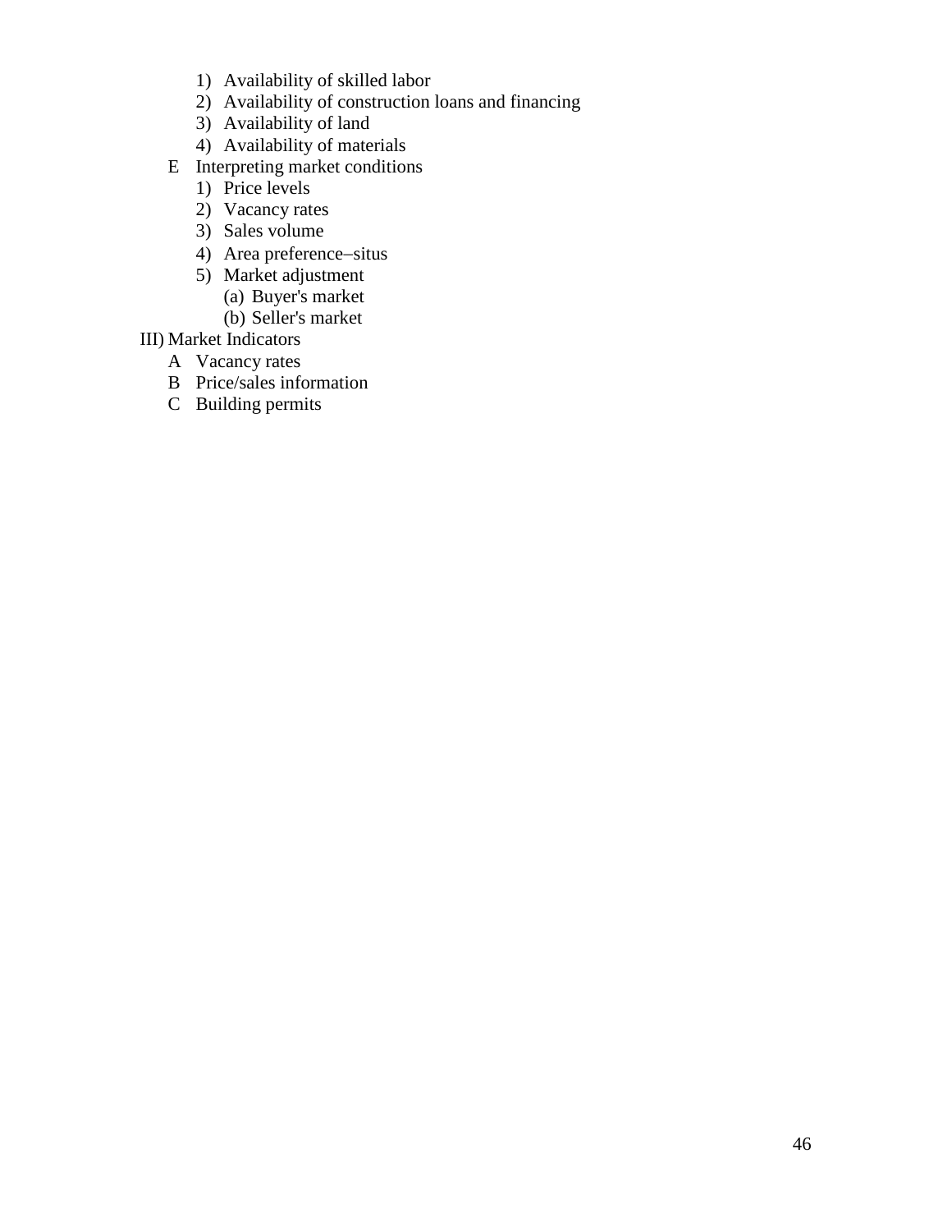1) Availability of skilled labor
      2) Availability of construction loans and financing
      3) Availability of land
      4) Availability of materials
   E  Interpreting market conditions
      1) Price levels
      2) Vacancy rates
      3) Sales volume
      4) Area preference–situs
      5) Market adjustment
         (a) Buyer's market
         (b) Seller's market

III) Market Indicators
   A  Vacancy rates
   B  Price/sales information
   C  Building permits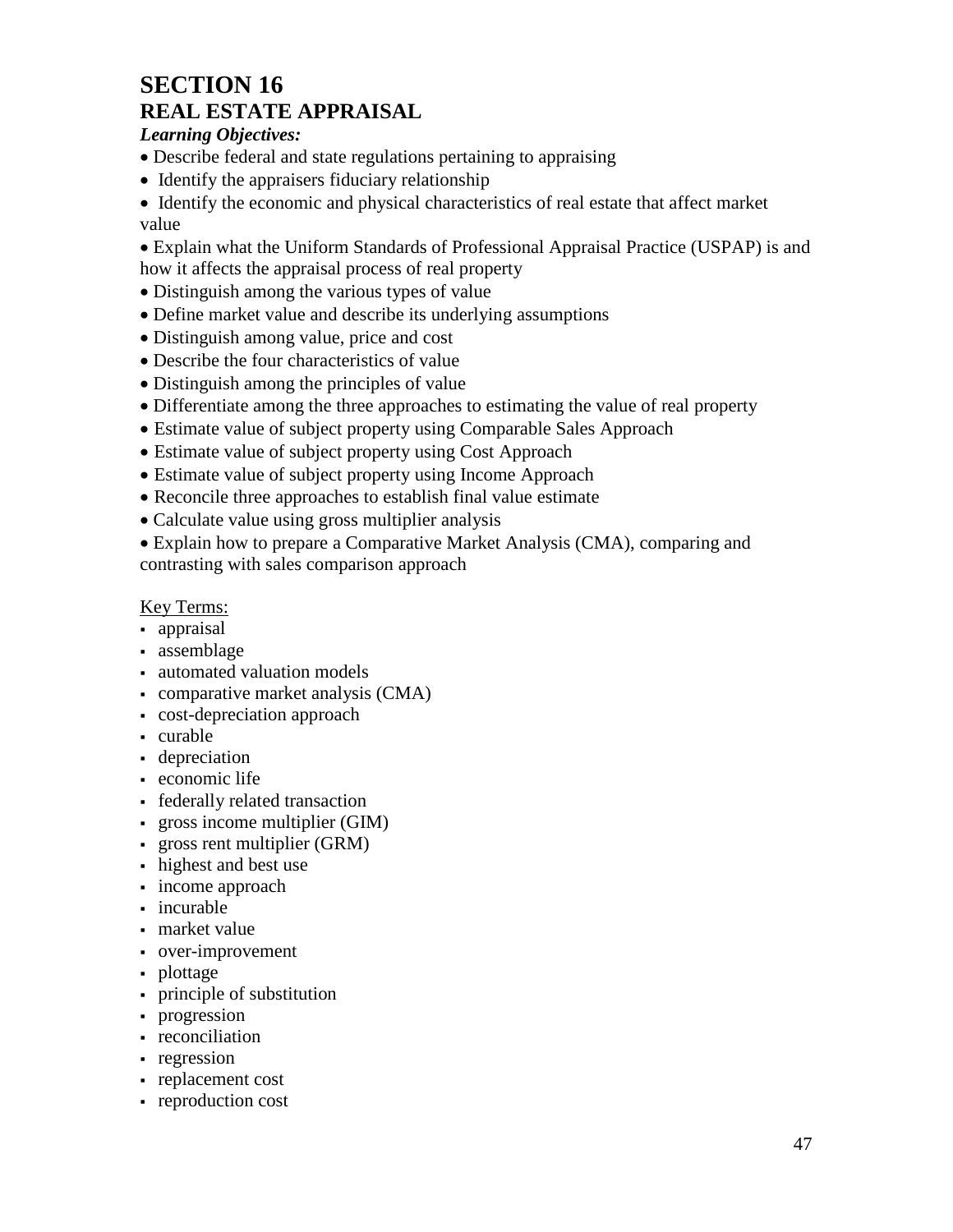# SECTION 16
## REAL ESTATE APPRAISAL

***Learning Objectives:***

- Describe federal and state regulations pertaining to appraising
- Identify the appraisers fiduciary relationship
- Identify the economic and physical characteristics of real estate that affect market value
- Explain what the Uniform Standards of Professional Appraisal Practice (USPAP) is and how it affects the appraisal process of real property
- Distinguish among the various types of value
- Define market value and describe its underlying assumptions
- Distinguish among value, price and cost
- Describe the four characteristics of value
- Distinguish among the principles of value
- Differentiate among the three approaches to estimating the value of real property
- Estimate value of subject property using Comparable Sales Approach
- Estimate value of subject property using Cost Approach
- Estimate value of subject property using Income Approach
- Reconcile three approaches to establish final value estimate
- Calculate value using gross multiplier analysis
- Explain how to prepare a Comparative Market Analysis (CMA), comparing and contrasting with sales comparison approach

Key Terms:

- appraisal
- assemblage
- automated valuation models
- comparative market analysis (CMA)
- cost-depreciation approach
- curable
- depreciation
- economic life
- federally related transaction
- gross income multiplier (GIM)
- gross rent multiplier (GRM)
- highest and best use
- income approach
- incurable
- market value
- over-improvement
- plottage
- principle of substitution
- progression
- reconciliation
- regression
- replacement cost
- reproduction cost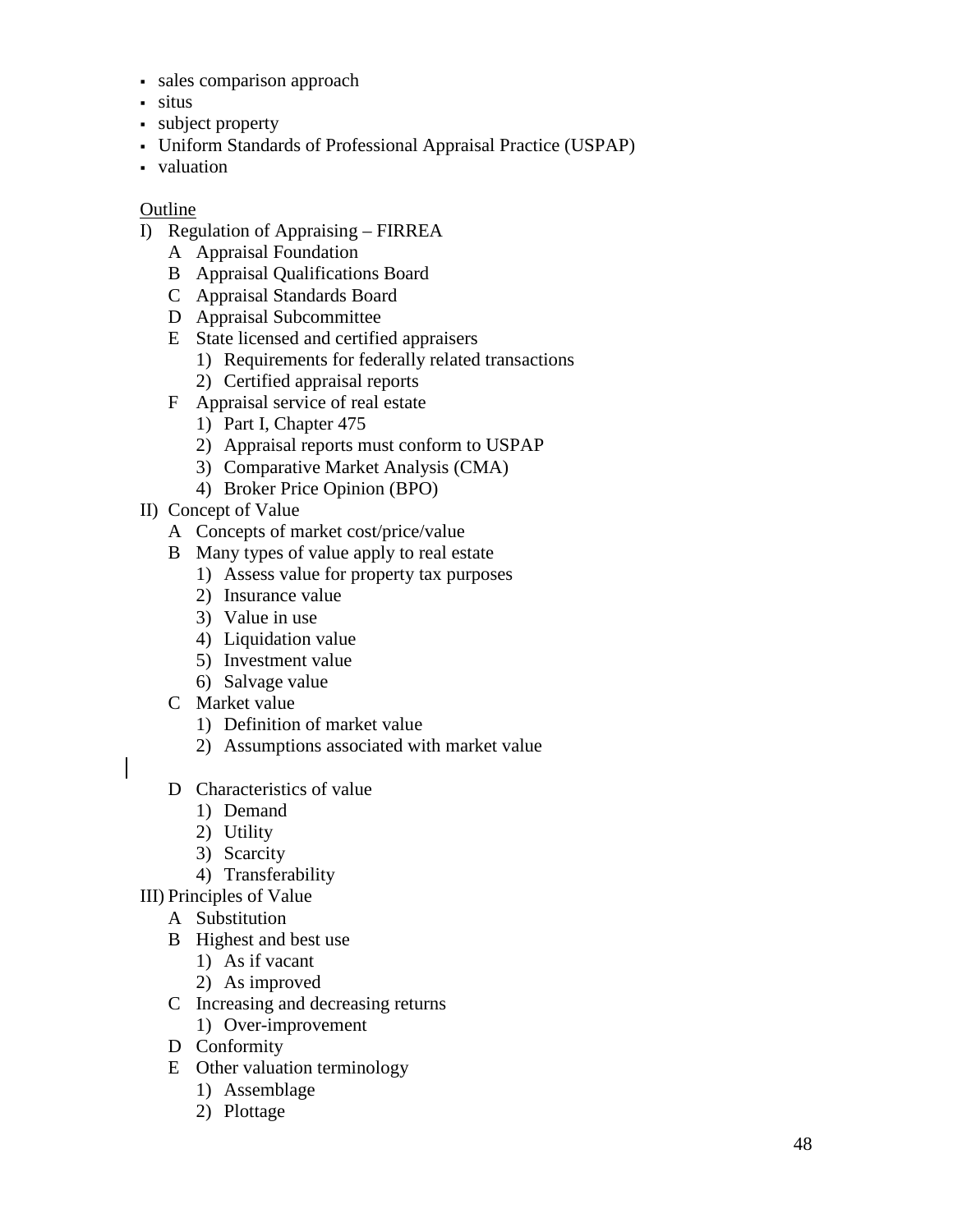- sales comparison approach
- situs
- subject property
- Uniform Standards of Professional Appraisal Practice (USPAP)
- valuation

Outline

- I) Regulation of Appraising – FIRREA
  - A Appraisal Foundation
  - B Appraisal Qualifications Board
  - C Appraisal Standards Board
  - D Appraisal Subcommittee
  - E State licensed and certified appraisers
    - 1) Requirements for federally related transactions
    - 2) Certified appraisal reports
  - F Appraisal service of real estate
    - 1) Part I, Chapter 475
    - 2) Appraisal reports must conform to USPAP
    - 3) Comparative Market Analysis (CMA)
    - 4) Broker Price Opinion (BPO)
- II) Concept of Value
  - A Concepts of market cost/price/value
  - B Many types of value apply to real estate
    - 1) Assess value for property tax purposes
    - 2) Insurance value
    - 3) Value in use
    - 4) Liquidation value
    - 5) Investment value
    - 6) Salvage value
  - C Market value
    - 1) Definition of market value
    - 2) Assumptions associated with market value
  - D Characteristics of value
    - 1) Demand
    - 2) Utility
    - 3) Scarcity
    - 4) Transferability
- III) Principles of Value
  - A Substitution
  - B Highest and best use
    - 1) As if vacant
    - 2) As improved
  - C Increasing and decreasing returns
    - 1) Over-improvement
  - D Conformity
  - E Other valuation terminology
    - 1) Assemblage
    - 2) Plottage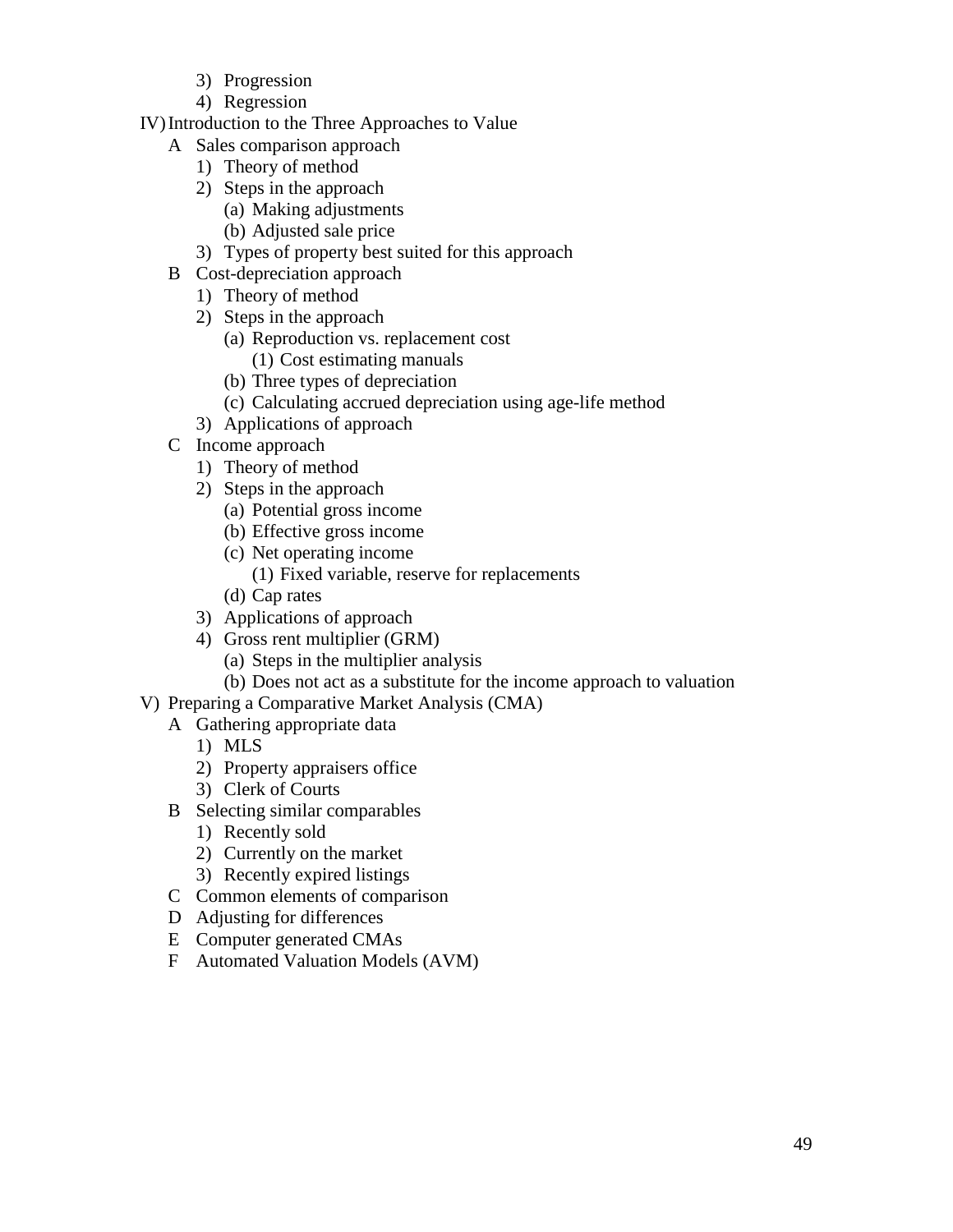3) Progression
   4) Regression

IV) Introduction to the Three Approaches to Value
- A Sales comparison approach
  - 1) Theory of method
  - 2) Steps in the approach
    - (a) Making adjustments
    - (b) Adjusted sale price
  - 3) Types of property best suited for this approach
- B Cost-depreciation approach
  - 1) Theory of method
  - 2) Steps in the approach
    - (a) Reproduction vs. replacement cost
      - (1) Cost estimating manuals
    - (b) Three types of depreciation
    - (c) Calculating accrued depreciation using age-life method
  - 3) Applications of approach
- C Income approach
  - 1) Theory of method
  - 2) Steps in the approach
    - (a) Potential gross income
    - (b) Effective gross income
    - (c) Net operating income
      - (1) Fixed variable, reserve for replacements
    - (d) Cap rates
  - 3) Applications of approach
  - 4) Gross rent multiplier (GRM)
    - (a) Steps in the multiplier analysis
    - (b) Does not act as a substitute for the income approach to valuation

V) Preparing a Comparative Market Analysis (CMA)
- A Gathering appropriate data
  - 1) MLS
  - 2) Property appraisers office
  - 3) Clerk of Courts
- B Selecting similar comparables
  - 1) Recently sold
  - 2) Currently on the market
  - 3) Recently expired listings
- C Common elements of comparison
- D Adjusting for differences
- E Computer generated CMAs
- F Automated Valuation Models (AVM)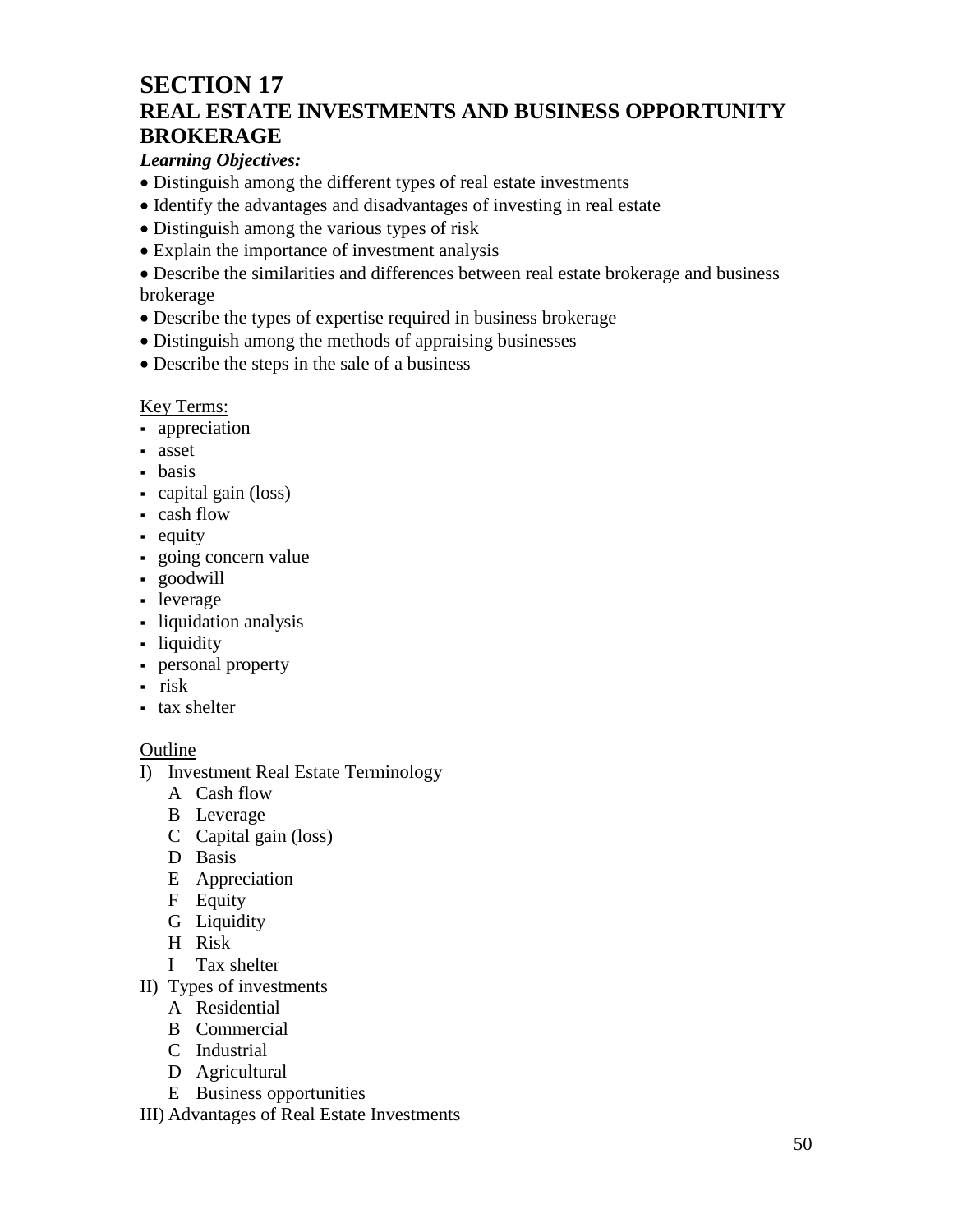# SECTION 17
# REAL ESTATE INVESTMENTS AND BUSINESS OPPORTUNITY BROKERAGE

***Learning Objectives:***

- Distinguish among the different types of real estate investments
- Identify the advantages and disadvantages of investing in real estate
- Distinguish among the various types of risk
- Explain the importance of investment analysis
- Describe the similarities and differences between real estate brokerage and business brokerage
- Describe the types of expertise required in business brokerage
- Distinguish among the methods of appraising businesses
- Describe the steps in the sale of a business

<u>Key Terms:</u>

- appreciation
- asset
- basis
- capital gain (loss)
- cash flow
- equity
- going concern value
- goodwill
- leverage
- liquidation analysis
- liquidity
- personal property
- risk
- tax shelter

<u>Outline</u>

I) Investment Real Estate Terminology
   - A Cash flow
   - B Leverage
   - C Capital gain (loss)
   - D Basis
   - E Appreciation
   - F Equity
   - G Liquidity
   - H Risk
   - I Tax shelter

II) Types of investments
   - A Residential
   - B Commercial
   - C Industrial
   - D Agricultural
   - E Business opportunities

III) Advantages of Real Estate Investments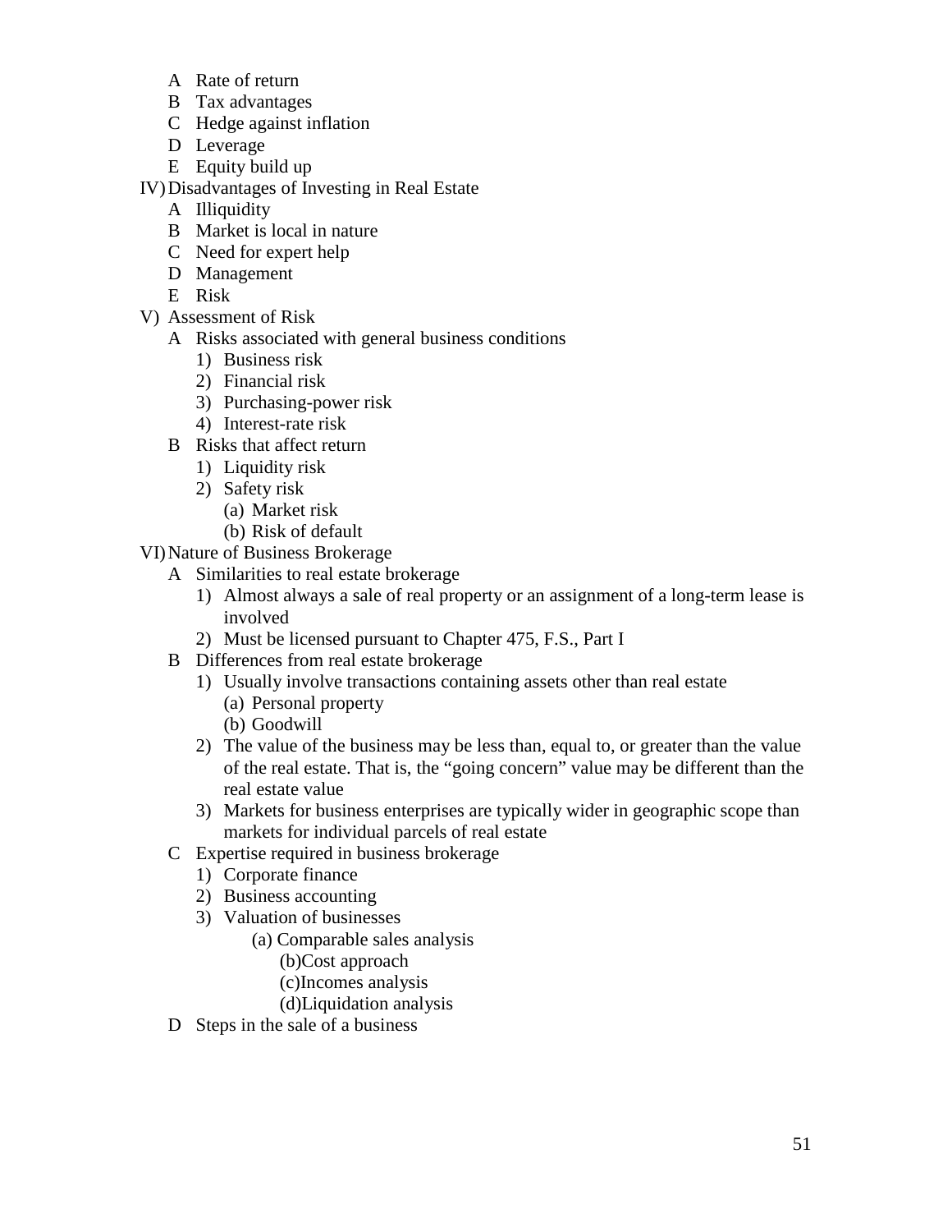- A Rate of return
- B Tax advantages
- C Hedge against inflation
- D Leverage
- E Equity build up

IV) Disadvantages of Investing in Real Estate

- A Illiquidity
- B Market is local in nature
- C Need for expert help
- D Management
- E Risk

V) Assessment of Risk

- A Risks associated with general business conditions
  1) Business risk
  2) Financial risk
  3) Purchasing-power risk
  4) Interest-rate risk
- B Risks that affect return
  1) Liquidity risk
  2) Safety risk
     - (a) Market risk
     - (b) Risk of default

VI) Nature of Business Brokerage

- A Similarities to real estate brokerage
  1) Almost always a sale of real property or an assignment of a long-term lease is involved
  2) Must be licensed pursuant to Chapter 475, F.S., Part I
- B Differences from real estate brokerage
  1) Usually involve transactions containing assets other than real estate
     - (a) Personal property
     - (b) Goodwill
  2) The value of the business may be less than, equal to, or greater than the value of the real estate. That is, the "going concern" value may be different than the real estate value
  3) Markets for business enterprises are typically wider in geographic scope than markets for individual parcels of real estate
- C Expertise required in business brokerage
  1) Corporate finance
  2) Business accounting
  3) Valuation of businesses
     - (a) Comparable sales analysis
     - (b) Cost approach
     - (c) Incomes analysis
     - (d) Liquidation analysis
- D Steps in the sale of a business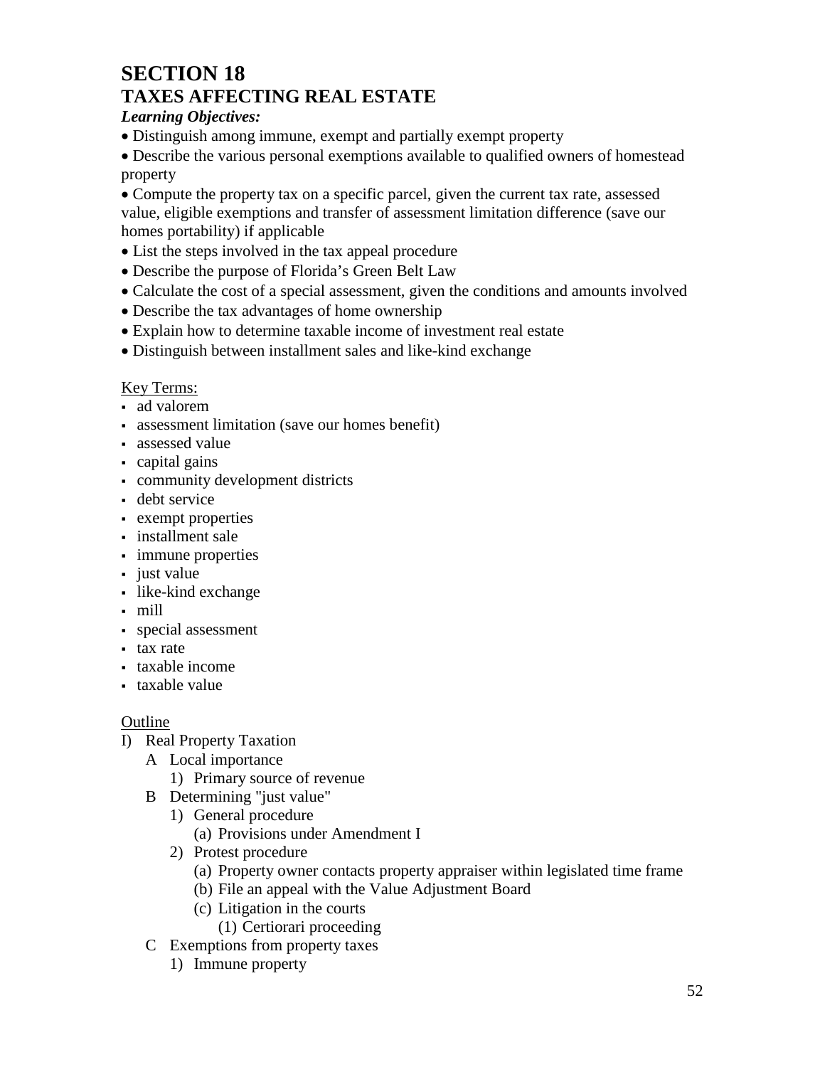# SECTION 18

## TAXES AFFECTING REAL ESTATE

***Learning Objectives:***

- Distinguish among immune, exempt and partially exempt property
- Describe the various personal exemptions available to qualified owners of homestead property
- Compute the property tax on a specific parcel, given the current tax rate, assessed value, eligible exemptions and transfer of assessment limitation difference (save our homes portability) if applicable
- List the steps involved in the tax appeal procedure
- Describe the purpose of Florida's Green Belt Law
- Calculate the cost of a special assessment, given the conditions and amounts involved
- Describe the tax advantages of home ownership
- Explain how to determine taxable income of investment real estate
- Distinguish between installment sales and like-kind exchange

<u>Key Terms:</u>

- ad valorem
- assessment limitation (save our homes benefit)
- assessed value
- capital gains
- community development districts
- debt service
- exempt properties
- installment sale
- immune properties
- just value
- like-kind exchange
- mill
- special assessment
- tax rate
- taxable income
- taxable value

<u>Outline</u>

- I) Real Property Taxation
  - A Local importance
    - 1) Primary source of revenue
  - B Determining "just value"
    - 1) General procedure
      - (a) Provisions under Amendment I
    - 2) Protest procedure
      - (a) Property owner contacts property appraiser within legislated time frame
      - (b) File an appeal with the Value Adjustment Board
      - (c) Litigation in the courts
        - (1) Certiorari proceeding
  - C Exemptions from property taxes
    - 1) Immune property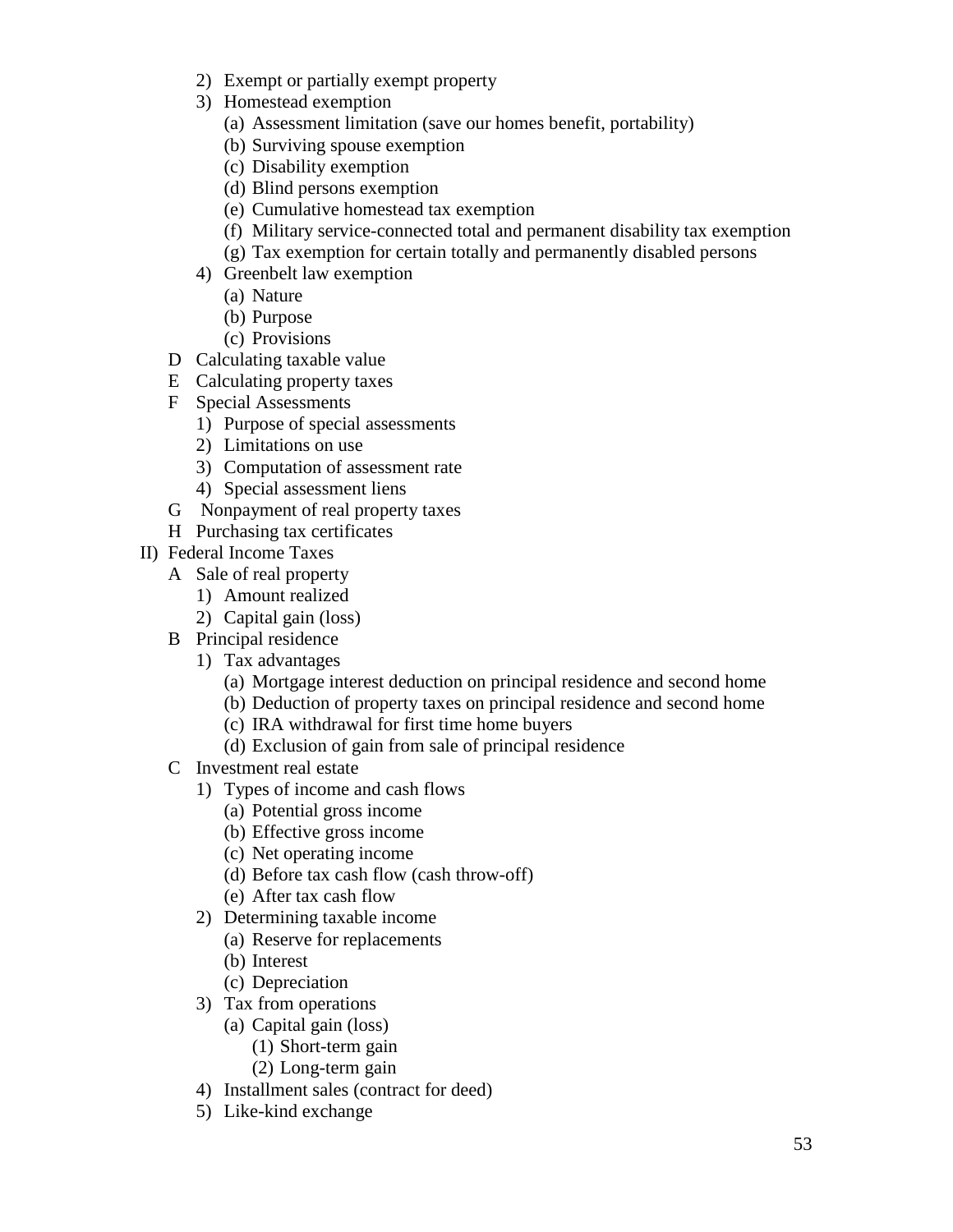2) Exempt or partially exempt property
3) Homestead exemption
    (a) Assessment limitation (save our homes benefit, portability)
    (b) Surviving spouse exemption
    (c) Disability exemption
    (d) Blind persons exemption
    (e) Cumulative homestead tax exemption
    (f) Military service-connected total and permanent disability tax exemption
    (g) Tax exemption for certain totally and permanently disabled persons
4) Greenbelt law exemption
    (a) Nature
    (b) Purpose
    (c) Provisions

D Calculating taxable value

E Calculating property taxes

F Special Assessments
1) Purpose of special assessments
2) Limitations on use
3) Computation of assessment rate
4) Special assessment liens

G Nonpayment of real property taxes

H Purchasing tax certificates

II) Federal Income Taxes

A Sale of real property
1) Amount realized
2) Capital gain (loss)

B Principal residence
1) Tax advantages
    (a) Mortgage interest deduction on principal residence and second home
    (b) Deduction of property taxes on principal residence and second home
    (c) IRA withdrawal for first time home buyers
    (d) Exclusion of gain from sale of principal residence

C Investment real estate
1) Types of income and cash flows
    (a) Potential gross income
    (b) Effective gross income
    (c) Net operating income
    (d) Before tax cash flow (cash throw-off)
    (e) After tax cash flow
2) Determining taxable income
    (a) Reserve for replacements
    (b) Interest
    (c) Depreciation
3) Tax from operations
    (a) Capital gain (loss)
        (1) Short-term gain
        (2) Long-term gain
4) Installment sales (contract for deed)
5) Like-kind exchange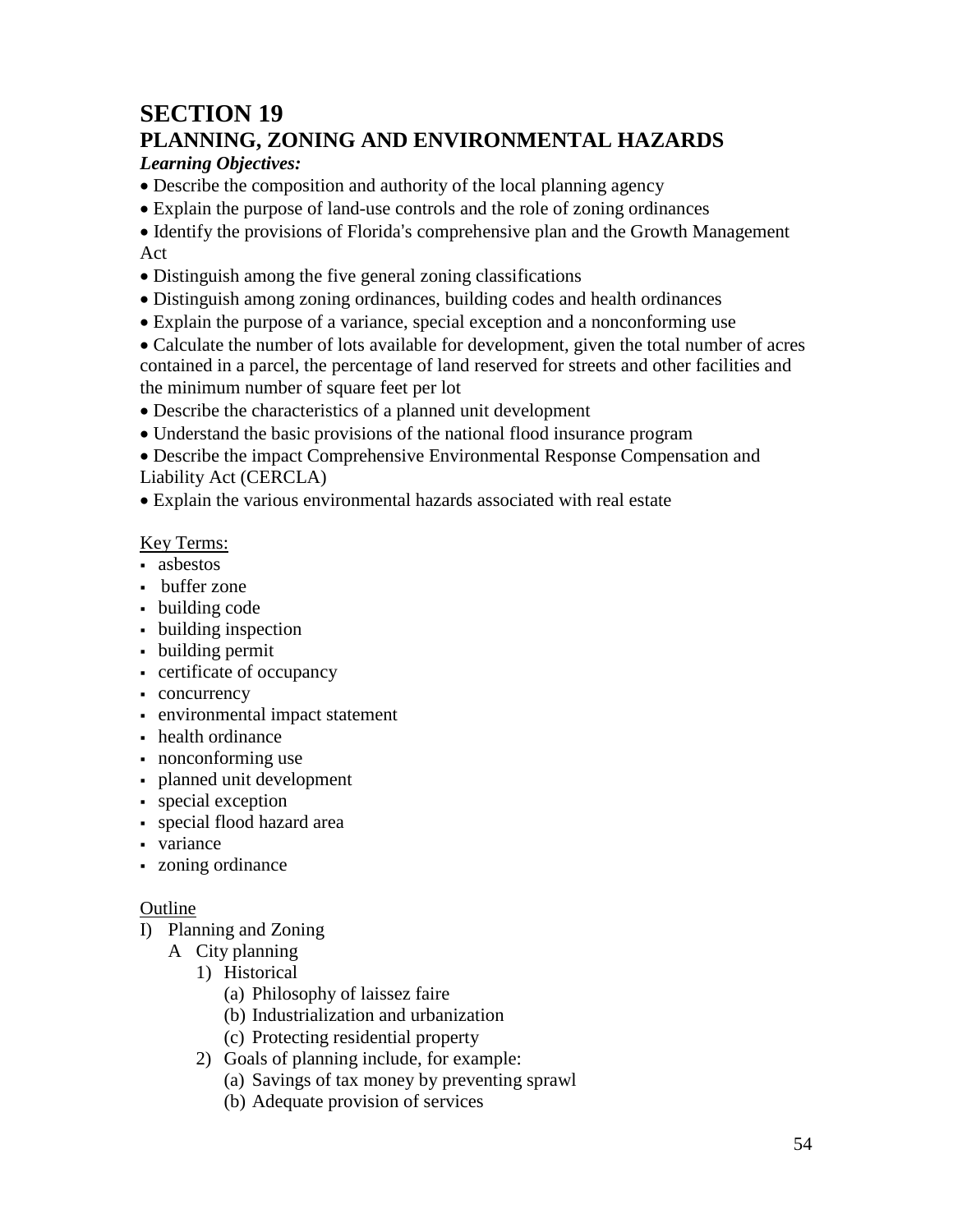# SECTION 19
# PLANNING, ZONING AND ENVIRONMENTAL HAZARDS

***Learning Objectives:***

- Describe the composition and authority of the local planning agency
- Explain the purpose of land-use controls and the role of zoning ordinances
- Identify the provisions of Florida's comprehensive plan and the Growth Management Act
- Distinguish among the five general zoning classifications
- Distinguish among zoning ordinances, building codes and health ordinances
- Explain the purpose of a variance, special exception and a nonconforming use
- Calculate the number of lots available for development, given the total number of acres contained in a parcel, the percentage of land reserved for streets and other facilities and the minimum number of square feet per lot
- Describe the characteristics of a planned unit development
- Understand the basic provisions of the national flood insurance program
- Describe the impact Comprehensive Environmental Response Compensation and Liability Act (CERCLA)
- Explain the various environmental hazards associated with real estate

Key Terms:

- asbestos
- buffer zone
- building code
- building inspection
- building permit
- certificate of occupancy
- concurrency
- environmental impact statement
- health ordinance
- nonconforming use
- planned unit development
- special exception
- special flood hazard area
- variance
- zoning ordinance

Outline

I) Planning and Zoning
   A City planning
      1) Historical
         (a) Philosophy of laissez faire
         (b) Industrialization and urbanization
         (c) Protecting residential property
      2) Goals of planning include, for example:
         (a) Savings of tax money by preventing sprawl
         (b) Adequate provision of services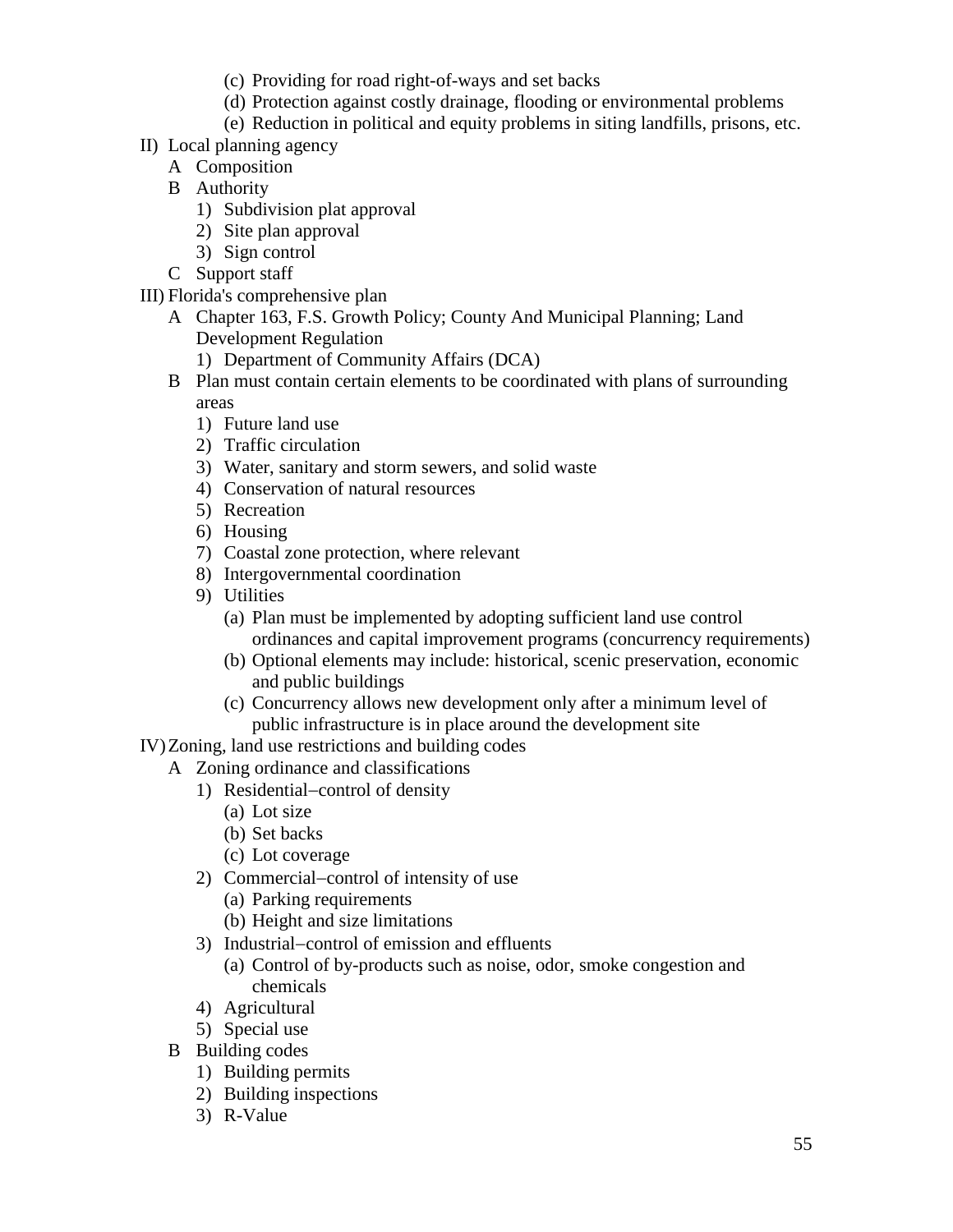- (c) Providing for road right-of-ways and set backs
- (d) Protection against costly drainage, flooding or environmental problems
- (e) Reduction in political and equity problems in siting landfills, prisons, etc.

II) Local planning agency

- A Composition
- B Authority
  - 1) Subdivision plat approval
  - 2) Site plan approval
  - 3) Sign control
- C Support staff

III) Florida's comprehensive plan

- A Chapter 163, F.S. Growth Policy; County And Municipal Planning; Land Development Regulation
  - 1) Department of Community Affairs (DCA)
- B Plan must contain certain elements to be coordinated with plans of surrounding areas
  - 1) Future land use
  - 2) Traffic circulation
  - 3) Water, sanitary and storm sewers, and solid waste
  - 4) Conservation of natural resources
  - 5) Recreation
  - 6) Housing
  - 7) Coastal zone protection, where relevant
  - 8) Intergovernmental coordination
  - 9) Utilities
    - (a) Plan must be implemented by adopting sufficient land use control ordinances and capital improvement programs (concurrency requirements)
    - (b) Optional elements may include: historical, scenic preservation, economic and public buildings
    - (c) Concurrency allows new development only after a minimum level of public infrastructure is in place around the development site

IV) Zoning, land use restrictions and building codes

- A Zoning ordinance and classifications
  - 1) Residential−control of density
    - (a) Lot size
    - (b) Set backs
    - (c) Lot coverage
  - 2) Commercial−control of intensity of use
    - (a) Parking requirements
    - (b) Height and size limitations
  - 3) Industrial−control of emission and effluents
    - (a) Control of by-products such as noise, odor, smoke congestion and chemicals
  - 4) Agricultural
  - 5) Special use
- B Building codes
  - 1) Building permits
  - 2) Building inspections
  - 3) R-Value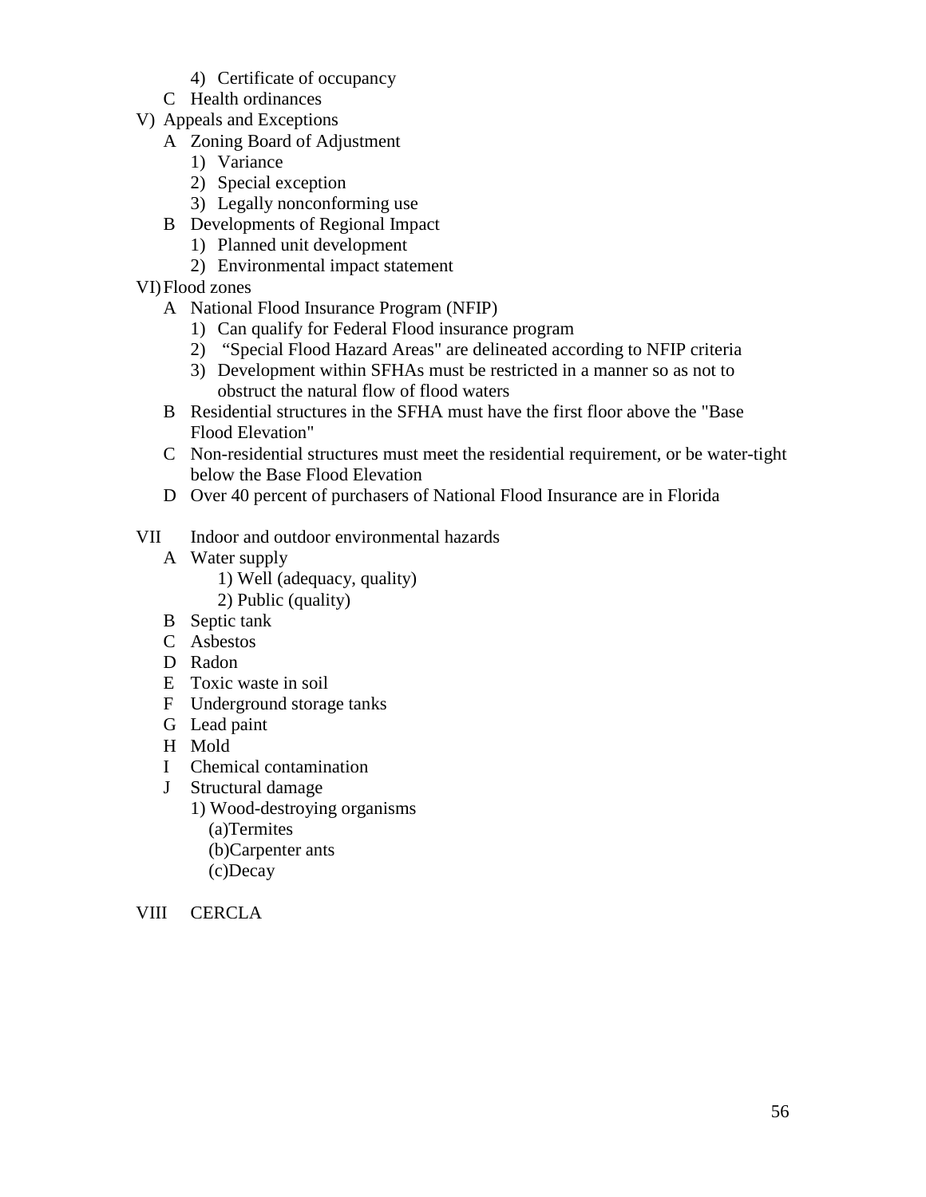4) Certificate of occupancy
  C Health ordinances

V) Appeals and Exceptions
  A Zoning Board of Adjustment
    1) Variance
    2) Special exception
    3) Legally nonconforming use
  B Developments of Regional Impact
    1) Planned unit development
    2) Environmental impact statement

VI) Flood zones
  A National Flood Insurance Program (NFIP)
    1) Can qualify for Federal Flood insurance program
    2) "Special Flood Hazard Areas" are delineated according to NFIP criteria
    3) Development within SFHAs must be restricted in a manner so as not to obstruct the natural flow of flood waters
  B Residential structures in the SFHA must have the first floor above the "Base Flood Elevation"
  C Non-residential structures must meet the residential requirement, or be water-tight below the Base Flood Elevation
  D Over 40 percent of purchasers of National Flood Insurance are in Florida

VII Indoor and outdoor environmental hazards
  A Water supply
    1) Well (adequacy, quality)
    2) Public (quality)
  B Septic tank
  C Asbestos
  D Radon
  E Toxic waste in soil
  F Underground storage tanks
  G Lead paint
  H Mold
  I Chemical contamination
  J Structural damage
    1) Wood-destroying organisms
      (a)Termites
      (b)Carpenter ants
      (c)Decay

VIII CERCLA